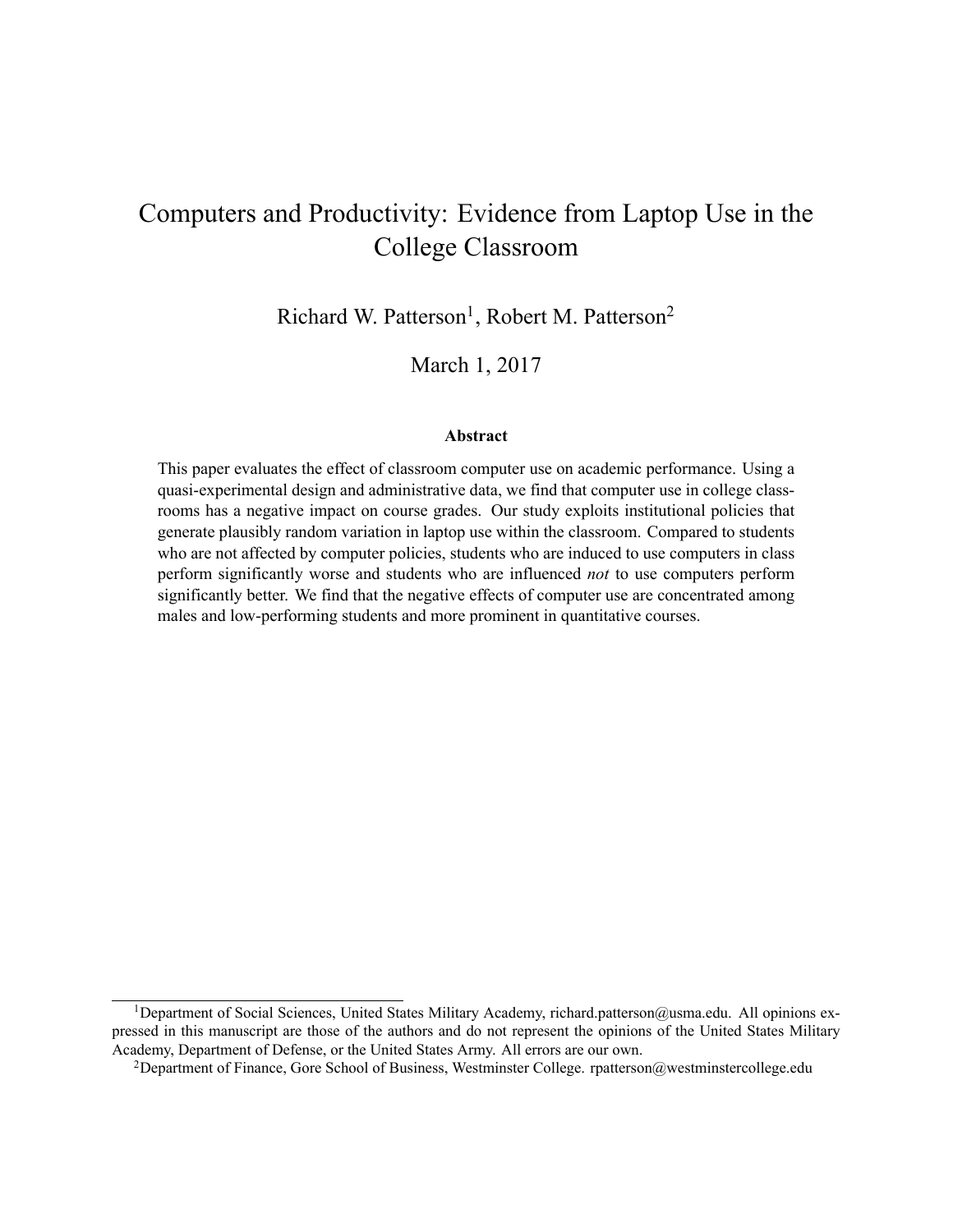# Computers and Productivity: Evidence from Laptop Use in the College Classroom

Richard W. Patterson[1], Robert M. Patterson[2]

March 1, 2017

### Abstract

This paper evaluates the effect of classroom computer use on academic performance. Using a quasi-experimental design and administrative data, we find that computer use in college classrooms has a negative impact on course grades. Our study exploits institutional policies that generate plausibly random variation in laptop use within the classroom. Compared to students who are not affected by computer policies, students who are induced to use computers in class perform significantly worse and students who are influenced *not* to use computers perform significantly better. We find that the negative effects of computer use are concentrated among males and low-performing students and more prominent in quantitative courses.

[1]Department of Social Sciences, United States Military Academy, richard.patterson@usma.edu. All opinions expressed in this manuscript are those of the authors and do not represent the opinions of the United States Military Academy, Department of Defense, or the United States Army. All errors are our own.

[2]Department of Finance, Gore School of Business, Westminster College. rpatterson@westminstercollege.edu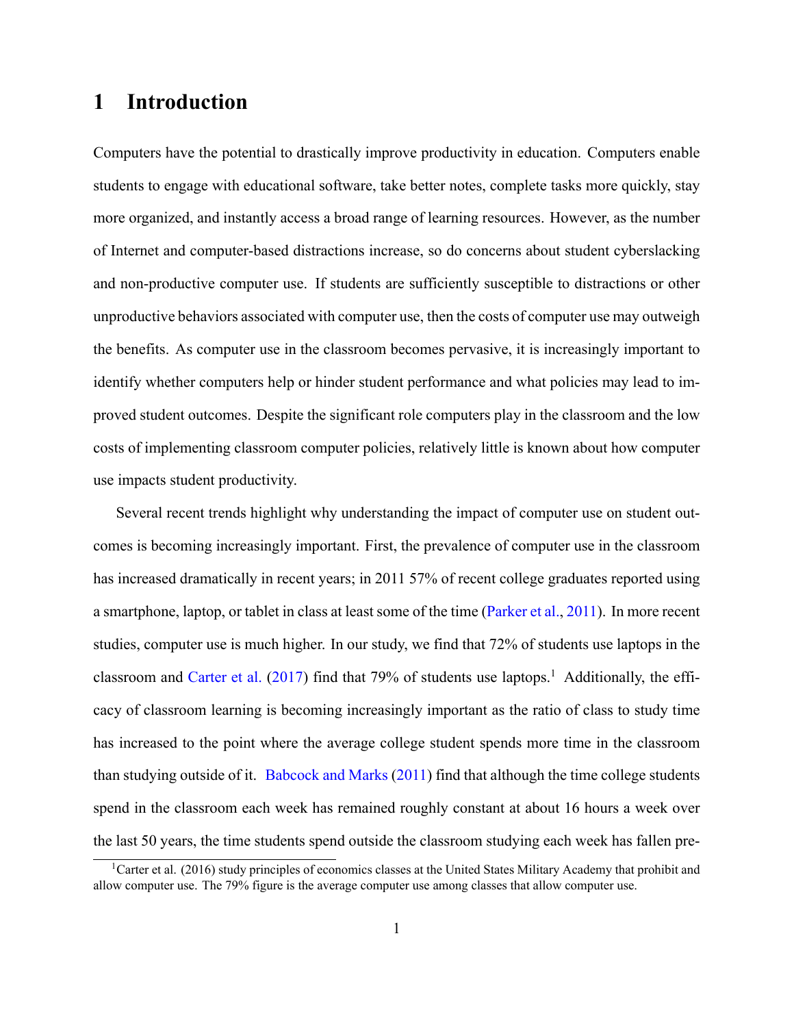# 1 Introduction

Computers have the potential to drastically improve productivity in education. Computers enable students to engage with educational software, take better notes, complete tasks more quickly, stay more organized, and instantly access a broad range of learning resources. However, as the number of Internet and computer-based distractions increase, so do concerns about student cyberslacking and non-productive computer use. If students are sufficiently susceptible to distractions or other unproductive behaviors associated with computer use, then the costs of computer use may outweigh the benefits. As computer use in the classroom becomes pervasive, it is increasingly important to identify whether computers help or hinder student performance and what policies may lead to improved student outcomes. Despite the significant role computers play in the classroom and the low costs of implementing classroom computer policies, relatively little is known about how computer use impacts student productivity.

Several recent trends highlight why understanding the impact of computer use on student outcomes is becoming increasingly important. First, the prevalence of computer use in the classroom has increased dramatically in recent years; in 2011 57% of recent college graduates reported using a smartphone, laptop, or tablet in class at least some of the time (Parker et al., 2011). In more recent studies, computer use is much higher. In our study, we find that 72% of students use laptops in the classroom and Carter et al. (2017) find that 79% of students use laptops.[1] Additionally, the efficacy of classroom learning is becoming increasingly important as the ratio of class to study time has increased to the point where the average college student spends more time in the classroom than studying outside of it. Babcock and Marks (2011) find that although the time college students spend in the classroom each week has remained roughly constant at about 16 hours a week over the last 50 years, the time students spend outside the classroom studying each week has fallen pre-

[1] Carter et al. (2016) study principles of economics classes at the United States Military Academy that prohibit and allow computer use. The 79% figure is the average computer use among classes that allow computer use.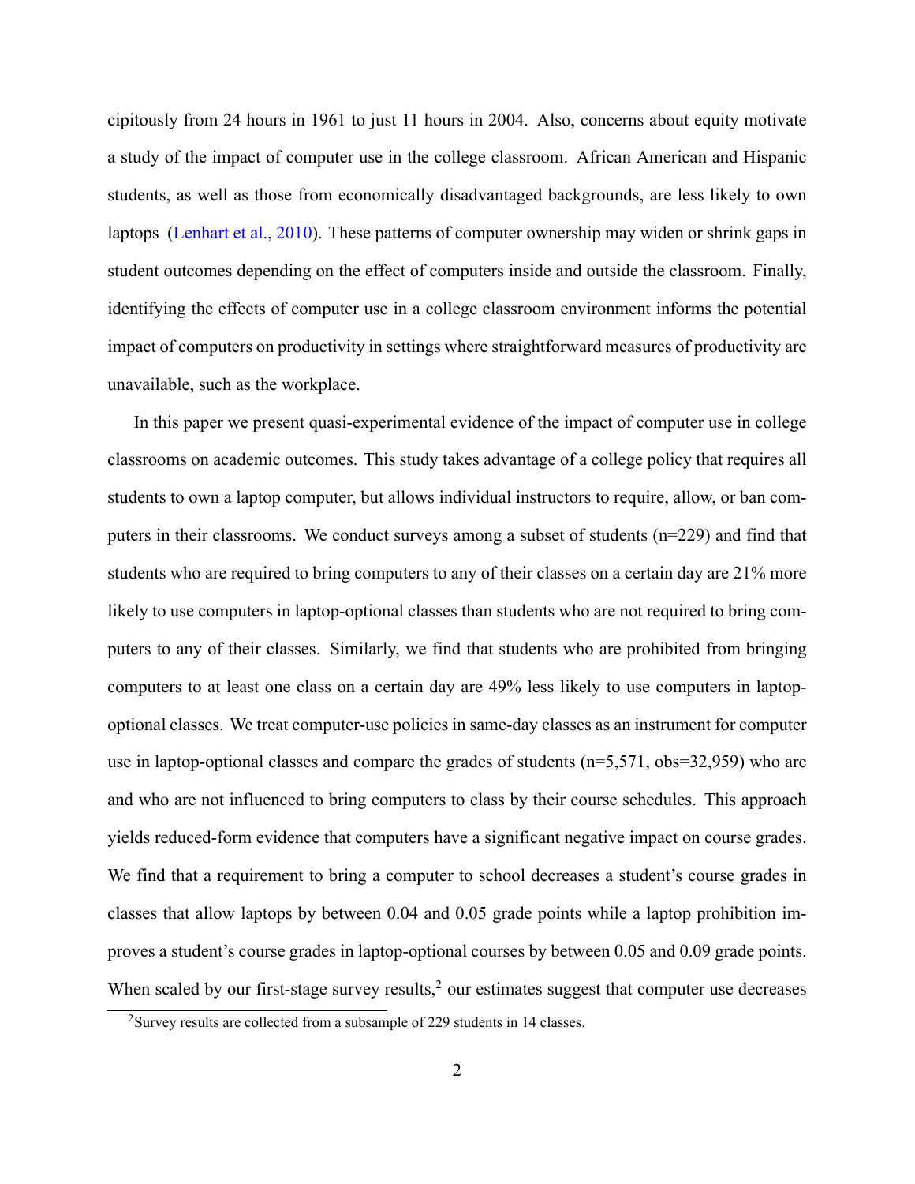cipitously from 24 hours in 1961 to just 11 hours in 2004. Also, concerns about equity motivate a study of the impact of computer use in the college classroom. African American and Hispanic students, as well as those from economically disadvantaged backgrounds, are less likely to own laptops (Lenhart et al., 2010). These patterns of computer ownership may widen or shrink gaps in student outcomes depending on the effect of computers inside and outside the classroom. Finally, identifying the effects of computer use in a college classroom environment informs the potential impact of computers on productivity in settings where straightforward measures of productivity are unavailable, such as the workplace.

In this paper we present quasi-experimental evidence of the impact of computer use in college classrooms on academic outcomes. This study takes advantage of a college policy that requires all students to own a laptop computer, but allows individual instructors to require, allow, or ban computers in their classrooms. We conduct surveys among a subset of students (n=229) and find that students who are required to bring computers to any of their classes on a certain day are 21% more likely to use computers in laptop-optional classes than students who are not required to bring computers to any of their classes. Similarly, we find that students who are prohibited from bringing computers to at least one class on a certain day are 49% less likely to use computers in laptop-optional classes. We treat computer-use policies in same-day classes as an instrument for computer use in laptop-optional classes and compare the grades of students (n=5,571, obs=32,959) who are and who are not influenced to bring computers to class by their course schedules. This approach yields reduced-form evidence that computers have a significant negative impact on course grades. We find that a requirement to bring a computer to school decreases a student's course grades in classes that allow laptops by between 0.04 and 0.05 grade points while a laptop prohibition improves a student's course grades in laptop-optional courses by between 0.05 and 0.09 grade points. When scaled by our first-stage survey results,[2] our estimates suggest that computer use decreases

[2] Survey results are collected from a subsample of 229 students in 14 classes.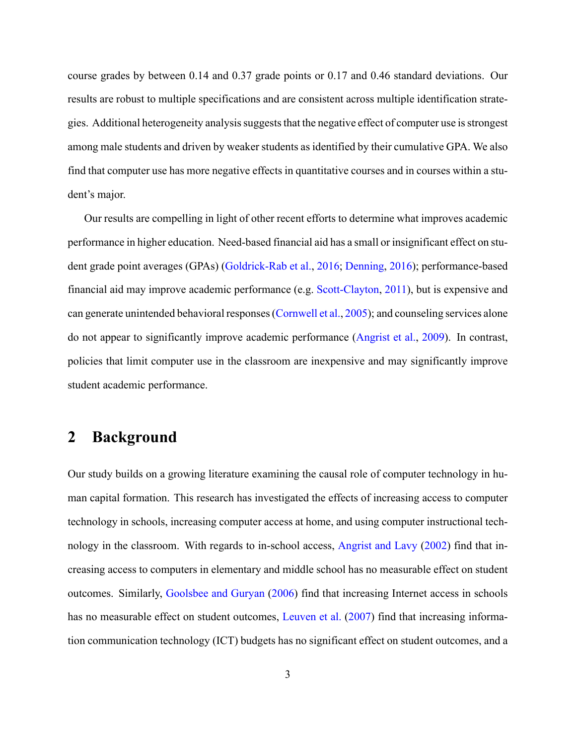course grades by between 0.14 and 0.37 grade points or 0.17 and 0.46 standard deviations. Our results are robust to multiple specifications and are consistent across multiple identification strategies. Additional heterogeneity analysis suggests that the negative effect of computer use is strongest among male students and driven by weaker students as identified by their cumulative GPA. We also find that computer use has more negative effects in quantitative courses and in courses within a student's major.

Our results are compelling in light of other recent efforts to determine what improves academic performance in higher education. Need-based financial aid has a small or insignificant effect on student grade point averages (GPAs) (Goldrick-Rab et al., 2016; Denning, 2016); performance-based financial aid may improve academic performance (e.g. Scott-Clayton, 2011), but is expensive and can generate unintended behavioral responses (Cornwell et al., 2005); and counseling services alone do not appear to significantly improve academic performance (Angrist et al., 2009). In contrast, policies that limit computer use in the classroom are inexpensive and may significantly improve student academic performance.

## 2 Background

Our study builds on a growing literature examining the causal role of computer technology in human capital formation. This research has investigated the effects of increasing access to computer technology in schools, increasing computer access at home, and using computer instructional technology in the classroom. With regards to in-school access, Angrist and Lavy (2002) find that increasing access to computers in elementary and middle school has no measurable effect on student outcomes. Similarly, Goolsbee and Guryan (2006) find that increasing Internet access in schools has no measurable effect on student outcomes, Leuven et al. (2007) find that increasing information communication technology (ICT) budgets has no significant effect on student outcomes, and a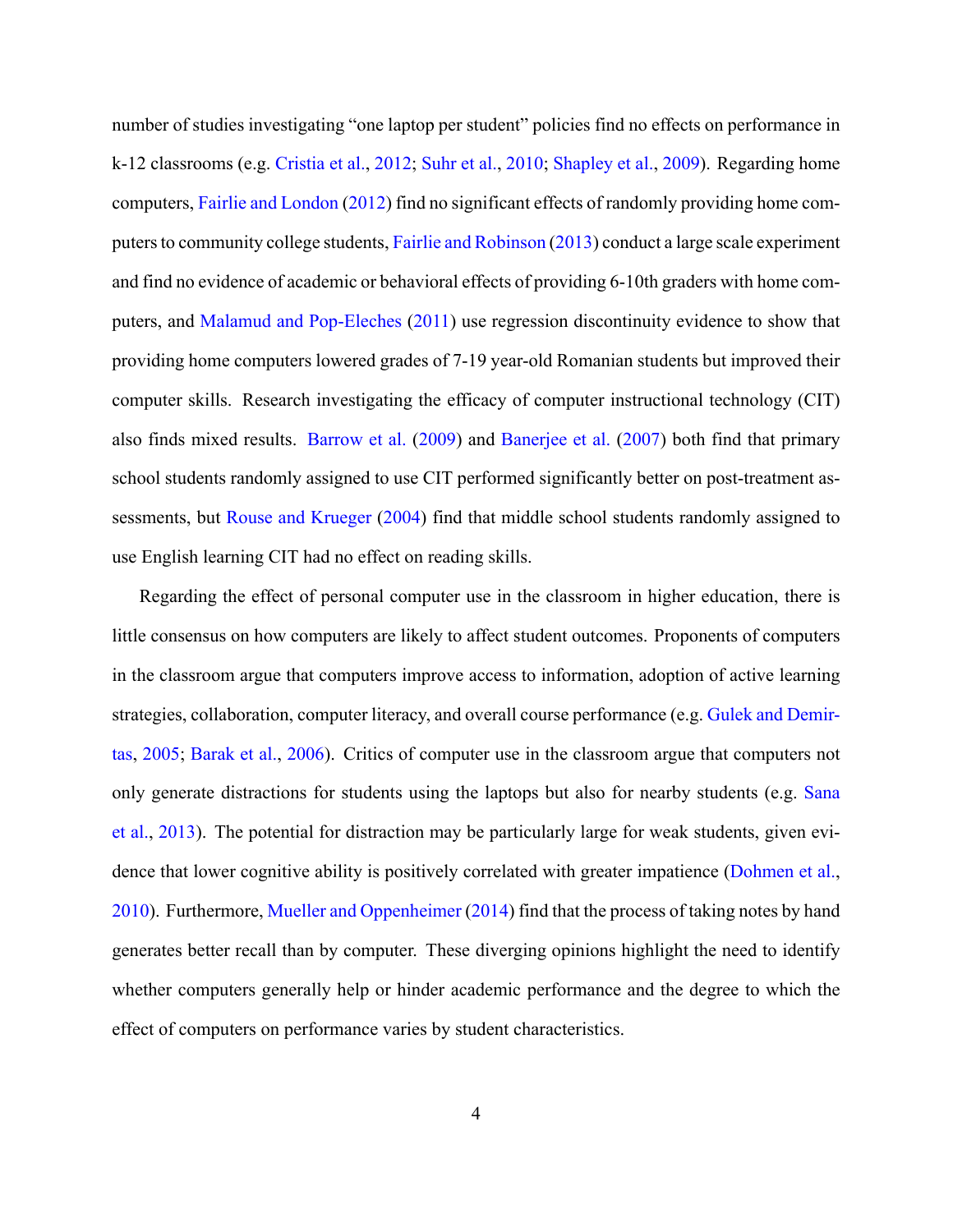number of studies investigating "one laptop per student" policies find no effects on performance in k-12 classrooms (e.g. Cristia et al., 2012; Suhr et al., 2010; Shapley et al., 2009). Regarding home computers, Fairlie and London (2012) find no significant effects of randomly providing home computers to community college students, Fairlie and Robinson (2013) conduct a large scale experiment and find no evidence of academic or behavioral effects of providing 6-10th graders with home computers, and Malamud and Pop-Eleches (2011) use regression discontinuity evidence to show that providing home computers lowered grades of 7-19 year-old Romanian students but improved their computer skills. Research investigating the efficacy of computer instructional technology (CIT) also finds mixed results. Barrow et al. (2009) and Banerjee et al. (2007) both find that primary school students randomly assigned to use CIT performed significantly better on post-treatment assessments, but Rouse and Krueger (2004) find that middle school students randomly assigned to use English learning CIT had no effect on reading skills.

Regarding the effect of personal computer use in the classroom in higher education, there is little consensus on how computers are likely to affect student outcomes. Proponents of computers in the classroom argue that computers improve access to information, adoption of active learning strategies, collaboration, computer literacy, and overall course performance (e.g. Gulek and Demirtas, 2005; Barak et al., 2006). Critics of computer use in the classroom argue that computers not only generate distractions for students using the laptops but also for nearby students (e.g. Sana et al., 2013). The potential for distraction may be particularly large for weak students, given evidence that lower cognitive ability is positively correlated with greater impatience (Dohmen et al., 2010). Furthermore, Mueller and Oppenheimer (2014) find that the process of taking notes by hand generates better recall than by computer. These diverging opinions highlight the need to identify whether computers generally help or hinder academic performance and the degree to which the effect of computers on performance varies by student characteristics.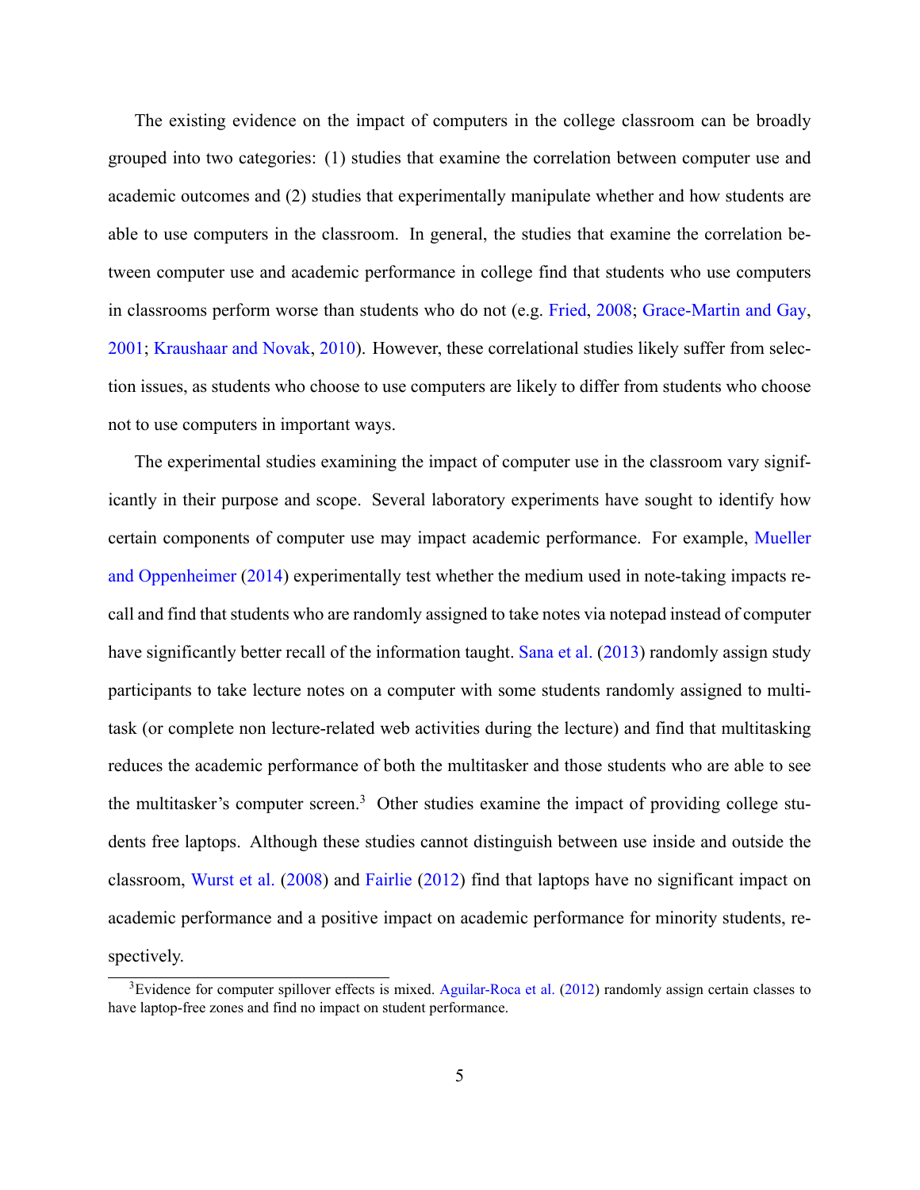The existing evidence on the impact of computers in the college classroom can be broadly grouped into two categories: (1) studies that examine the correlation between computer use and academic outcomes and (2) studies that experimentally manipulate whether and how students are able to use computers in the classroom. In general, the studies that examine the correlation between computer use and academic performance in college find that students who use computers in classrooms perform worse than students who do not (e.g. Fried, 2008; Grace-Martin and Gay, 2001; Kraushaar and Novak, 2010). However, these correlational studies likely suffer from selection issues, as students who choose to use computers are likely to differ from students who choose not to use computers in important ways.

The experimental studies examining the impact of computer use in the classroom vary significantly in their purpose and scope. Several laboratory experiments have sought to identify how certain components of computer use may impact academic performance. For example, Mueller and Oppenheimer (2014) experimentally test whether the medium used in note-taking impacts recall and find that students who are randomly assigned to take notes via notepad instead of computer have significantly better recall of the information taught. Sana et al. (2013) randomly assign study participants to take lecture notes on a computer with some students randomly assigned to multitask (or complete non lecture-related web activities during the lecture) and find that multitasking reduces the academic performance of both the multitasker and those students who are able to see the multitasker's computer screen.[3] Other studies examine the impact of providing college students free laptops. Although these studies cannot distinguish between use inside and outside the classroom, Wurst et al. (2008) and Fairlie (2012) find that laptops have no significant impact on academic performance and a positive impact on academic performance for minority students, respectively.

[3] Evidence for computer spillover effects is mixed. Aguilar-Roca et al. (2012) randomly assign certain classes to have laptop-free zones and find no impact on student performance.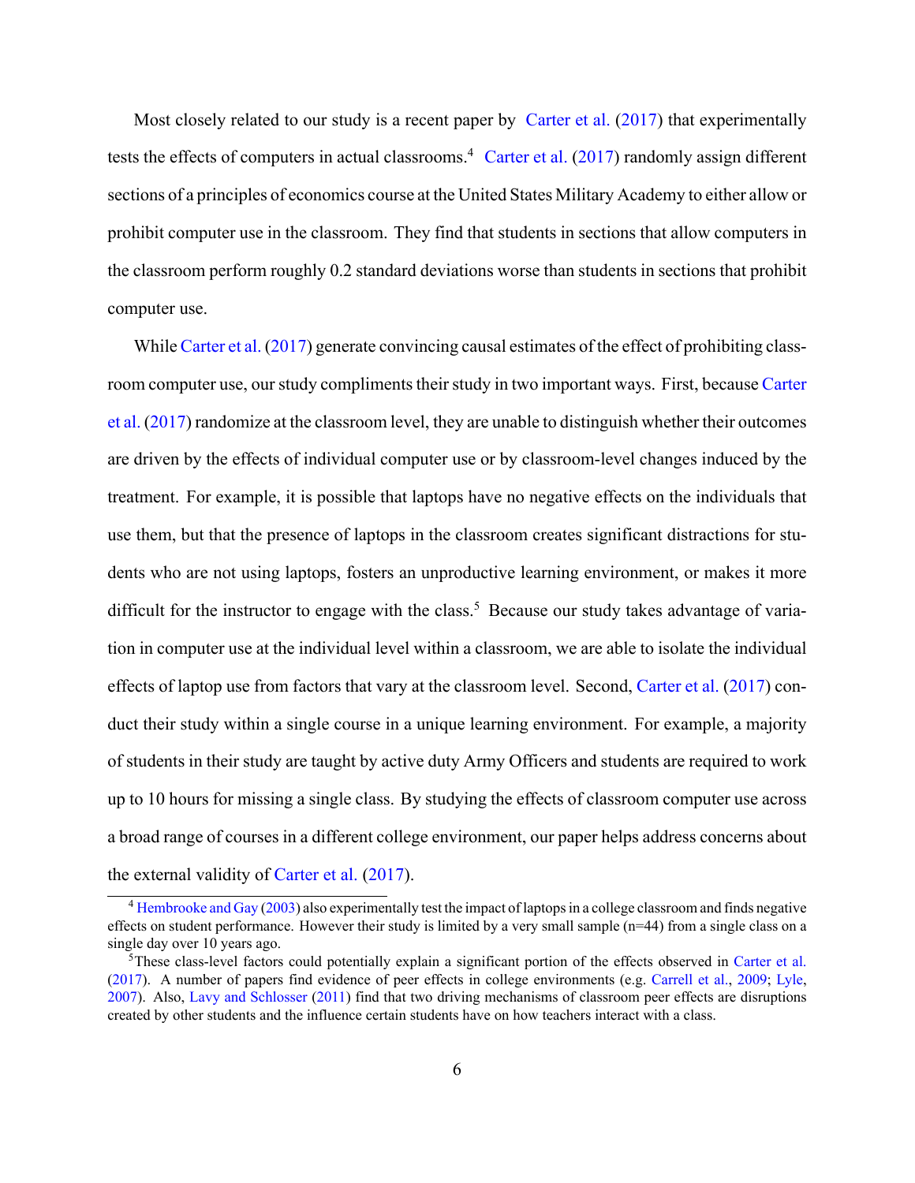Most closely related to our study is a recent paper by Carter et al. (2017) that experimentally tests the effects of computers in actual classrooms.[4] Carter et al. (2017) randomly assign different sections of a principles of economics course at the United States Military Academy to either allow or prohibit computer use in the classroom. They find that students in sections that allow computers in the classroom perform roughly 0.2 standard deviations worse than students in sections that prohibit computer use.

While Carter et al. (2017) generate convincing causal estimates of the effect of prohibiting classroom computer use, our study compliments their study in two important ways. First, because Carter et al. (2017) randomize at the classroom level, they are unable to distinguish whether their outcomes are driven by the effects of individual computer use or by classroom-level changes induced by the treatment. For example, it is possible that laptops have no negative effects on the individuals that use them, but that the presence of laptops in the classroom creates significant distractions for students who are not using laptops, fosters an unproductive learning environment, or makes it more difficult for the instructor to engage with the class.[5] Because our study takes advantage of variation in computer use at the individual level within a classroom, we are able to isolate the individual effects of laptop use from factors that vary at the classroom level. Second, Carter et al. (2017) conduct their study within a single course in a unique learning environment. For example, a majority of students in their study are taught by active duty Army Officers and students are required to work up to 10 hours for missing a single class. By studying the effects of classroom computer use across a broad range of courses in a different college environment, our paper helps address concerns about the external validity of Carter et al. (2017).

[4] Hembrooke and Gay (2003) also experimentally test the impact of laptops in a college classroom and finds negative effects on student performance. However their study is limited by a very small sample (n=44) from a single class on a single day over 10 years ago.

[5] These class-level factors could potentially explain a significant portion of the effects observed in Carter et al. (2017). A number of papers find evidence of peer effects in college environments (e.g. Carrell et al., 2009; Lyle, 2007). Also, Lavy and Schlosser (2011) find that two driving mechanisms of classroom peer effects are disruptions created by other students and the influence certain students have on how teachers interact with a class.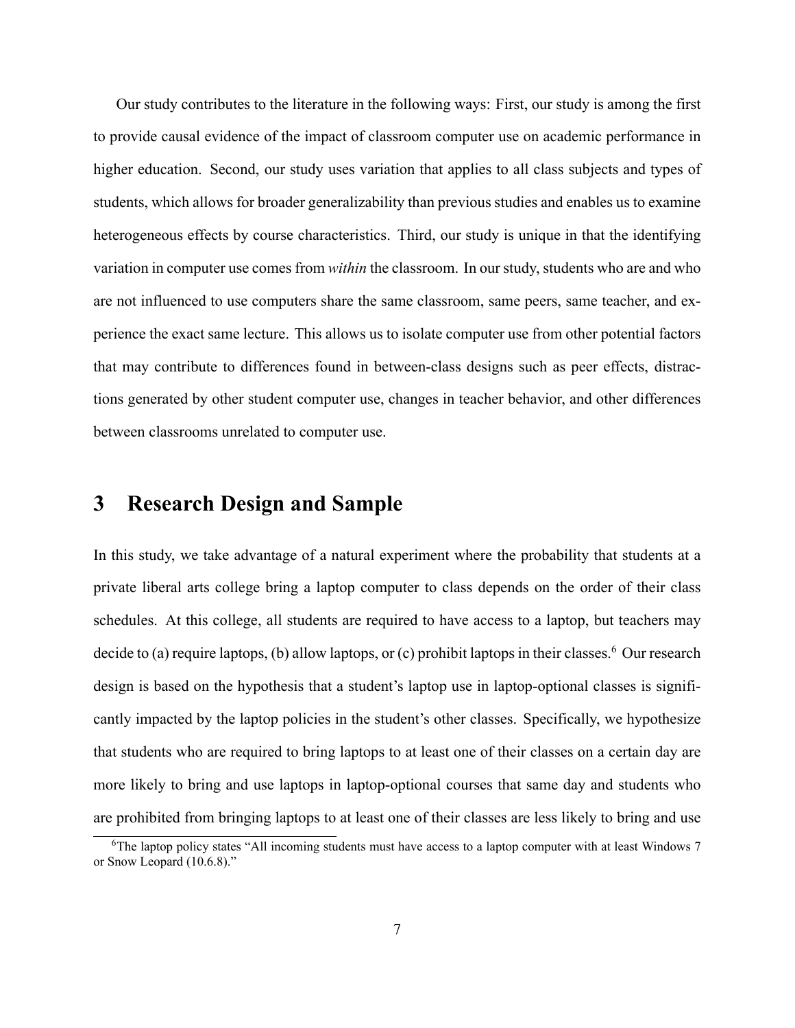Our study contributes to the literature in the following ways: First, our study is among the first to provide causal evidence of the impact of classroom computer use on academic performance in higher education. Second, our study uses variation that applies to all class subjects and types of students, which allows for broader generalizability than previous studies and enables us to examine heterogeneous effects by course characteristics. Third, our study is unique in that the identifying variation in computer use comes from *within* the classroom. In our study, students who are and who are not influenced to use computers share the same classroom, same peers, same teacher, and experience the exact same lecture. This allows us to isolate computer use from other potential factors that may contribute to differences found in between-class designs such as peer effects, distractions generated by other student computer use, changes in teacher behavior, and other differences between classrooms unrelated to computer use.

# 3 Research Design and Sample

In this study, we take advantage of a natural experiment where the probability that students at a private liberal arts college bring a laptop computer to class depends on the order of their class schedules. At this college, all students are required to have access to a laptop, but teachers may decide to (a) require laptops, (b) allow laptops, or (c) prohibit laptops in their classes.[6] Our research design is based on the hypothesis that a student's laptop use in laptop-optional classes is significantly impacted by the laptop policies in the student's other classes. Specifically, we hypothesize that students who are required to bring laptops to at least one of their classes on a certain day are more likely to bring and use laptops in laptop-optional courses that same day and students who are prohibited from bringing laptops to at least one of their classes are less likely to bring and use

[6] The laptop policy states "All incoming students must have access to a laptop computer with at least Windows 7 or Snow Leopard (10.6.8)."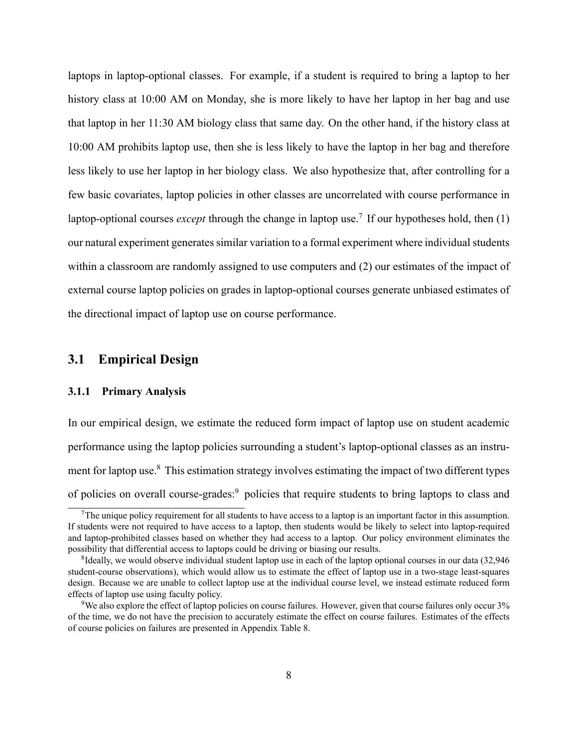laptops in laptop-optional classes. For example, if a student is required to bring a laptop to her history class at 10:00 AM on Monday, she is more likely to have her laptop in her bag and use that laptop in her 11:30 AM biology class that same day. On the other hand, if the history class at 10:00 AM prohibits laptop use, then she is less likely to have the laptop in her bag and therefore less likely to use her laptop in her biology class. We also hypothesize that, after controlling for a few basic covariates, laptop policies in other classes are uncorrelated with course performance in laptop-optional courses *except* through the change in laptop use.[7] If our hypotheses hold, then (1) our natural experiment generates similar variation to a formal experiment where individual students within a classroom are randomly assigned to use computers and (2) our estimates of the impact of external course laptop policies on grades in laptop-optional courses generate unbiased estimates of the directional impact of laptop use on course performance.

## 3.1 Empirical Design

### 3.1.1 Primary Analysis

In our empirical design, we estimate the reduced form impact of laptop use on student academic performance using the laptop policies surrounding a student's laptop-optional classes as an instrument for laptop use.[8] This estimation strategy involves estimating the impact of two different types of policies on overall course-grades:[9] policies that require students to bring laptops to class and

[7] The unique policy requirement for all students to have access to a laptop is an important factor in this assumption. If students were not required to have access to a laptop, then students would be likely to select into laptop-required and laptop-prohibited classes based on whether they had access to a laptop. Our policy environment eliminates the possibility that differential access to laptops could be driving or biasing our results.

[8] Ideally, we would observe individual student laptop use in each of the laptop optional courses in our data (32,946 student-course observations), which would allow us to estimate the effect of laptop use in a two-stage least-squares design. Because we are unable to collect laptop use at the individual course level, we instead estimate reduced form effects of laptop use using faculty policy.

[9] We also explore the effect of laptop policies on course failures. However, given that course failures only occur 3% of the time, we do not have the precision to accurately estimate the effect on course failures. Estimates of the effects of course policies on failures are presented in Appendix Table 8.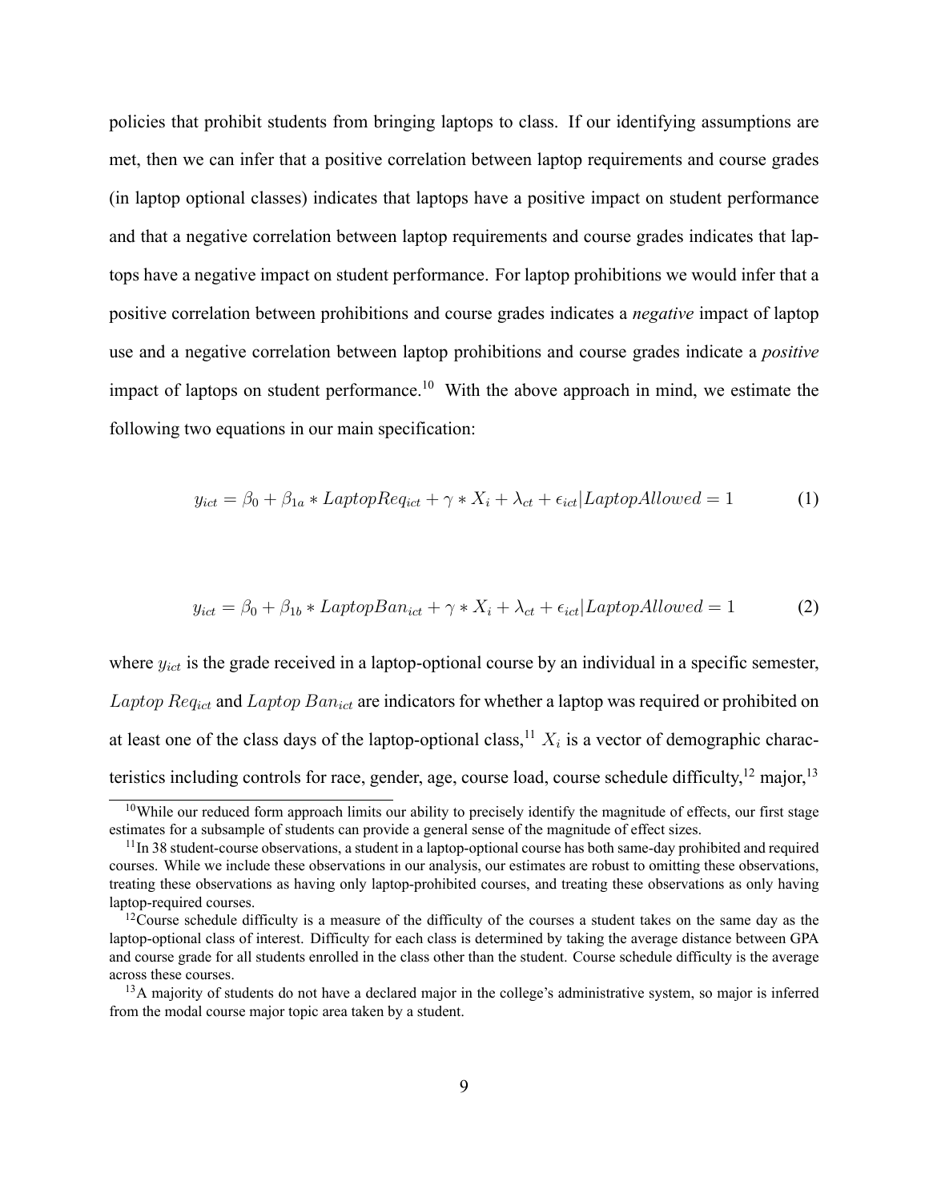policies that prohibit students from bringing laptops to class. If our identifying assumptions are met, then we can infer that a positive correlation between laptop requirements and course grades (in laptop optional classes) indicates that laptops have a positive impact on student performance and that a negative correlation between laptop requirements and course grades indicates that laptops have a negative impact on student performance. For laptop prohibitions we would infer that a positive correlation between prohibitions and course grades indicates a *negative* impact of laptop use and a negative correlation between laptop prohibitions and course grades indicate a *positive* impact of laptops on student performance.[10] With the above approach in mind, we estimate the following two equations in our main specification:

$$y_{ict} = \beta_0 + \beta_{1a} * LaptopReq_{ict} + \gamma * X_i + \lambda_{ct} + \epsilon_{ict} | LaptopAllowed = 1 \quad (1)$$

$$y_{ict} = \beta_0 + \beta_{1b} * LaptopBan_{ict} + \gamma * X_i + \lambda_{ct} + \epsilon_{ict} | LaptopAllowed = 1 \quad (2)$$

where $y_{ict}$ is the grade received in a laptop-optional course by an individual in a specific semester, $Laptop\ Req_{ict}$ and $Laptop\ Ban_{ict}$ are indicators for whether a laptop was required or prohibited on at least one of the class days of the laptop-optional class,[11] $X_i$ is a vector of demographic characteristics including controls for race, gender, age, course load, course schedule difficulty,[12] major,[13]

[10] While our reduced form approach limits our ability to precisely identify the magnitude of effects, our first stage estimates for a subsample of students can provide a general sense of the magnitude of effect sizes.

[11] In 38 student-course observations, a student in a laptop-optional course has both same-day prohibited and required courses. While we include these observations in our analysis, our estimates are robust to omitting these observations, treating these observations as having only laptop-prohibited courses, and treating these observations as only having laptop-required courses.

[12] Course schedule difficulty is a measure of the difficulty of the courses a student takes on the same day as the laptop-optional class of interest. Difficulty for each class is determined by taking the average distance between GPA and course grade for all students enrolled in the class other than the student. Course schedule difficulty is the average across these courses.

[13] A majority of students do not have a declared major in the college's administrative system, so major is inferred from the modal course major topic area taken by a student.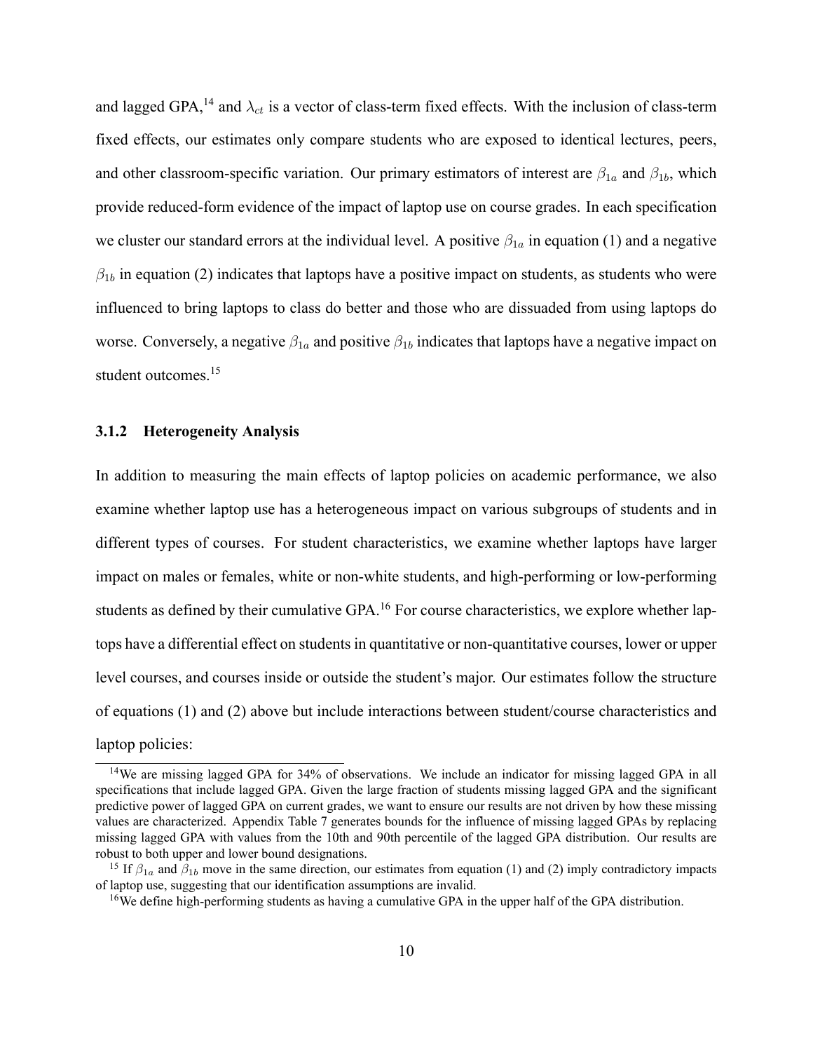and lagged GPA,[14] and $\lambda_{ct}$ is a vector of class-term fixed effects. With the inclusion of class-term fixed effects, our estimates only compare students who are exposed to identical lectures, peers, and other classroom-specific variation. Our primary estimators of interest are $\beta_{1a}$ and $\beta_{1b}$, which provide reduced-form evidence of the impact of laptop use on course grades. In each specification we cluster our standard errors at the individual level. A positive $\beta_{1a}$ in equation (1) and a negative $\beta_{1b}$ in equation (2) indicates that laptops have a positive impact on students, as students who were influenced to bring laptops to class do better and those who are dissuaded from using laptops do worse. Conversely, a negative $\beta_{1a}$ and positive $\beta_{1b}$ indicates that laptops have a negative impact on student outcomes.[15]

### 3.1.2 Heterogeneity Analysis

In addition to measuring the main effects of laptop policies on academic performance, we also examine whether laptop use has a heterogeneous impact on various subgroups of students and in different types of courses. For student characteristics, we examine whether laptops have larger impact on males or females, white or non-white students, and high-performing or low-performing students as defined by their cumulative GPA.[16] For course characteristics, we explore whether laptops have a differential effect on students in quantitative or non-quantitative courses, lower or upper level courses, and courses inside or outside the student's major. Our estimates follow the structure of equations (1) and (2) above but include interactions between student/course characteristics and laptop policies:

[14] We are missing lagged GPA for 34% of observations. We include an indicator for missing lagged GPA in all specifications that include lagged GPA. Given the large fraction of students missing lagged GPA and the significant predictive power of lagged GPA on current grades, we want to ensure our results are not driven by how these missing values are characterized. Appendix Table 7 generates bounds for the influence of missing lagged GPAs by replacing missing lagged GPA with values from the 10th and 90th percentile of the lagged GPA distribution. Our results are robust to both upper and lower bound designations.

[15] If $\beta_{1a}$ and $\beta_{1b}$ move in the same direction, our estimates from equation (1) and (2) imply contradictory impacts of laptop use, suggesting that our identification assumptions are invalid.

[16] We define high-performing students as having a cumulative GPA in the upper half of the GPA distribution.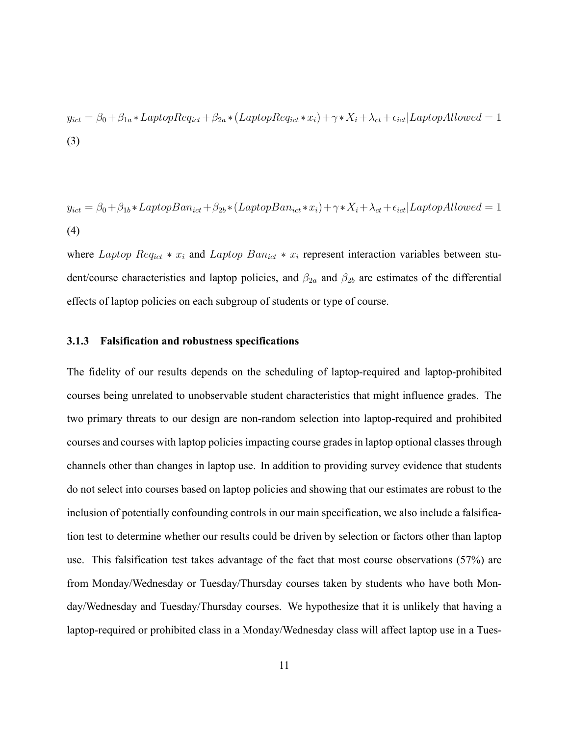$$y_{ict} = \beta_0 + \beta_{1a} * LaptopReq_{ict} + \beta_{2a} * (LaptopReq_{ict} * x_i) + \gamma * X_i + \lambda_{ct} + \epsilon_{ict} | LaptopAllowed = 1 \quad (3)$$

$$y_{ict} = \beta_0 + \beta_{1b} * LaptopBan_{ict} + \beta_{2b} * (LaptopBan_{ict} * x_i) + \gamma * X_i + \lambda_{ct} + \epsilon_{ict} | LaptopAllowed = 1 \quad (4)$$

where $Laptop\ Req_{ict} * x_i$ and $Laptop\ Ban_{ict} * x_i$ represent interaction variables between student/course characteristics and laptop policies, and $\beta_{2a}$ and $\beta_{2b}$ are estimates of the differential effects of laptop policies on each subgroup of students or type of course.

### 3.1.3 Falsification and robustness specifications

The fidelity of our results depends on the scheduling of laptop-required and laptop-prohibited courses being unrelated to unobservable student characteristics that might influence grades. The two primary threats to our design are non-random selection into laptop-required and prohibited courses and courses with laptop policies impacting course grades in laptop optional classes through channels other than changes in laptop use. In addition to providing survey evidence that students do not select into courses based on laptop policies and showing that our estimates are robust to the inclusion of potentially confounding controls in our main specification, we also include a falsification test to determine whether our results could be driven by selection or factors other than laptop use. This falsification test takes advantage of the fact that most course observations (57%) are from Monday/Wednesday or Tuesday/Thursday courses taken by students who have both Monday/Wednesday and Tuesday/Thursday courses. We hypothesize that it is unlikely that having a laptop-required or prohibited class in a Monday/Wednesday class will affect laptop use in a Tues-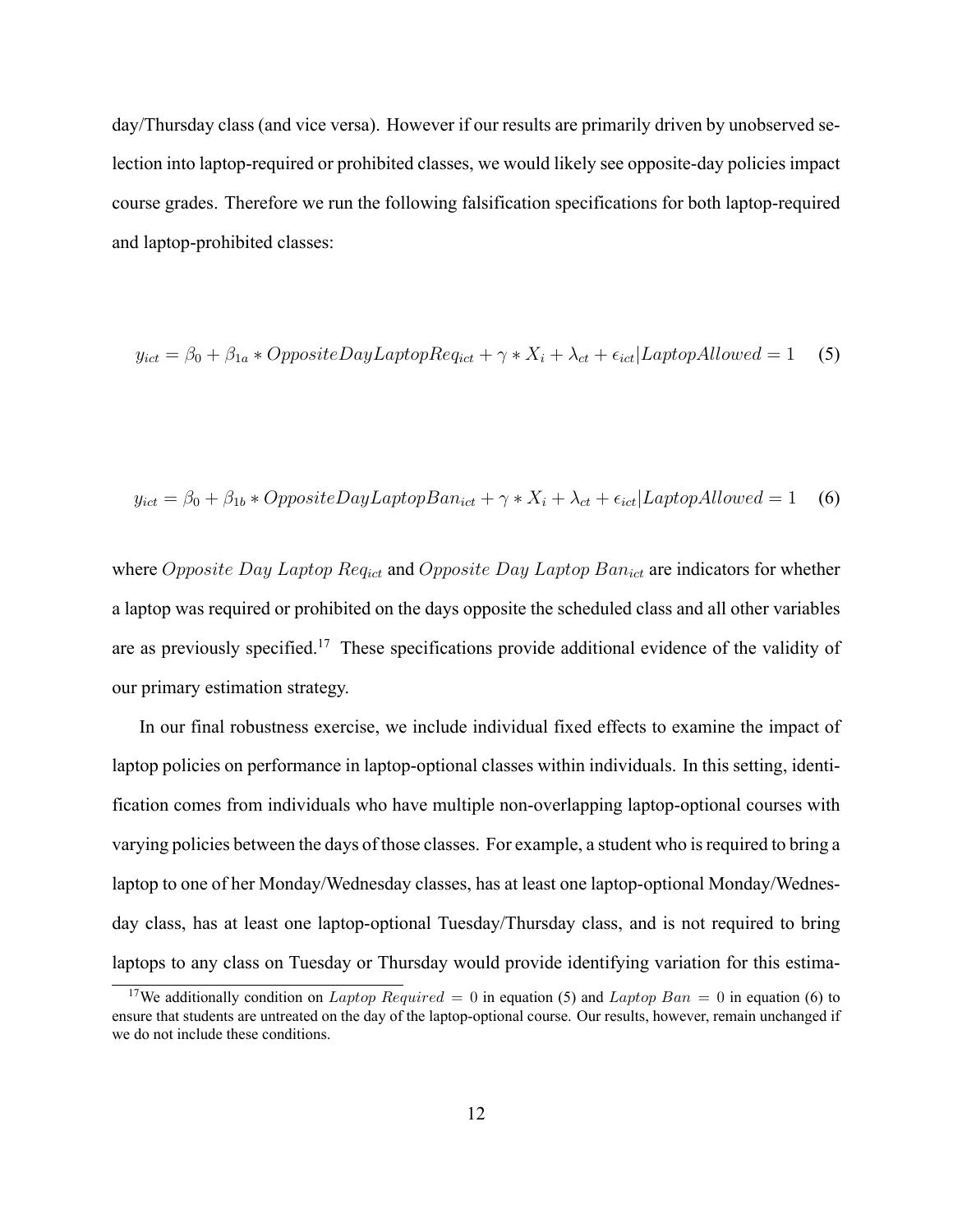day/Thursday class (and vice versa). However if our results are primarily driven by unobserved selection into laptop-required or prohibited classes, we would likely see opposite-day policies impact course grades. Therefore we run the following falsification specifications for both laptop-required and laptop-prohibited classes:

$$y_{ict} = \beta_0 + \beta_{1a} * OppositeDayLaptopReq_{ict} + \gamma * X_i + \lambda_{ct} + \epsilon_{ict} | LaptopAllowed = 1 \quad (5)$$

$$y_{ict} = \beta_0 + \beta_{1b} * OppositeDayLaptopBan_{ict} + \gamma * X_i + \lambda_{ct} + \epsilon_{ict} | LaptopAllowed = 1 \quad (6)$$

where $Opposite\ Day\ Laptop\ Req_{ict}$ and $Opposite\ Day\ Laptop\ Ban_{ict}$ are indicators for whether a laptop was required or prohibited on the days opposite the scheduled class and all other variables are as previously specified.[17] These specifications provide additional evidence of the validity of our primary estimation strategy.

In our final robustness exercise, we include individual fixed effects to examine the impact of laptop policies on performance in laptop-optional classes within individuals. In this setting, identification comes from individuals who have multiple non-overlapping laptop-optional courses with varying policies between the days of those classes. For example, a student who is required to bring a laptop to one of her Monday/Wednesday classes, has at least one laptop-optional Monday/Wednesday class, has at least one laptop-optional Tuesday/Thursday class, and is not required to bring laptops to any class on Tuesday or Thursday would provide identifying variation for this estima-

[17] We additionally condition on $Laptop\ Required = 0$ in equation (5) and $Laptop\ Ban = 0$ in equation (6) to ensure that students are untreated on the day of the laptop-optional course. Our results, however, remain unchanged if we do not include these conditions.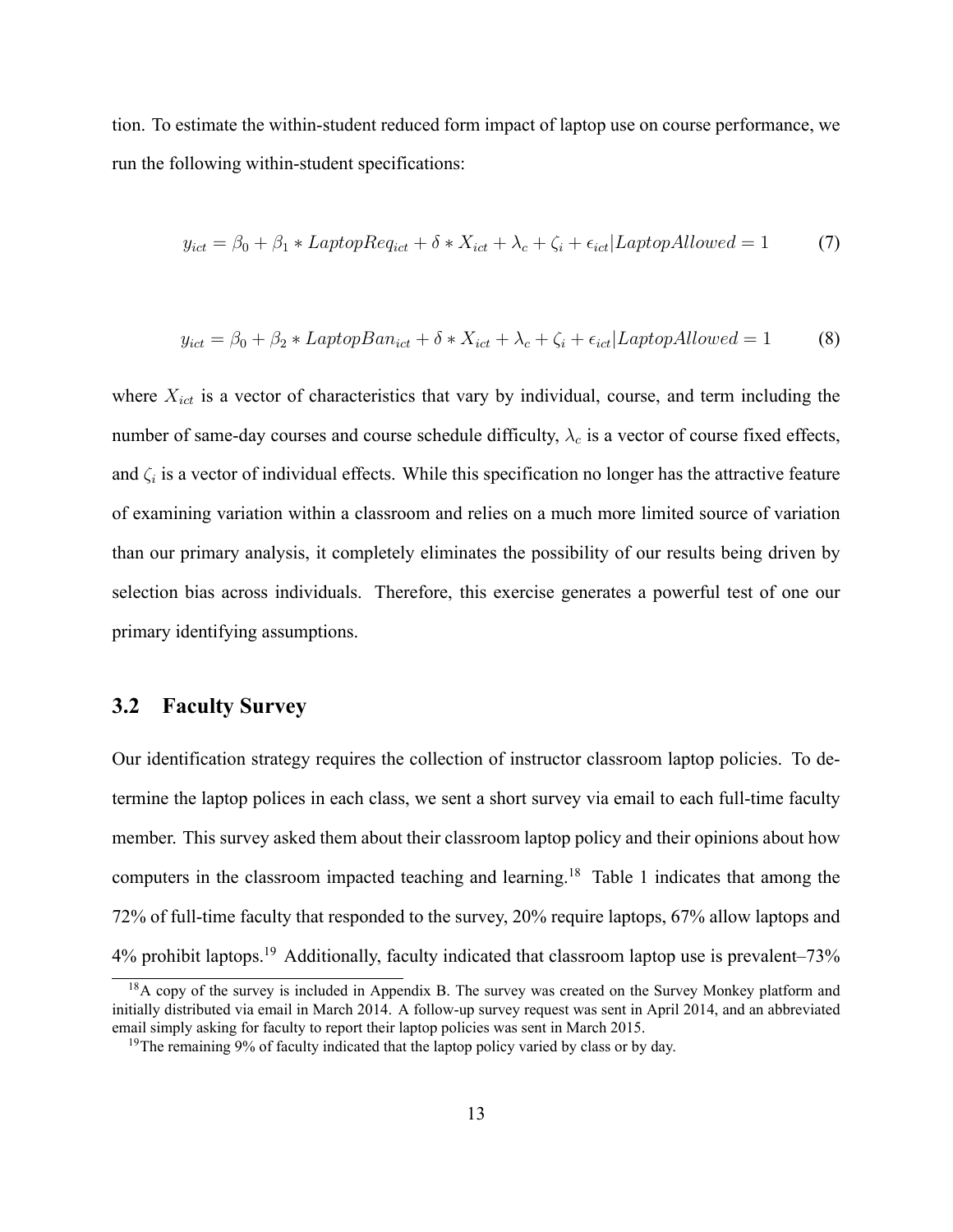tion. To estimate the within-student reduced form impact of laptop use on course performance, we run the following within-student specifications:

$$y_{ict} = \beta_0 + \beta_1 * LaptopReq_{ict} + \delta * X_{ict} + \lambda_c + \zeta_i + \epsilon_{ict} | LaptopAllowed = 1 \tag{7}$$

$$y_{ict} = \beta_0 + \beta_2 * LaptopBan_{ict} + \delta * X_{ict} + \lambda_c + \zeta_i + \epsilon_{ict} | LaptopAllowed = 1 \tag{8}$$

where $X_{ict}$ is a vector of characteristics that vary by individual, course, and term including the number of same-day courses and course schedule difficulty, $\lambda_c$ is a vector of course fixed effects, and $\zeta_i$ is a vector of individual effects. While this specification no longer has the attractive feature of examining variation within a classroom and relies on a much more limited source of variation than our primary analysis, it completely eliminates the possibility of our results being driven by selection bias across individuals. Therefore, this exercise generates a powerful test of one our primary identifying assumptions.

## 3.2 Faculty Survey

Our identification strategy requires the collection of instructor classroom laptop policies. To determine the laptop polices in each class, we sent a short survey via email to each full-time faculty member. This survey asked them about their classroom laptop policy and their opinions about how computers in the classroom impacted teaching and learning.[18] Table 1 indicates that among the 72% of full-time faculty that responded to the survey, 20% require laptops, 67% allow laptops and 4% prohibit laptops.[19] Additionally, faculty indicated that classroom laptop use is prevalent–73%

[18] A copy of the survey is included in Appendix B. The survey was created on the Survey Monkey platform and initially distributed via email in March 2014. A follow-up survey request was sent in April 2014, and an abbreviated email simply asking for faculty to report their laptop policies was sent in March 2015.

[19] The remaining 9% of faculty indicated that the laptop policy varied by class or by day.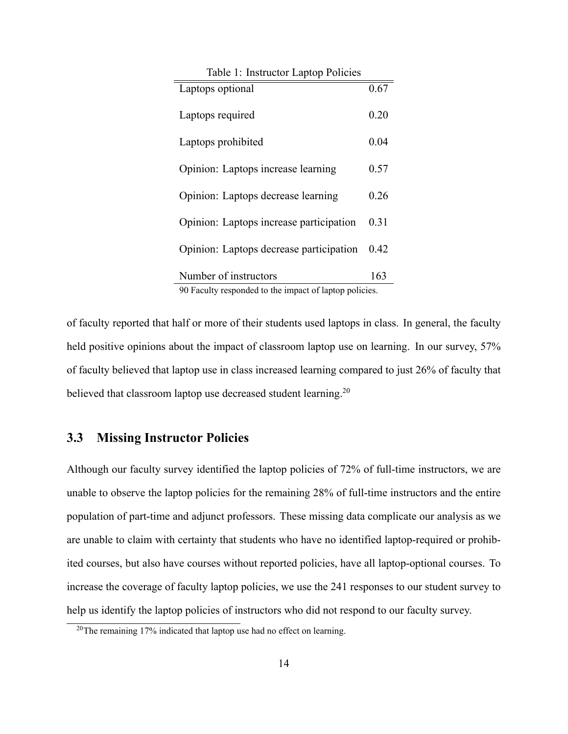Table 1: Instructor Laptop Policies

| | |
|---|---|
| Laptops optional | 0.67 |
| Laptops required | 0.20 |
| Laptops prohibited | 0.04 |
| Opinion: Laptops increase learning | 0.57 |
| Opinion: Laptops decrease learning | 0.26 |
| Opinion: Laptops increase participation | 0.31 |
| Opinion: Laptops decrease participation | 0.42 |
| Number of instructors | 163 |

90 Faculty responded to the impact of laptop policies.

of faculty reported that half or more of their students used laptops in class. In general, the faculty held positive opinions about the impact of classroom laptop use on learning. In our survey, 57% of faculty believed that laptop use in class increased learning compared to just 26% of faculty that believed that classroom laptop use decreased student learning.[20]

### 3.3 Missing Instructor Policies

Although our faculty survey identified the laptop policies of 72% of full-time instructors, we are unable to observe the laptop policies for the remaining 28% of full-time instructors and the entire population of part-time and adjunct professors. These missing data complicate our analysis as we are unable to claim with certainty that students who have no identified laptop-required or prohibited courses, but also have courses without reported policies, have all laptop-optional courses. To increase the coverage of faculty laptop policies, we use the 241 responses to our student survey to help us identify the laptop policies of instructors who did not respond to our faculty survey.

[20]The remaining 17% indicated that laptop use had no effect on learning.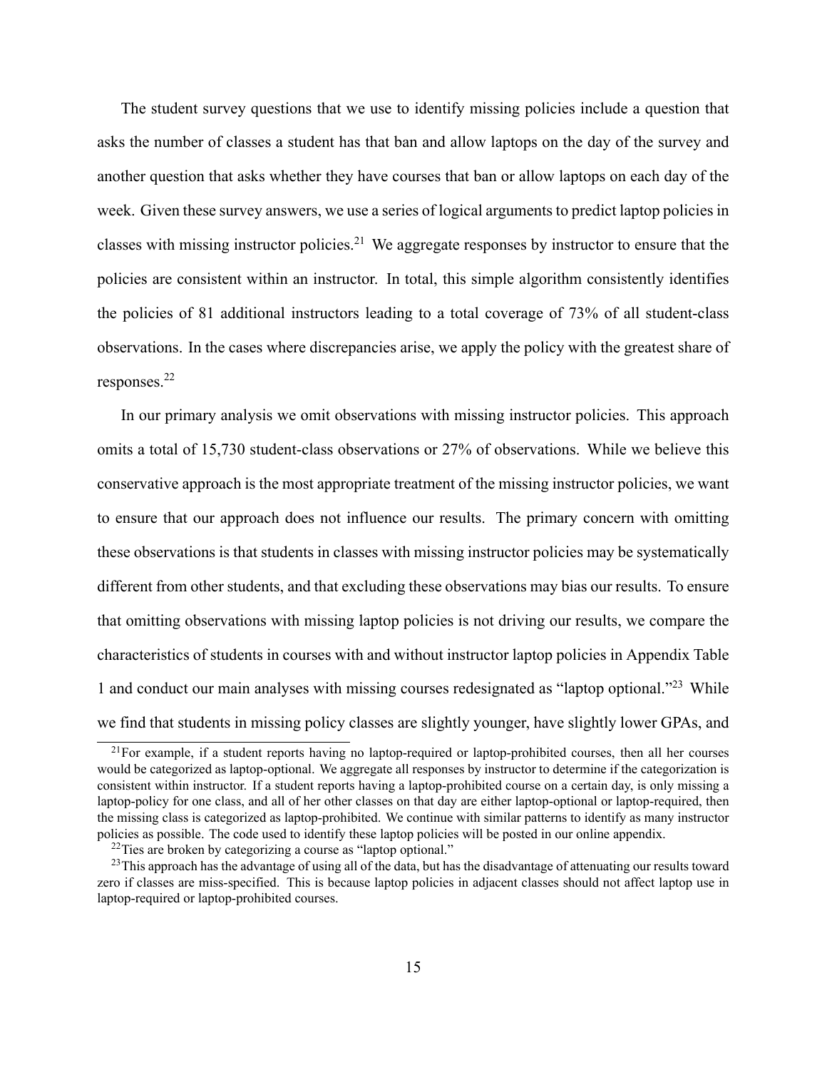The student survey questions that we use to identify missing policies include a question that asks the number of classes a student has that ban and allow laptops on the day of the survey and another question that asks whether they have courses that ban or allow laptops on each day of the week. Given these survey answers, we use a series of logical arguments to predict laptop policies in classes with missing instructor policies.[21] We aggregate responses by instructor to ensure that the policies are consistent within an instructor. In total, this simple algorithm consistently identifies the policies of 81 additional instructors leading to a total coverage of 73% of all student-class observations. In the cases where discrepancies arise, we apply the policy with the greatest share of responses.[22]

In our primary analysis we omit observations with missing instructor policies. This approach omits a total of 15,730 student-class observations or 27% of observations. While we believe this conservative approach is the most appropriate treatment of the missing instructor policies, we want to ensure that our approach does not influence our results. The primary concern with omitting these observations is that students in classes with missing instructor policies may be systematically different from other students, and that excluding these observations may bias our results. To ensure that omitting observations with missing laptop policies is not driving our results, we compare the characteristics of students in courses with and without instructor laptop policies in Appendix Table 1 and conduct our main analyses with missing courses redesignated as "laptop optional."[23] While we find that students in missing policy classes are slightly younger, have slightly lower GPAs, and

[21] For example, if a student reports having no laptop-required or laptop-prohibited courses, then all her courses would be categorized as laptop-optional. We aggregate all responses by instructor to determine if the categorization is consistent within instructor. If a student reports having a laptop-prohibited course on a certain day, is only missing a laptop-policy for one class, and all of her other classes on that day are either laptop-optional or laptop-required, then the missing class is categorized as laptop-prohibited. We continue with similar patterns to identify as many instructor policies as possible. The code used to identify these laptop policies will be posted in our online appendix.

[22] Ties are broken by categorizing a course as "laptop optional."

[23] This approach has the advantage of using all of the data, but has the disadvantage of attenuating our results toward zero if classes are miss-specified. This is because laptop policies in adjacent classes should not affect laptop use in laptop-required or laptop-prohibited courses.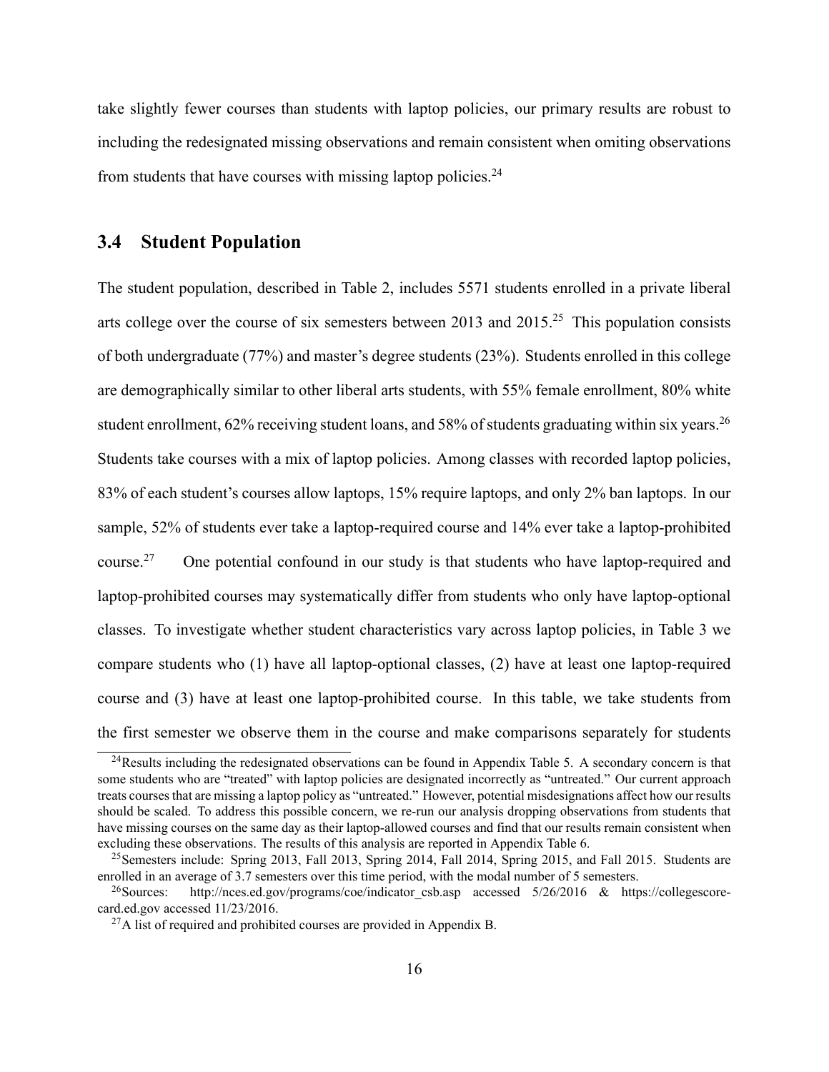take slightly fewer courses than students with laptop policies, our primary results are robust to including the redesignated missing observations and remain consistent when omiting observations from students that have courses with missing laptop policies.[24]

## 3.4 Student Population

The student population, described in Table 2, includes 5571 students enrolled in a private liberal arts college over the course of six semesters between 2013 and 2015.[25] This population consists of both undergraduate (77%) and master's degree students (23%). Students enrolled in this college are demographically similar to other liberal arts students, with 55% female enrollment, 80% white student enrollment, 62% receiving student loans, and 58% of students graduating within six years.[26] Students take courses with a mix of laptop policies. Among classes with recorded laptop policies, 83% of each student's courses allow laptops, 15% require laptops, and only 2% ban laptops. In our sample, 52% of students ever take a laptop-required course and 14% ever take a laptop-prohibited course.[27] One potential confound in our study is that students who have laptop-required and laptop-prohibited courses may systematically differ from students who only have laptop-optional classes. To investigate whether student characteristics vary across laptop policies, in Table 3 we compare students who (1) have all laptop-optional classes, (2) have at least one laptop-required course and (3) have at least one laptop-prohibited course. In this table, we take students from the first semester we observe them in the course and make comparisons separately for students

[24] Results including the redesignated observations can be found in Appendix Table 5. A secondary concern is that some students who are "treated" with laptop policies are designated incorrectly as "untreated." Our current approach treats courses that are missing a laptop policy as "untreated." However, potential misdesignations affect how our results should be scaled. To address this possible concern, we re-run our analysis dropping observations from students that have missing courses on the same day as their laptop-allowed courses and find that our results remain consistent when excluding these observations. The results of this analysis are reported in Appendix Table 6.

[25] Semesters include: Spring 2013, Fall 2013, Spring 2014, Fall 2014, Spring 2015, and Fall 2015. Students are enrolled in an average of 3.7 semesters over this time period, with the modal number of 5 semesters.

[26] Sources: http://nces.ed.gov/programs/coe/indicator_csb.asp accessed 5/26/2016 & https://collegescorecard.ed.gov accessed 11/23/2016.

[27] A list of required and prohibited courses are provided in Appendix B.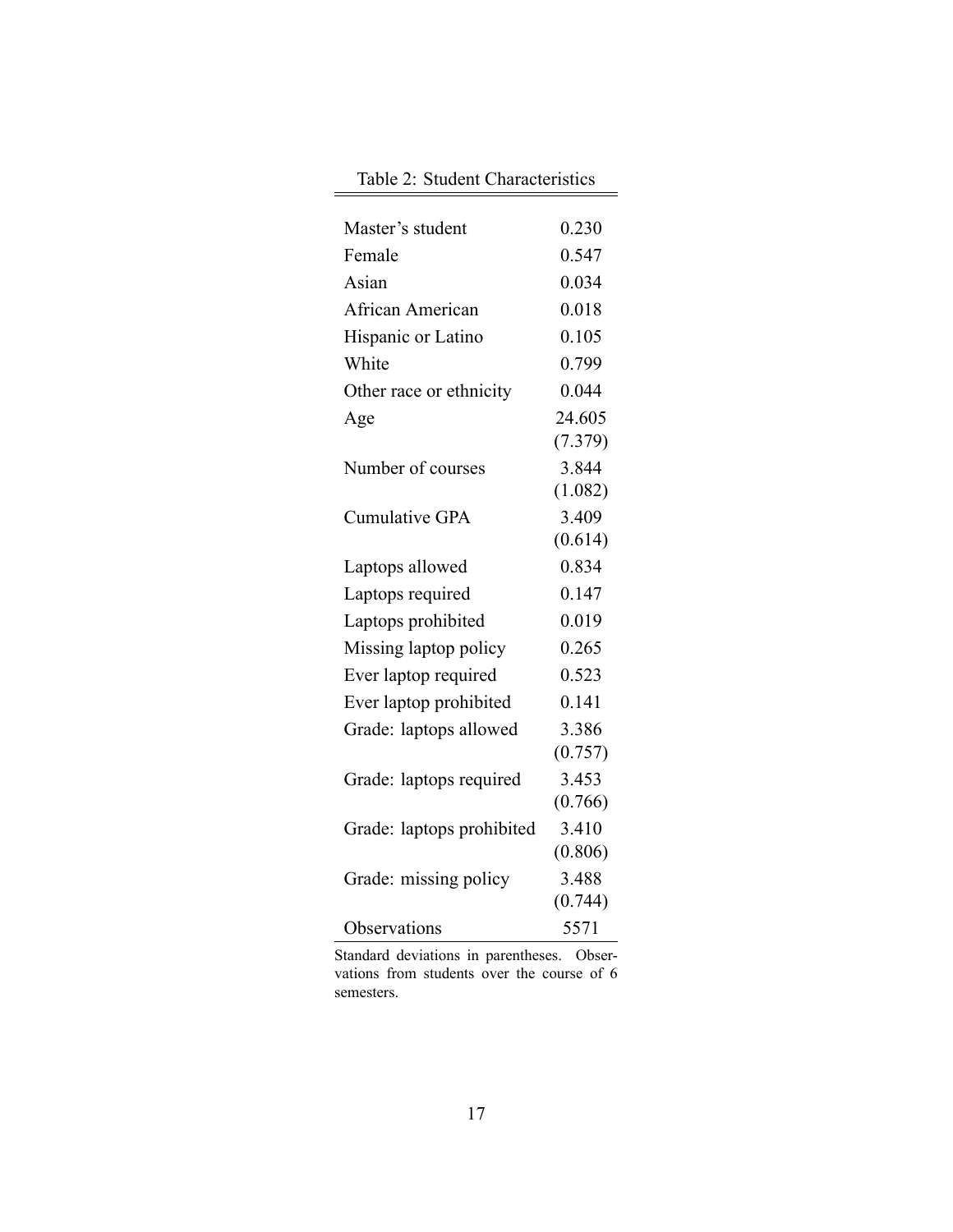Table 2: Student Characteristics

| | |
|---|---|
| Master's student | 0.230 |
| Female | 0.547 |
| Asian | 0.034 |
| African American | 0.018 |
| Hispanic or Latino | 0.105 |
| White | 0.799 |
| Other race or ethnicity | 0.044 |
| Age | 24.605 |
| | (7.379) |
| Number of courses | 3.844 |
| | (1.082) |
| Cumulative GPA | 3.409 |
| | (0.614) |
| Laptops allowed | 0.834 |
| Laptops required | 0.147 |
| Laptops prohibited | 0.019 |
| Missing laptop policy | 0.265 |
| Ever laptop required | 0.523 |
| Ever laptop prohibited | 0.141 |
| Grade: laptops allowed | 3.386 |
| | (0.757) |
| Grade: laptops required | 3.453 |
| | (0.766) |
| Grade: laptops prohibited | 3.410 |
| | (0.806) |
| Grade: missing policy | 3.488 |
| | (0.744) |
| Observations | 5571 |

Standard deviations in parentheses. Observations from students over the course of 6 semesters.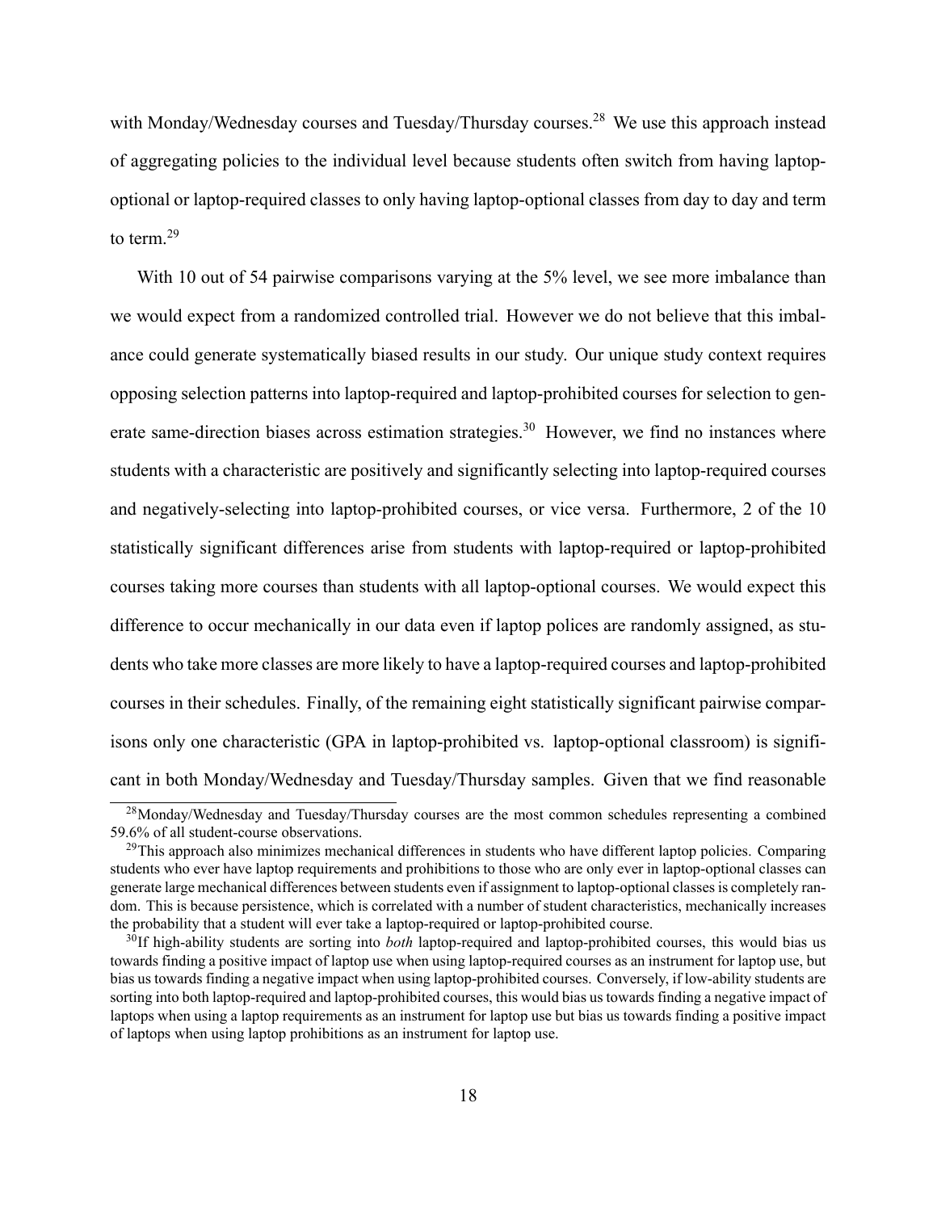with Monday/Wednesday courses and Tuesday/Thursday courses.[28] We use this approach instead of aggregating policies to the individual level because students often switch from having laptop-optional or laptop-required classes to only having laptop-optional classes from day to day and term to term.[29]

With 10 out of 54 pairwise comparisons varying at the 5% level, we see more imbalance than we would expect from a randomized controlled trial. However we do not believe that this imbalance could generate systematically biased results in our study. Our unique study context requires opposing selection patterns into laptop-required and laptop-prohibited courses for selection to generate same-direction biases across estimation strategies.[30] However, we find no instances where students with a characteristic are positively and significantly selecting into laptop-required courses and negatively-selecting into laptop-prohibited courses, or vice versa. Furthermore, 2 of the 10 statistically significant differences arise from students with laptop-required or laptop-prohibited courses taking more courses than students with all laptop-optional courses. We would expect this difference to occur mechanically in our data even if laptop polices are randomly assigned, as students who take more classes are more likely to have a laptop-required courses and laptop-prohibited courses in their schedules. Finally, of the remaining eight statistically significant pairwise comparisons only one characteristic (GPA in laptop-prohibited vs. laptop-optional classroom) is significant in both Monday/Wednesday and Tuesday/Thursday samples. Given that we find reasonable

[28] Monday/Wednesday and Tuesday/Thursday courses are the most common schedules representing a combined 59.6% of all student-course observations.

[29] This approach also minimizes mechanical differences in students who have different laptop policies. Comparing students who ever have laptop requirements and prohibitions to those who are only ever in laptop-optional classes can generate large mechanical differences between students even if assignment to laptop-optional classes is completely random. This is because persistence, which is correlated with a number of student characteristics, mechanically increases the probability that a student will ever take a laptop-required or laptop-prohibited course.

[30] If high-ability students are sorting into *both* laptop-required and laptop-prohibited courses, this would bias us towards finding a positive impact of laptop use when using laptop-required courses as an instrument for laptop use, but bias us towards finding a negative impact when using laptop-prohibited courses. Conversely, if low-ability students are sorting into both laptop-required and laptop-prohibited courses, this would bias us towards finding a negative impact of laptops when using a laptop requirements as an instrument for laptop use but bias us towards finding a positive impact of laptops when using laptop prohibitions as an instrument for laptop use.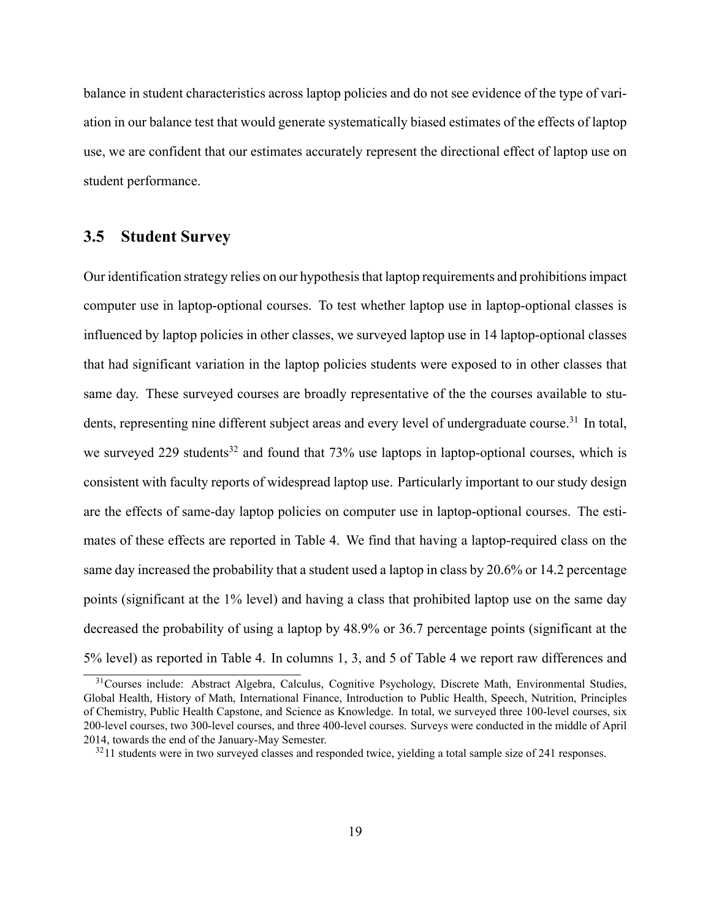balance in student characteristics across laptop policies and do not see evidence of the type of variation in our balance test that would generate systematically biased estimates of the effects of laptop use, we are confident that our estimates accurately represent the directional effect of laptop use on student performance.

## 3.5 Student Survey

Our identification strategy relies on our hypothesis that laptop requirements and prohibitions impact computer use in laptop-optional courses. To test whether laptop use in laptop-optional classes is influenced by laptop policies in other classes, we surveyed laptop use in 14 laptop-optional classes that had significant variation in the laptop policies students were exposed to in other classes that same day. These surveyed courses are broadly representative of the the courses available to students, representing nine different subject areas and every level of undergraduate course.[31] In total, we surveyed 229 students[32] and found that 73% use laptops in laptop-optional courses, which is consistent with faculty reports of widespread laptop use. Particularly important to our study design are the effects of same-day laptop policies on computer use in laptop-optional courses. The estimates of these effects are reported in Table 4. We find that having a laptop-required class on the same day increased the probability that a student used a laptop in class by 20.6% or 14.2 percentage points (significant at the 1% level) and having a class that prohibited laptop use on the same day decreased the probability of using a laptop by 48.9% or 36.7 percentage points (significant at the 5% level) as reported in Table 4. In columns 1, 3, and 5 of Table 4 we report raw differences and

[31] Courses include: Abstract Algebra, Calculus, Cognitive Psychology, Discrete Math, Environmental Studies, Global Health, History of Math, International Finance, Introduction to Public Health, Speech, Nutrition, Principles of Chemistry, Public Health Capstone, and Science as Knowledge. In total, we surveyed three 100-level courses, six 200-level courses, two 300-level courses, and three 400-level courses. Surveys were conducted in the middle of April 2014, towards the end of the January-May Semester.

[32] 11 students were in two surveyed classes and responded twice, yielding a total sample size of 241 responses.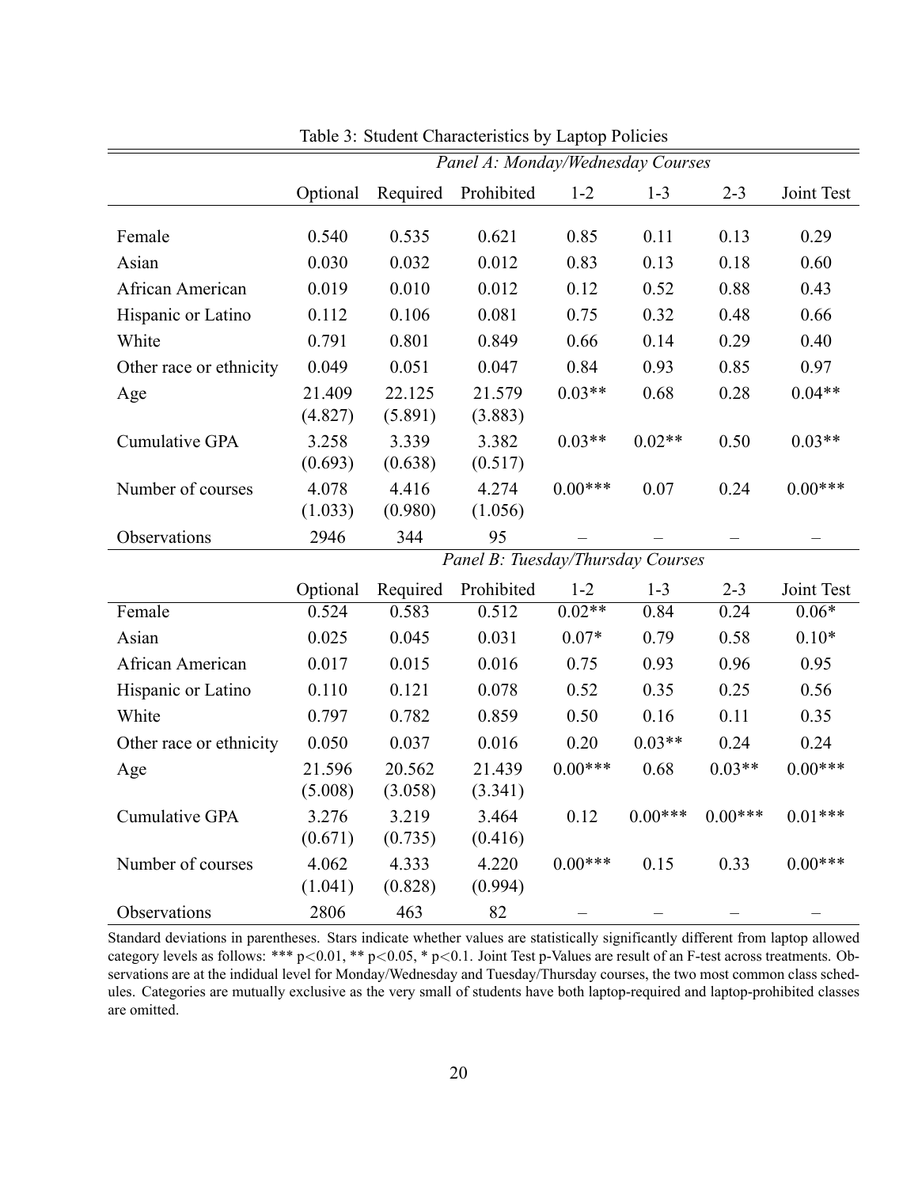Table 3: Student Characteristics by Laptop Policies

| | *Panel A: Monday/Wednesday Courses* | | | | | | |
|---|---|---|---|---|---|---|---|
| | Optional | Required | Prohibited | 1-2 | 1-3 | 2-3 | Joint Test |
| Female | 0.540 | 0.535 | 0.621 | 0.85 | 0.11 | 0.13 | 0.29 |
| Asian | 0.030 | 0.032 | 0.012 | 0.83 | 0.13 | 0.18 | 0.60 |
| African American | 0.019 | 0.010 | 0.012 | 0.12 | 0.52 | 0.88 | 0.43 |
| Hispanic or Latino | 0.112 | 0.106 | 0.081 | 0.75 | 0.32 | 0.48 | 0.66 |
| White | 0.791 | 0.801 | 0.849 | 0.66 | 0.14 | 0.29 | 0.40 |
| Other race or ethnicity | 0.049 | 0.051 | 0.047 | 0.84 | 0.93 | 0.85 | 0.97 |
| Age | 21.409 | 22.125 | 21.579 | 0.03** | 0.68 | 0.28 | 0.04** |
| | (4.827) | (5.891) | (3.883) | | | | |
| Cumulative GPA | 3.258 | 3.339 | 3.382 | 0.03** | 0.02** | 0.50 | 0.03** |
| | (0.693) | (0.638) | (0.517) | | | | |
| Number of courses | 4.078 | 4.416 | 4.274 | 0.00*** | 0.07 | 0.24 | 0.00*** |
| | (1.033) | (0.980) | (1.056) | | | | |
| Observations | 2946 | 344 | 95 | – | – | – | – |
| | *Panel B: Tuesday/Thursday Courses* | | | | | | |
| | Optional | Required | Prohibited | 1-2 | 1-3 | 2-3 | Joint Test |
| Female | 0.524 | 0.583 | 0.512 | 0.02** | 0.84 | 0.24 | 0.06* |
| Asian | 0.025 | 0.045 | 0.031 | 0.07* | 0.79 | 0.58 | 0.10* |
| African American | 0.017 | 0.015 | 0.016 | 0.75 | 0.93 | 0.96 | 0.95 |
| Hispanic or Latino | 0.110 | 0.121 | 0.078 | 0.52 | 0.35 | 0.25 | 0.56 |
| White | 0.797 | 0.782 | 0.859 | 0.50 | 0.16 | 0.11 | 0.35 |
| Other race or ethnicity | 0.050 | 0.037 | 0.016 | 0.20 | 0.03** | 0.24 | 0.24 |
| Age | 21.596 | 20.562 | 21.439 | 0.00*** | 0.68 | 0.03** | 0.00*** |
| | (5.008) | (3.058) | (3.341) | | | | |
| Cumulative GPA | 3.276 | 3.219 | 3.464 | 0.12 | 0.00*** | 0.00*** | 0.01*** |
| | (0.671) | (0.735) | (0.416) | | | | |
| Number of courses | 4.062 | 4.333 | 4.220 | 0.00*** | 0.15 | 0.33 | 0.00*** |
| | (1.041) | (0.828) | (0.994) | | | | |
| Observations | 2806 | 463 | 82 | – | – | – | – |

Standard deviations in parentheses. Stars indicate whether values are statistically significantly different from laptop allowed category levels as follows: *** $p<0.01$, ** $p<0.05$, * $p<0.1$. Joint Test p-Values are result of an F-test across treatments. Observations are at the indidual level for Monday/Wednesday and Tuesday/Thursday courses, the two most common class schedules. Categories are mutually exclusive as the very small of students have both laptop-required and laptop-prohibited classes are omitted.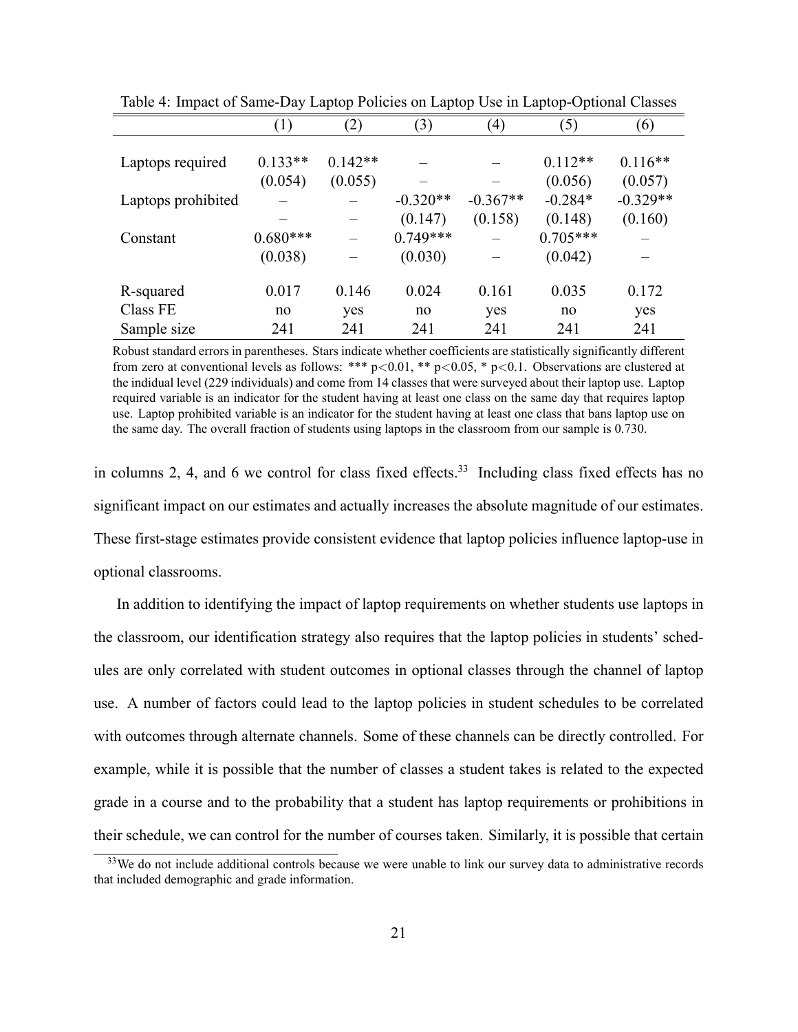Table 4: Impact of Same-Day Laptop Policies on Laptop Use in Laptop-Optional Classes

| | (1) | (2) | (3) | (4) | (5) | (6) |
|---|---|---|---|---|---|---|
| Laptops required | 0.133** | 0.142** | – | – | 0.112** | 0.116** |
| | (0.054) | (0.055) | – | – | (0.056) | (0.057) |
| Laptops prohibited | – | – | -0.320** | -0.367** | -0.284* | -0.329** |
| | – | – | (0.147) | (0.158) | (0.148) | (0.160) |
| Constant | 0.680*** | – | 0.749*** | – | 0.705*** | – |
| | (0.038) | – | (0.030) | – | (0.042) | – |
| R-squared | 0.017 | 0.146 | 0.024 | 0.161 | 0.035 | 0.172 |
| Class FE | no | yes | no | yes | no | yes |
| Sample size | 241 | 241 | 241 | 241 | 241 | 241 |

Robust standard errors in parentheses. Stars indicate whether coefficients are statistically significantly different from zero at conventional levels as follows: *** $p<0.01$, ** $p<0.05$, * $p<0.1$. Observations are clustered at the indidual level (229 individuals) and come from 14 classes that were surveyed about their laptop use. Laptop required variable is an indicator for the student having at least one class on the same day that requires laptop use. Laptop prohibited variable is an indicator for the student having at least one class that bans laptop use on the same day. The overall fraction of students using laptops in the classroom from our sample is 0.730.

in columns 2, 4, and 6 we control for class fixed effects.[33] Including class fixed effects has no significant impact on our estimates and actually increases the absolute magnitude of our estimates. These first-stage estimates provide consistent evidence that laptop policies influence laptop-use in optional classrooms.

In addition to identifying the impact of laptop requirements on whether students use laptops in the classroom, our identification strategy also requires that the laptop policies in students' schedules are only correlated with student outcomes in optional classes through the channel of laptop use. A number of factors could lead to the laptop policies in student schedules to be correlated with outcomes through alternate channels. Some of these channels can be directly controlled. For example, while it is possible that the number of classes a student takes is related to the expected grade in a course and to the probability that a student has laptop requirements or prohibitions in their schedule, we can control for the number of courses taken. Similarly, it is possible that certain

[33] We do not include additional controls because we were unable to link our survey data to administrative records that included demographic and grade information.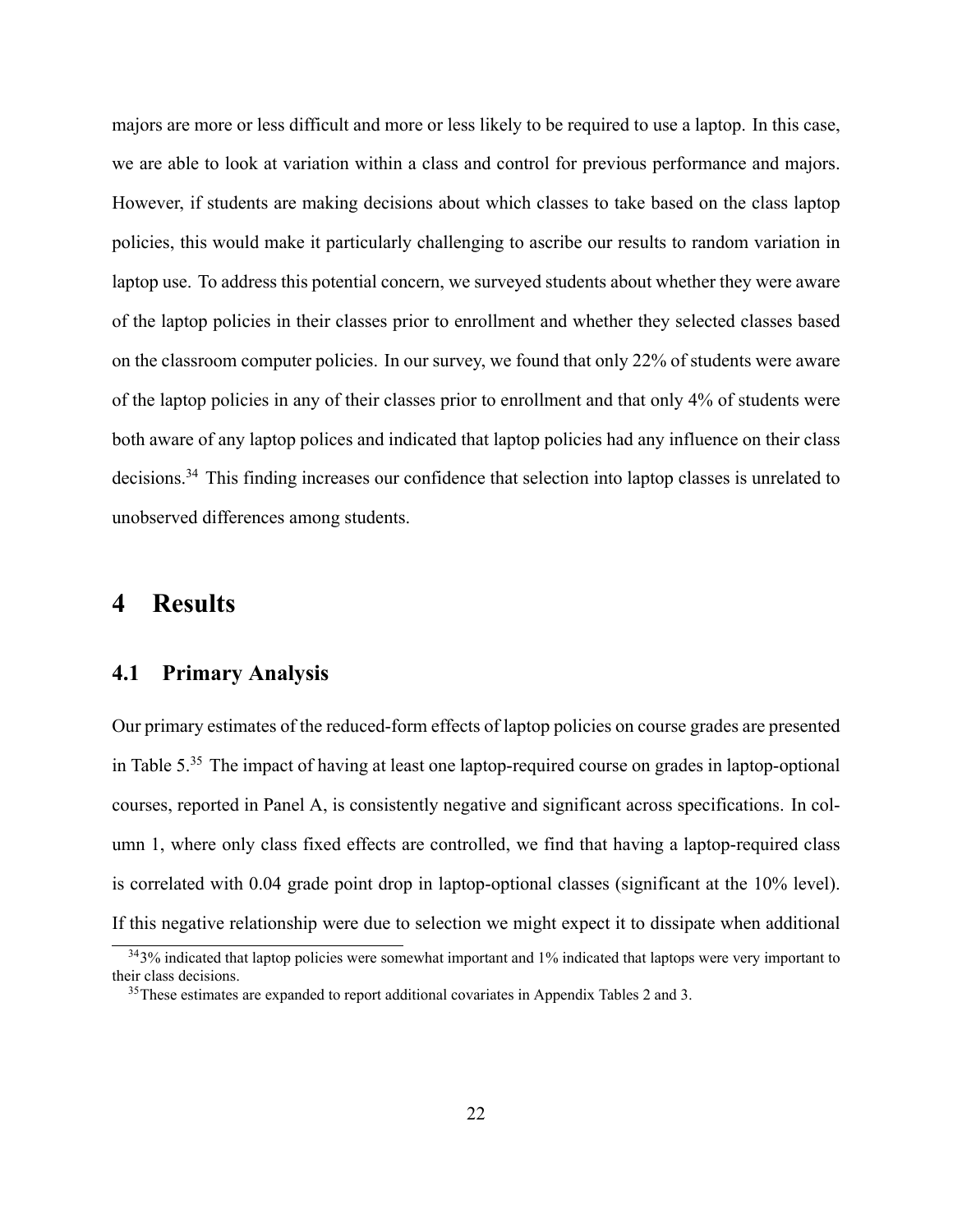majors are more or less difficult and more or less likely to be required to use a laptop. In this case, we are able to look at variation within a class and control for previous performance and majors. However, if students are making decisions about which classes to take based on the class laptop policies, this would make it particularly challenging to ascribe our results to random variation in laptop use. To address this potential concern, we surveyed students about whether they were aware of the laptop policies in their classes prior to enrollment and whether they selected classes based on the classroom computer policies. In our survey, we found that only 22% of students were aware of the laptop policies in any of their classes prior to enrollment and that only 4% of students were both aware of any laptop polices and indicated that laptop policies had any influence on their class decisions.[34] This finding increases our confidence that selection into laptop classes is unrelated to unobserved differences among students.

# 4 Results

## 4.1 Primary Analysis

Our primary estimates of the reduced-form effects of laptop policies on course grades are presented in Table 5.[35] The impact of having at least one laptop-required course on grades in laptop-optional courses, reported in Panel A, is consistently negative and significant across specifications. In column 1, where only class fixed effects are controlled, we find that having a laptop-required class is correlated with 0.04 grade point drop in laptop-optional classes (significant at the 10% level). If this negative relationship were due to selection we might expect it to dissipate when additional

[34] 3% indicated that laptop policies were somewhat important and 1% indicated that laptops were very important to their class decisions.

[35] These estimates are expanded to report additional covariates in Appendix Tables 2 and 3.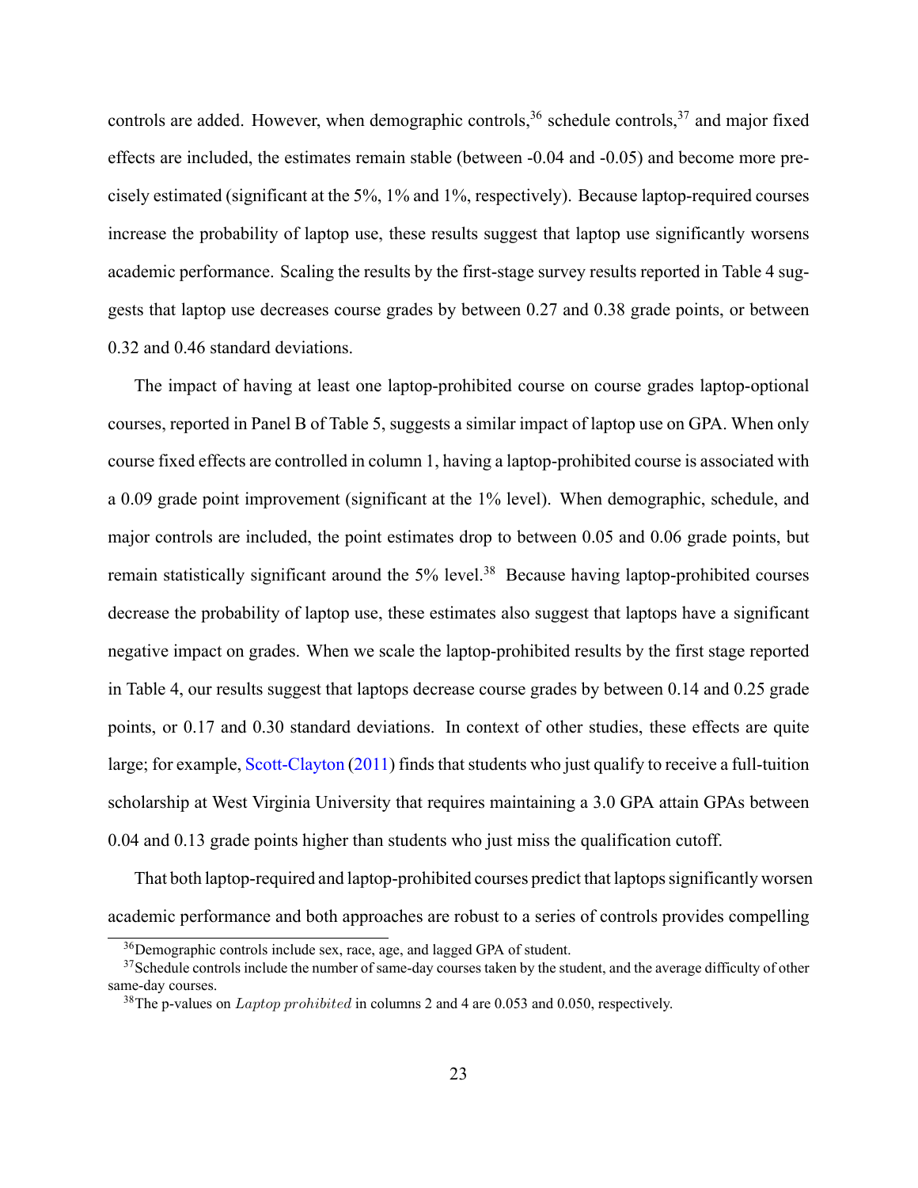controls are added. However, when demographic controls,[36] schedule controls,[37] and major fixed effects are included, the estimates remain stable (between -0.04 and -0.05) and become more precisely estimated (significant at the 5%, 1% and 1%, respectively). Because laptop-required courses increase the probability of laptop use, these results suggest that laptop use significantly worsens academic performance. Scaling the results by the first-stage survey results reported in Table 4 suggests that laptop use decreases course grades by between 0.27 and 0.38 grade points, or between 0.32 and 0.46 standard deviations.

The impact of having at least one laptop-prohibited course on course grades laptop-optional courses, reported in Panel B of Table 5, suggests a similar impact of laptop use on GPA. When only course fixed effects are controlled in column 1, having a laptop-prohibited course is associated with a 0.09 grade point improvement (significant at the 1% level). When demographic, schedule, and major controls are included, the point estimates drop to between 0.05 and 0.06 grade points, but remain statistically significant around the 5% level.[38] Because having laptop-prohibited courses decrease the probability of laptop use, these estimates also suggest that laptops have a significant negative impact on grades. When we scale the laptop-prohibited results by the first stage reported in Table 4, our results suggest that laptops decrease course grades by between 0.14 and 0.25 grade points, or 0.17 and 0.30 standard deviations. In context of other studies, these effects are quite large; for example, Scott-Clayton (2011) finds that students who just qualify to receive a full-tuition scholarship at West Virginia University that requires maintaining a 3.0 GPA attain GPAs between 0.04 and 0.13 grade points higher than students who just miss the qualification cutoff.

That both laptop-required and laptop-prohibited courses predict that laptops significantly worsen academic performance and both approaches are robust to a series of controls provides compelling

[36] Demographic controls include sex, race, age, and lagged GPA of student.

[37] Schedule controls include the number of same-day courses taken by the student, and the average difficulty of other same-day courses.

[38] The p-values on $Laptop\ prohibited$ in columns 2 and 4 are 0.053 and 0.050, respectively.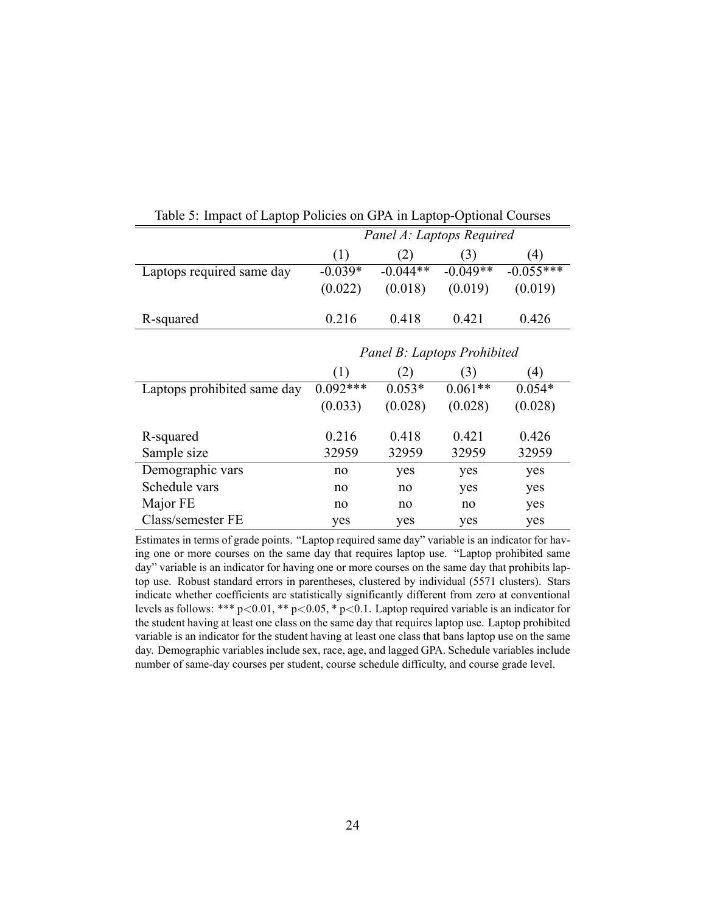Table 5: Impact of Laptop Policies on GPA in Laptop-Optional Courses

| | *Panel A: Laptops Required* | | | |
|---|---|---|---|---|
| | (1) | (2) | (3) | (4) |
| Laptops required same day | -0.039* | -0.044** | -0.049** | -0.055*** |
| | (0.022) | (0.018) | (0.019) | (0.019) |
| R-squared | 0.216 | 0.418 | 0.421 | 0.426 |
| | *Panel B: Laptops Prohibited* | | | |
| | (1) | (2) | (3) | (4) |
| Laptops prohibited same day | 0.092*** | 0.053* | 0.061** | 0.054* |
| | (0.033) | (0.028) | (0.028) | (0.028) |
| R-squared | 0.216 | 0.418 | 0.421 | 0.426 |
| Sample size | 32959 | 32959 | 32959 | 32959 |
| Demographic vars | no | yes | yes | yes |
| Schedule vars | no | no | yes | yes |
| Major FE | no | no | no | yes |
| Class/semester FE | yes | yes | yes | yes |

Estimates in terms of grade points. "Laptop required same day" variable is an indicator for having one or more courses on the same day that requires laptop use. "Laptop prohibited same day" variable is an indicator for having one or more courses on the same day that prohibits laptop use. Robust standard errors in parentheses, clustered by individual (5571 clusters). Stars indicate whether coefficients are statistically significantly different from zero at conventional levels as follows: *** $p<0.01$, ** $p<0.05$, * $p<0.1$. Laptop required variable is an indicator for the student having at least one class on the same day that requires laptop use. Laptop prohibited variable is an indicator for the student having at least one class that bans laptop use on the same day. Demographic variables include sex, race, age, and lagged GPA. Schedule variables include number of same-day courses per student, course schedule difficulty, and course grade level.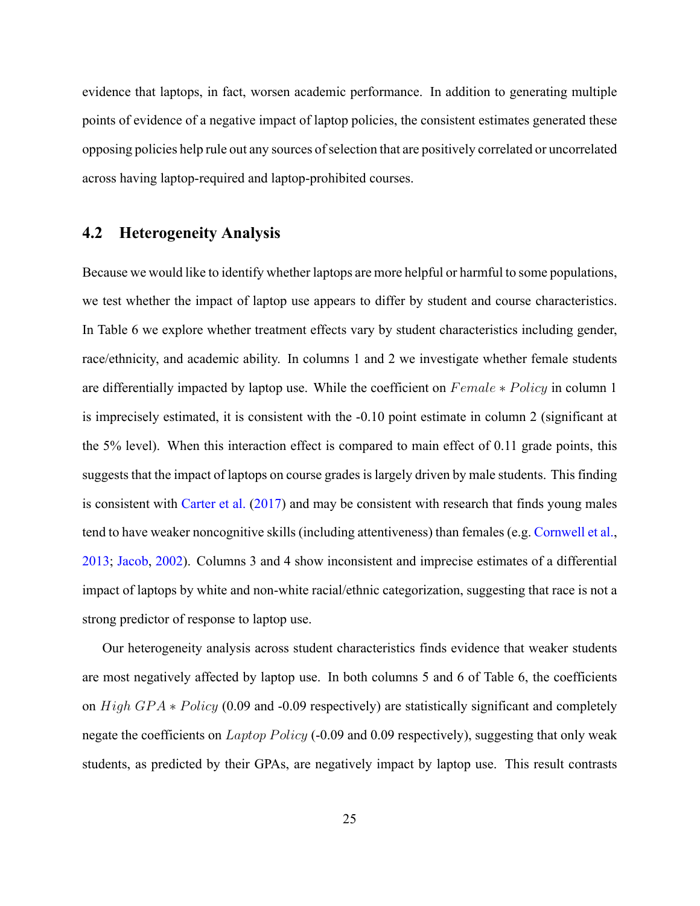evidence that laptops, in fact, worsen academic performance. In addition to generating multiple points of evidence of a negative impact of laptop policies, the consistent estimates generated these opposing policies help rule out any sources of selection that are positively correlated or uncorrelated across having laptop-required and laptop-prohibited courses.

### 4.2 Heterogeneity Analysis

Because we would like to identify whether laptops are more helpful or harmful to some populations, we test whether the impact of laptop use appears to differ by student and course characteristics. In Table 6 we explore whether treatment effects vary by student characteristics including gender, race/ethnicity, and academic ability. In columns 1 and 2 we investigate whether female students are differentially impacted by laptop use. While the coefficient on $Female * Policy$ in column 1 is imprecisely estimated, it is consistent with the -0.10 point estimate in column 2 (significant at the 5% level). When this interaction effect is compared to main effect of 0.11 grade points, this suggests that the impact of laptops on course grades is largely driven by male students. This finding is consistent with Carter et al. (2017) and may be consistent with research that finds young males tend to have weaker noncognitive skills (including attentiveness) than females (e.g. Cornwell et al., 2013; Jacob, 2002). Columns 3 and 4 show inconsistent and imprecise estimates of a differential impact of laptops by white and non-white racial/ethnic categorization, suggesting that race is not a strong predictor of response to laptop use.

Our heterogeneity analysis across student characteristics finds evidence that weaker students are most negatively affected by laptop use. In both columns 5 and 6 of Table 6, the coefficients on $High\ GPA * Policy$ (0.09 and -0.09 respectively) are statistically significant and completely negate the coefficients on $Laptop\ Policy$ (-0.09 and 0.09 respectively), suggesting that only weak students, as predicted by their GPAs, are negatively impact by laptop use. This result contrasts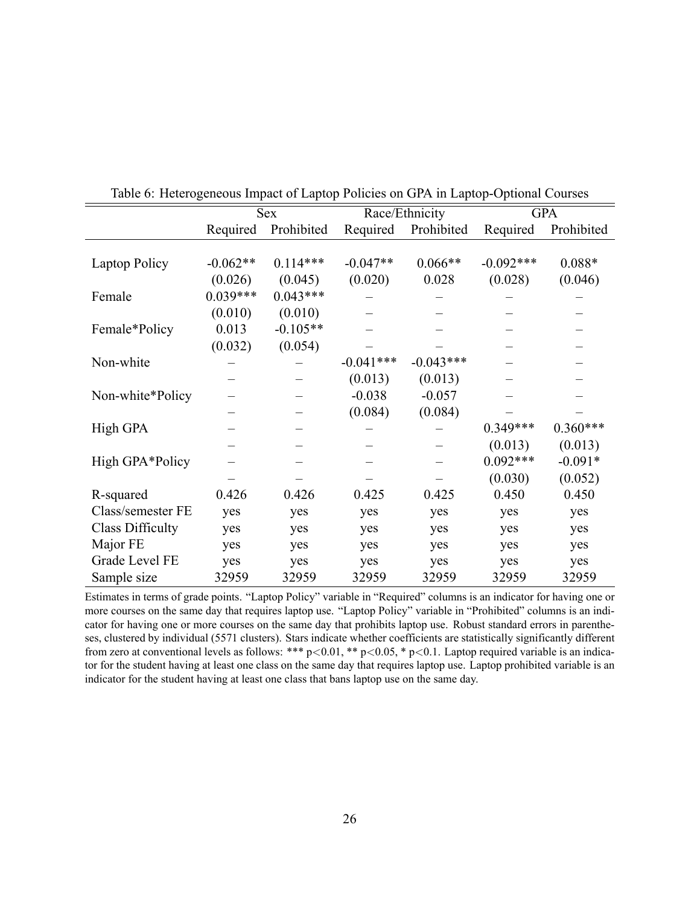Table 6: Heterogeneous Impact of Laptop Policies on GPA in Laptop-Optional Courses

| | Sex | | Race/Ethnicity | | GPA | |
|---|---|---|---|---|---|---|
| | Required | Prohibited | Required | Prohibited | Required | Prohibited |
| Laptop Policy | -0.062** | 0.114*** | -0.047** | 0.066** | -0.092*** | 0.088* |
| | (0.026) | (0.045) | (0.020) | 0.028 | (0.028) | (0.046) |
| Female | 0.039*** | 0.043*** | – | – | – | – |
| | (0.010) | (0.010) | – | – | – | – |
| Female*Policy | 0.013 | -0.105** | – | – | – | – |
| | (0.032) | (0.054) | – | – | – | – |
| Non-white | – | – | -0.041*** | -0.043*** | – | – |
| | – | – | (0.013) | (0.013) | – | – |
| Non-white*Policy | – | – | -0.038 | -0.057 | – | – |
| | – | – | (0.084) | (0.084) | – | – |
| High GPA | – | – | – | – | 0.349*** | 0.360*** |
| | – | – | – | – | (0.013) | (0.013) |
| High GPA*Policy | – | – | – | – | 0.092*** | -0.091* |
| | – | – | – | – | (0.030) | (0.052) |
| R-squared | 0.426 | 0.426 | 0.425 | 0.425 | 0.450 | 0.450 |
| Class/semester FE | yes | yes | yes | yes | yes | yes |
| Class Difficulty | yes | yes | yes | yes | yes | yes |
| Major FE | yes | yes | yes | yes | yes | yes |
| Grade Level FE | yes | yes | yes | yes | yes | yes |
| Sample size | 32959 | 32959 | 32959 | 32959 | 32959 | 32959 |

Estimates in terms of grade points. "Laptop Policy" variable in "Required" columns is an indicator for having one or more courses on the same day that requires laptop use. "Laptop Policy" variable in "Prohibited" columns is an indicator for having one or more courses on the same day that prohibits laptop use. Robust standard errors in parentheses, clustered by individual (5571 clusters). Stars indicate whether coefficients are statistically significantly different from zero at conventional levels as follows: *** $p<0.01$, ** $p<0.05$, * $p<0.1$. Laptop required variable is an indicator for the student having at least one class on the same day that requires laptop use. Laptop prohibited variable is an indicator for the student having at least one class that bans laptop use on the same day.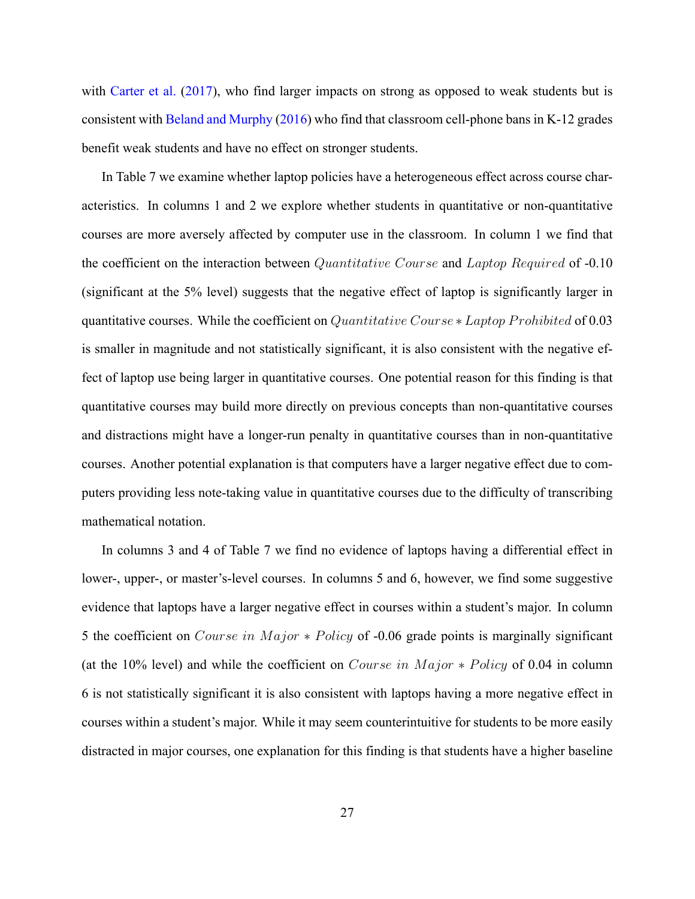with Carter et al. (2017), who find larger impacts on strong as opposed to weak students but is consistent with Beland and Murphy (2016) who find that classroom cell-phone bans in K-12 grades benefit weak students and have no effect on stronger students.

In Table 7 we examine whether laptop policies have a heterogeneous effect across course characteristics. In columns 1 and 2 we explore whether students in quantitative or non-quantitative courses are more aversely affected by computer use in the classroom. In column 1 we find that the coefficient on the interaction between $Quantitative\ Course$ and $Laptop\ Required$ of -0.10 (significant at the 5% level) suggests that the negative effect of laptop is significantly larger in quantitative courses. While the coefficient on $Quantitative\ Course * Laptop\ Prohibited$ of 0.03 is smaller in magnitude and not statistically significant, it is also consistent with the negative effect of laptop use being larger in quantitative courses. One potential reason for this finding is that quantitative courses may build more directly on previous concepts than non-quantitative courses and distractions might have a longer-run penalty in quantitative courses than in non-quantitative courses. Another potential explanation is that computers have a larger negative effect due to computers providing less note-taking value in quantitative courses due to the difficulty of transcribing mathematical notation.

In columns 3 and 4 of Table 7 we find no evidence of laptops having a differential effect in lower-, upper-, or master's-level courses. In columns 5 and 6, however, we find some suggestive evidence that laptops have a larger negative effect in courses within a student's major. In column 5 the coefficient on $Course\ in\ Major * Policy$ of -0.06 grade points is marginally significant (at the 10% level) and while the coefficient on $Course\ in\ Major * Policy$ of 0.04 in column 6 is not statistically significant it is also consistent with laptops having a more negative effect in courses within a student's major. While it may seem counterintuitive for students to be more easily distracted in major courses, one explanation for this finding is that students have a higher baseline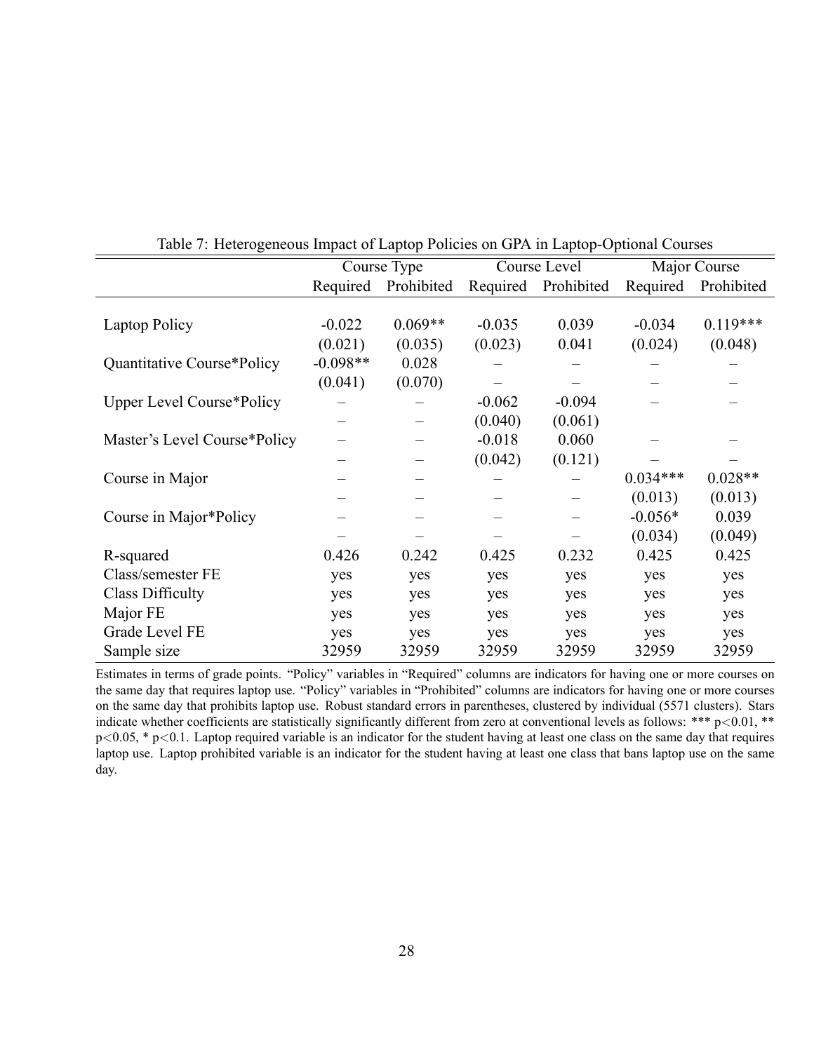Table 7: Heterogeneous Impact of Laptop Policies on GPA in Laptop-Optional Courses

| | Course Type | | Course Level | | Major Course | |
|---|---|---|---|---|---|---|
| | Required | Prohibited | Required | Prohibited | Required | Prohibited |
| Laptop Policy | -0.022 | 0.069** | -0.035 | 0.039 | -0.034 | 0.119*** |
| | (0.021) | (0.035) | (0.023) | 0.041 | (0.024) | (0.048) |
| Quantitative Course*Policy | -0.098** | 0.028 | – | – | – | – |
| | (0.041) | (0.070) | – | – | – | – |
| Upper Level Course*Policy | – | – | -0.062 | -0.094 | – | – |
| | – | – | (0.040) | (0.061) | | |
| Master's Level Course*Policy | – | – | -0.018 | 0.060 | – | – |
| | – | – | (0.042) | (0.121) | – | – |
| Course in Major | – | – | – | – | 0.034*** | 0.028** |
| | – | – | – | – | (0.013) | (0.013) |
| Course in Major*Policy | – | – | – | – | -0.056* | 0.039 |
| | – | – | – | – | (0.034) | (0.049) |
| R-squared | 0.426 | 0.242 | 0.425 | 0.232 | 0.425 | 0.425 |
| Class/semester FE | yes | yes | yes | yes | yes | yes |
| Class Difficulty | yes | yes | yes | yes | yes | yes |
| Major FE | yes | yes | yes | yes | yes | yes |
| Grade Level FE | yes | yes | yes | yes | yes | yes |
| Sample size | 32959 | 32959 | 32959 | 32959 | 32959 | 32959 |

Estimates in terms of grade points. "Policy" variables in "Required" columns are indicators for having one or more courses on the same day that requires laptop use. "Policy" variables in "Prohibited" columns are indicators for having one or more courses on the same day that prohibits laptop use. Robust standard errors in parentheses, clustered by individual (5571 clusters). Stars indicate whether coefficients are statistically significantly different from zero at conventional levels as follows: *** $p<0.01$, ** $p<0.05$, * $p<0.1$. Laptop required variable is an indicator for the student having at least one class on the same day that requires laptop use. Laptop prohibited variable is an indicator for the student having at least one class that bans laptop use on the same day.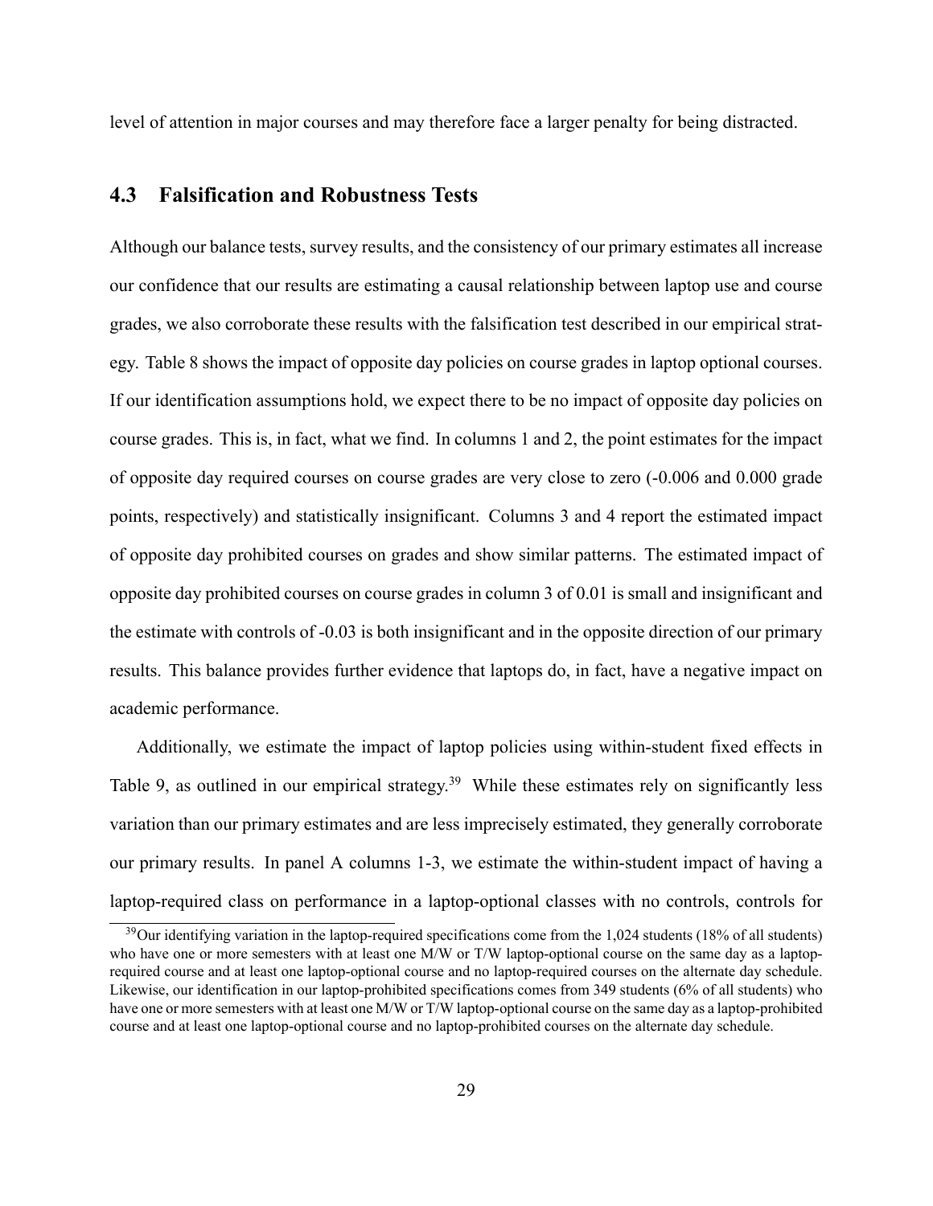level of attention in major courses and may therefore face a larger penalty for being distracted.

### 4.3 Falsification and Robustness Tests

Although our balance tests, survey results, and the consistency of our primary estimates all increase our confidence that our results are estimating a causal relationship between laptop use and course grades, we also corroborate these results with the falsification test described in our empirical strategy. Table 8 shows the impact of opposite day policies on course grades in laptop optional courses. If our identification assumptions hold, we expect there to be no impact of opposite day policies on course grades. This is, in fact, what we find. In columns 1 and 2, the point estimates for the impact of opposite day required courses on course grades are very close to zero (-0.006 and 0.000 grade points, respectively) and statistically insignificant. Columns 3 and 4 report the estimated impact of opposite day prohibited courses on grades and show similar patterns. The estimated impact of opposite day prohibited courses on course grades in column 3 of 0.01 is small and insignificant and the estimate with controls of -0.03 is both insignificant and in the opposite direction of our primary results. This balance provides further evidence that laptops do, in fact, have a negative impact on academic performance.

Additionally, we estimate the impact of laptop policies using within-student fixed effects in Table 9, as outlined in our empirical strategy.[39] While these estimates rely on significantly less variation than our primary estimates and are less imprecisely estimated, they generally corroborate our primary results. In panel A columns 1-3, we estimate the within-student impact of having a laptop-required class on performance in a laptop-optional classes with no controls, controls for

[39] Our identifying variation in the laptop-required specifications come from the 1,024 students (18% of all students) who have one or more semesters with at least one M/W or T/W laptop-optional course on the same day as a laptop-required course and at least one laptop-optional course and no laptop-required courses on the alternate day schedule. Likewise, our identification in our laptop-prohibited specifications comes from 349 students (6% of all students) who have one or more semesters with at least one M/W or T/W laptop-optional course on the same day as a laptop-prohibited course and at least one laptop-optional course and no laptop-prohibited courses on the alternate day schedule.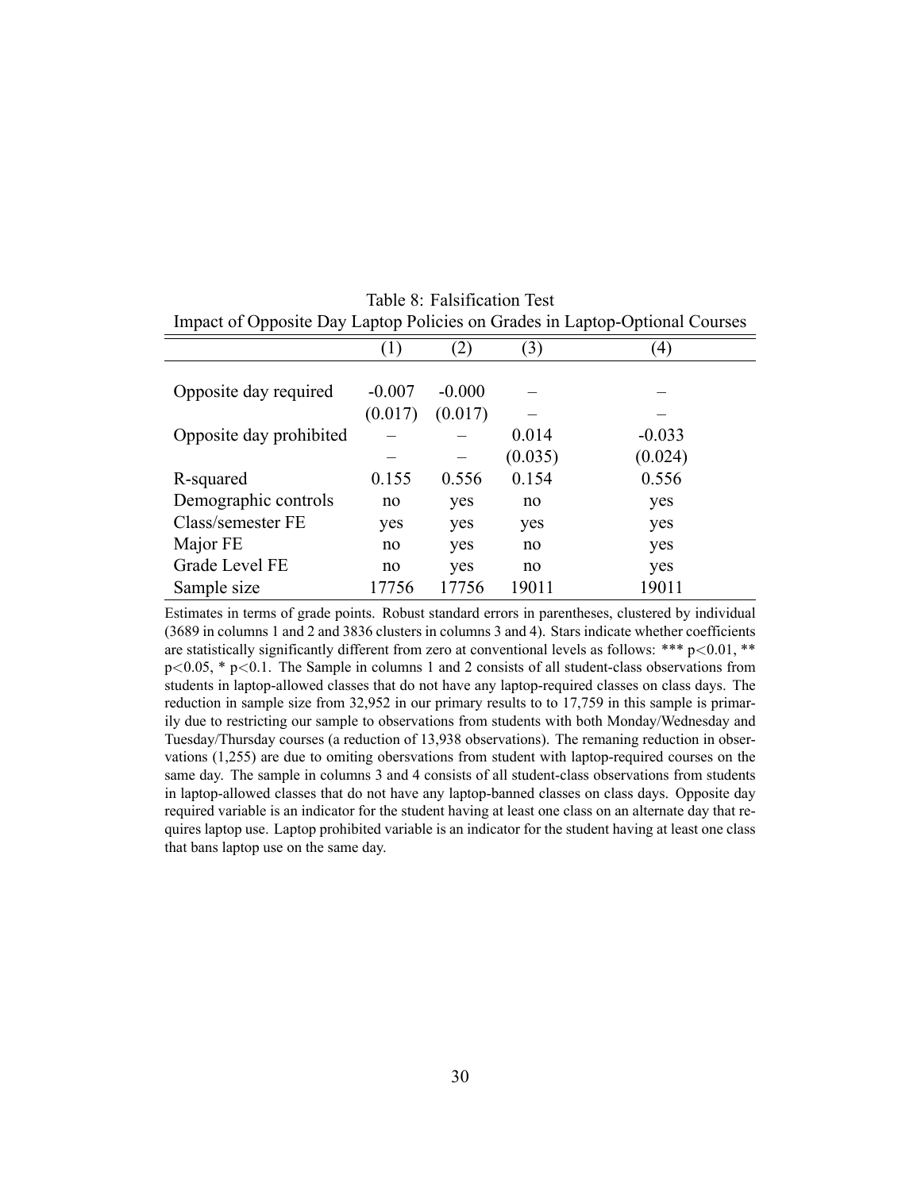Table 8: Falsification Test
Impact of Opposite Day Laptop Policies on Grades in Laptop-Optional Courses

| | (1) | (2) | (3) | (4) |
|---|---|---|---|---|
| Opposite day required | -0.007 | -0.000 | – | – |
| | (0.017) | (0.017) | – | – |
| Opposite day prohibited | – | – | 0.014 | -0.033 |
| | – | – | (0.035) | (0.024) |
| R-squared | 0.155 | 0.556 | 0.154 | 0.556 |
| Demographic controls | no | yes | no | yes |
| Class/semester FE | yes | yes | yes | yes |
| Major FE | no | yes | no | yes |
| Grade Level FE | no | yes | no | yes |
| Sample size | 17756 | 17756 | 19011 | 19011 |

Estimates in terms of grade points. Robust standard errors in parentheses, clustered by individual (3689 in columns 1 and 2 and 3836 clusters in columns 3 and 4). Stars indicate whether coefficients are statistically significantly different from zero at conventional levels as follows: *** $p<0.01$, ** $p<0.05$, * $p<0.1$. The Sample in columns 1 and 2 consists of all student-class observations from students in laptop-allowed classes that do not have any laptop-required classes on class days. The reduction in sample size from 32,952 in our primary results to to 17,759 in this sample is primarily due to restricting our sample to observations from students with both Monday/Wednesday and Tuesday/Thursday courses (a reduction of 13,938 observations). The remaning reduction in observations (1,255) are due to omiting obersvations from student with laptop-required courses on the same day. The sample in columns 3 and 4 consists of all student-class observations from students in laptop-allowed classes that do not have any laptop-banned classes on class days. Opposite day required variable is an indicator for the student having at least one class on an alternate day that requires laptop use. Laptop prohibited variable is an indicator for the student having at least one class that bans laptop use on the same day.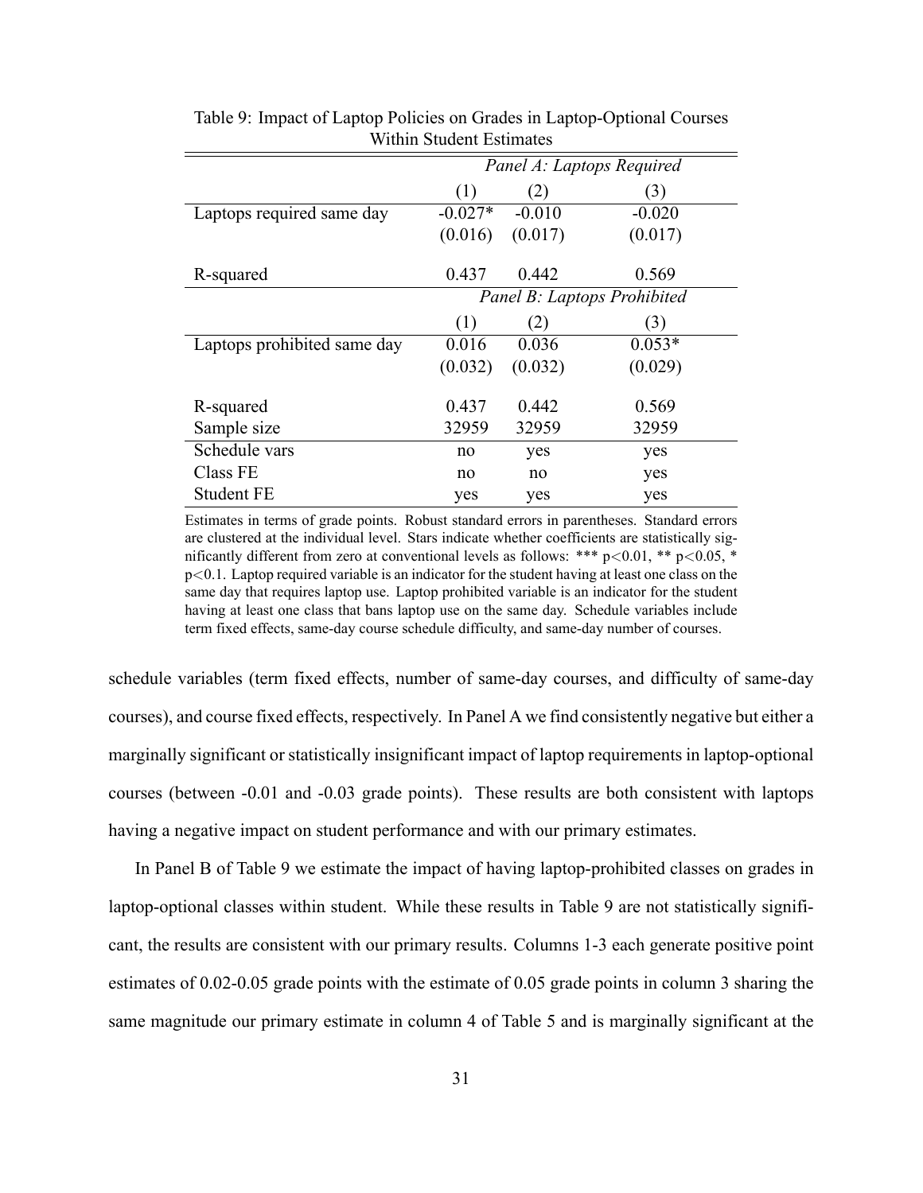Table 9: Impact of Laptop Policies on Grades in Laptop-Optional Courses
Within Student Estimates

| | | | |
|---|---|---|---|
| | *Panel A: Laptops Required* | | |
| | (1) | (2) | (3) |
| Laptops required same day | -0.027* | -0.010 | -0.020 |
| | (0.016) | (0.017) | (0.017) |
| R-squared | 0.437 | 0.442 | 0.569 |
| | *Panel B: Laptops Prohibited* | | |
| | (1) | (2) | (3) |
| Laptops prohibited same day | 0.016 | 0.036 | 0.053* |
| | (0.032) | (0.032) | (0.029) |
| R-squared | 0.437 | 0.442 | 0.569 |
| Sample size | 32959 | 32959 | 32959 |
| Schedule vars | no | yes | yes |
| Class FE | no | no | yes |
| Student FE | yes | yes | yes |

Estimates in terms of grade points. Robust standard errors in parentheses. Standard errors are clustered at the individual level. Stars indicate whether coefficients are statistically significantly different from zero at conventional levels as follows: *** $p<0.01$, ** $p<0.05$, * $p<0.1$. Laptop required variable is an indicator for the student having at least one class on the same day that requires laptop use. Laptop prohibited variable is an indicator for the student having at least one class that bans laptop use on the same day. Schedule variables include term fixed effects, same-day course schedule difficulty, and same-day number of courses.

schedule variables (term fixed effects, number of same-day courses, and difficulty of same-day courses), and course fixed effects, respectively. In Panel A we find consistently negative but either a marginally significant or statistically insignificant impact of laptop requirements in laptop-optional courses (between -0.01 and -0.03 grade points). These results are both consistent with laptops having a negative impact on student performance and with our primary estimates.

In Panel B of Table 9 we estimate the impact of having laptop-prohibited classes on grades in laptop-optional classes within student. While these results in Table 9 are not statistically significant, the results are consistent with our primary results. Columns 1-3 each generate positive point estimates of 0.02-0.05 grade points with the estimate of 0.05 grade points in column 3 sharing the same magnitude our primary estimate in column 4 of Table 5 and is marginally significant at the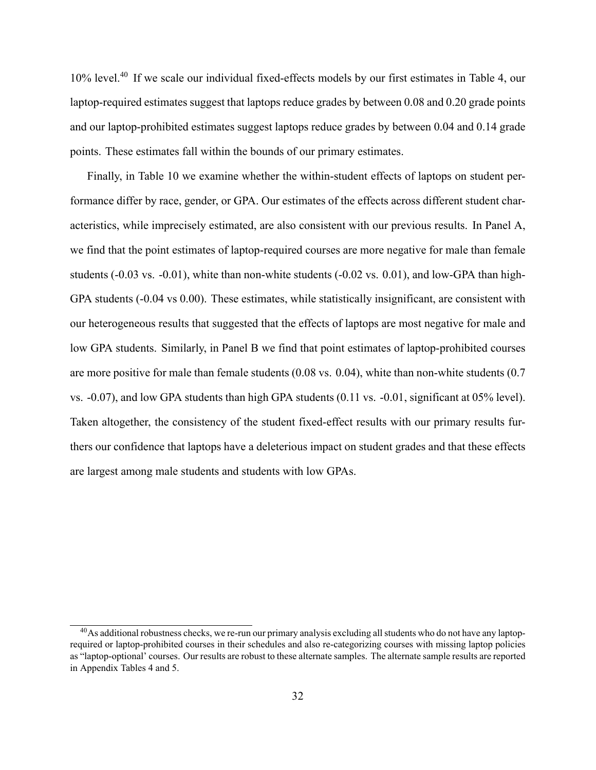10% level.[40] If we scale our individual fixed-effects models by our first estimates in Table 4, our laptop-required estimates suggest that laptops reduce grades by between 0.08 and 0.20 grade points and our laptop-prohibited estimates suggest laptops reduce grades by between 0.04 and 0.14 grade points. These estimates fall within the bounds of our primary estimates.

Finally, in Table 10 we examine whether the within-student effects of laptops on student performance differ by race, gender, or GPA. Our estimates of the effects across different student characteristics, while imprecisely estimated, are also consistent with our previous results. In Panel A, we find that the point estimates of laptop-required courses are more negative for male than female students (-0.03 vs. -0.01), white than non-white students (-0.02 vs. 0.01), and low-GPA than high-GPA students (-0.04 vs 0.00). These estimates, while statistically insignificant, are consistent with our heterogeneous results that suggested that the effects of laptops are most negative for male and low GPA students. Similarly, in Panel B we find that point estimates of laptop-prohibited courses are more positive for male than female students (0.08 vs. 0.04), white than non-white students (0.7 vs. -0.07), and low GPA students than high GPA students (0.11 vs. -0.01, significant at 05% level). Taken altogether, the consistency of the student fixed-effect results with our primary results furthers our confidence that laptops have a deleterious impact on student grades and that these effects are largest among male students and students with low GPAs.

[40] As additional robustness checks, we re-run our primary analysis excluding all students who do not have any laptop-required or laptop-prohibited courses in their schedules and also re-categorizing courses with missing laptop policies as "laptop-optional' courses. Our results are robust to these alternate samples. The alternate sample results are reported in Appendix Tables 4 and 5.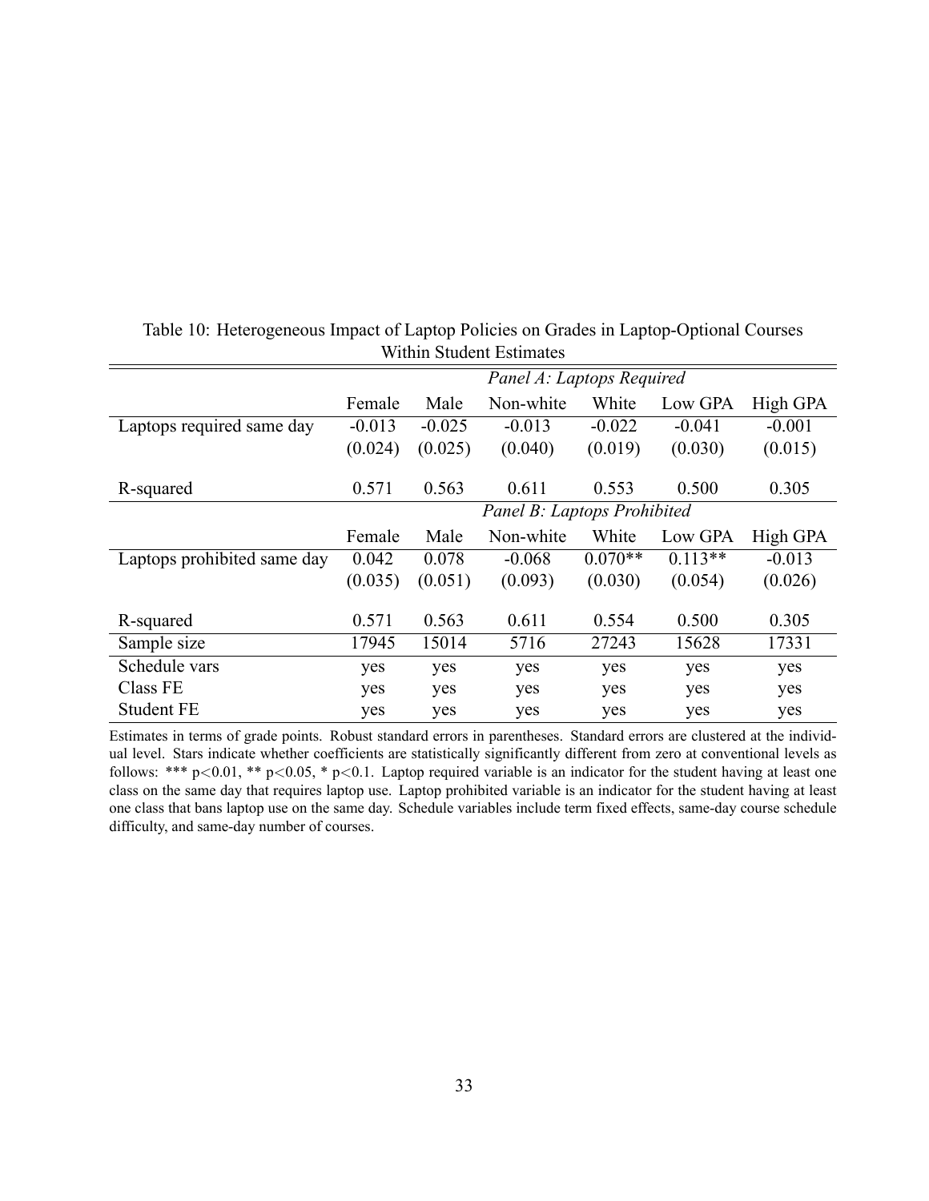Table 10: Heterogeneous Impact of Laptop Policies on Grades in Laptop-Optional Courses
Within Student Estimates

| | Panel A: Laptops Required | | | | | |
|---|---|---|---|---|---|---|
| | Female | Male | Non-white | White | Low GPA | High GPA |
| Laptops required same day | -0.013 | -0.025 | -0.013 | -0.022 | -0.041 | -0.001 |
| | (0.024) | (0.025) | (0.040) | (0.019) | (0.030) | (0.015) |
| R-squared | 0.571 | 0.563 | 0.611 | 0.553 | 0.500 | 0.305 |
| | *Panel B: Laptops Prohibited* | | | | | |
| | Female | Male | Non-white | White | Low GPA | High GPA |
| Laptops prohibited same day | 0.042 | 0.078 | -0.068 | 0.070** | 0.113** | -0.013 |
| | (0.035) | (0.051) | (0.093) | (0.030) | (0.054) | (0.026) |
| R-squared | 0.571 | 0.563 | 0.611 | 0.554 | 0.500 | 0.305 |
| Sample size | 17945 | 15014 | 5716 | 27243 | 15628 | 17331 |
| Schedule vars | yes | yes | yes | yes | yes | yes |
| Class FE | yes | yes | yes | yes | yes | yes |
| Student FE | yes | yes | yes | yes | yes | yes |

Estimates in terms of grade points. Robust standard errors in parentheses. Standard errors are clustered at the individual level. Stars indicate whether coefficients are statistically significantly different from zero at conventional levels as follows: *** $p<0.01$, ** $p<0.05$, * $p<0.1$. Laptop required variable is an indicator for the student having at least one class on the same day that requires laptop use. Laptop prohibited variable is an indicator for the student having at least one class that bans laptop use on the same day. Schedule variables include term fixed effects, same-day course schedule difficulty, and same-day number of courses.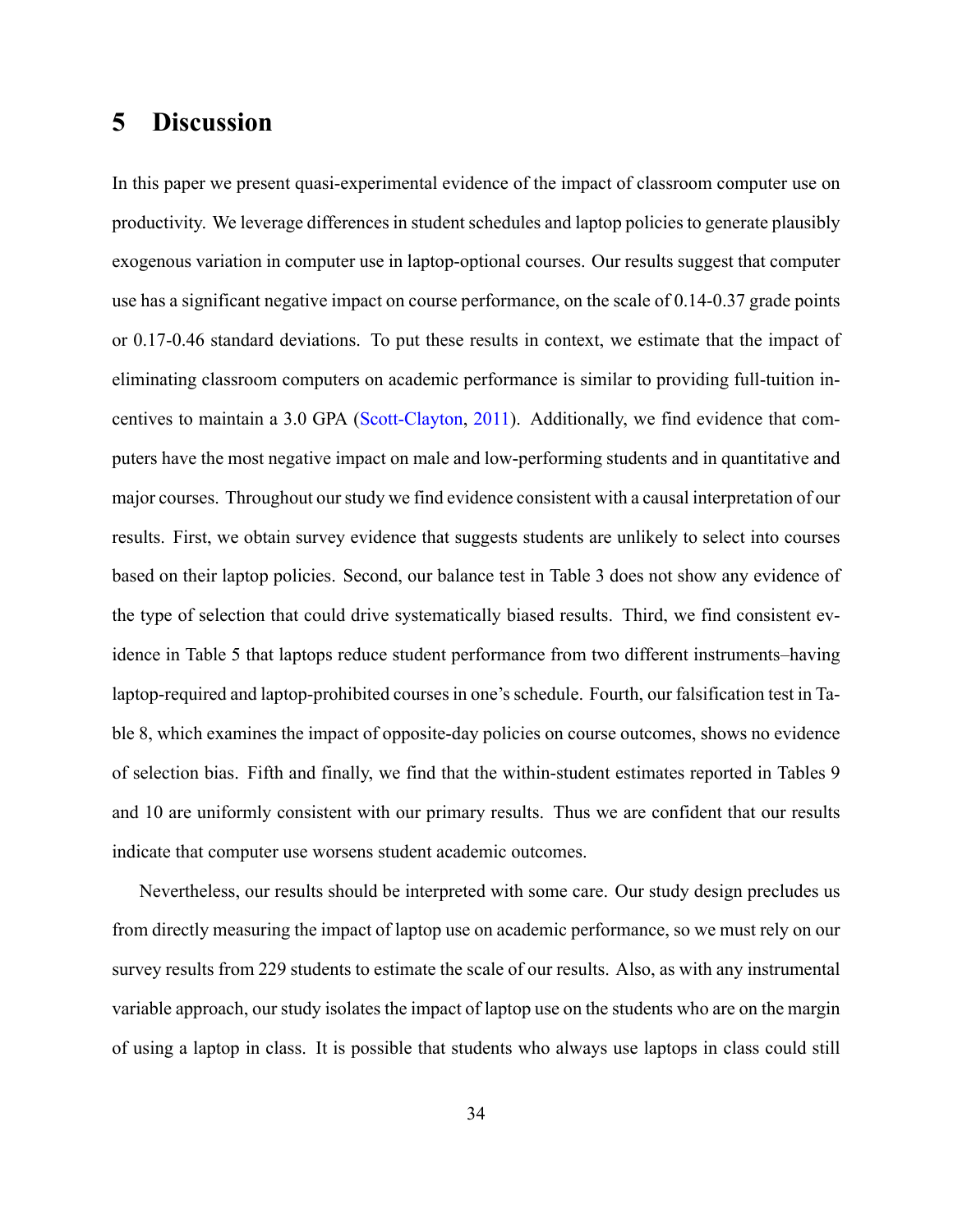## 5 Discussion

In this paper we present quasi-experimental evidence of the impact of classroom computer use on productivity. We leverage differences in student schedules and laptop policies to generate plausibly exogenous variation in computer use in laptop-optional courses. Our results suggest that computer use has a significant negative impact on course performance, on the scale of 0.14-0.37 grade points or 0.17-0.46 standard deviations. To put these results in context, we estimate that the impact of eliminating classroom computers on academic performance is similar to providing full-tuition incentives to maintain a 3.0 GPA (Scott-Clayton, 2011). Additionally, we find evidence that computers have the most negative impact on male and low-performing students and in quantitative and major courses. Throughout our study we find evidence consistent with a causal interpretation of our results. First, we obtain survey evidence that suggests students are unlikely to select into courses based on their laptop policies. Second, our balance test in Table 3 does not show any evidence of the type of selection that could drive systematically biased results. Third, we find consistent evidence in Table 5 that laptops reduce student performance from two different instruments–having laptop-required and laptop-prohibited courses in one's schedule. Fourth, our falsification test in Table 8, which examines the impact of opposite-day policies on course outcomes, shows no evidence of selection bias. Fifth and finally, we find that the within-student estimates reported in Tables 9 and 10 are uniformly consistent with our primary results. Thus we are confident that our results indicate that computer use worsens student academic outcomes.

Nevertheless, our results should be interpreted with some care. Our study design precludes us from directly measuring the impact of laptop use on academic performance, so we must rely on our survey results from 229 students to estimate the scale of our results. Also, as with any instrumental variable approach, our study isolates the impact of laptop use on the students who are on the margin of using a laptop in class. It is possible that students who always use laptops in class could still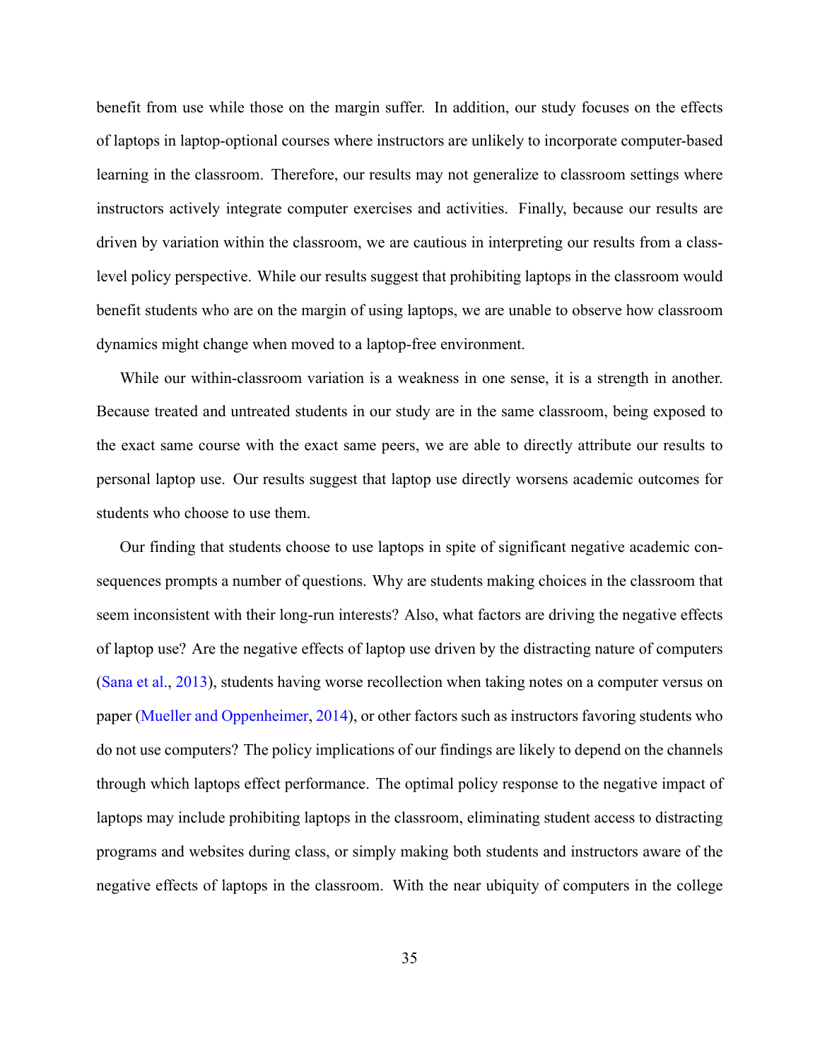benefit from use while those on the margin suffer. In addition, our study focuses on the effects of laptops in laptop-optional courses where instructors are unlikely to incorporate computer-based learning in the classroom. Therefore, our results may not generalize to classroom settings where instructors actively integrate computer exercises and activities. Finally, because our results are driven by variation within the classroom, we are cautious in interpreting our results from a class-level policy perspective. While our results suggest that prohibiting laptops in the classroom would benefit students who are on the margin of using laptops, we are unable to observe how classroom dynamics might change when moved to a laptop-free environment.

While our within-classroom variation is a weakness in one sense, it is a strength in another. Because treated and untreated students in our study are in the same classroom, being exposed to the exact same course with the exact same peers, we are able to directly attribute our results to personal laptop use. Our results suggest that laptop use directly worsens academic outcomes for students who choose to use them.

Our finding that students choose to use laptops in spite of significant negative academic consequences prompts a number of questions. Why are students making choices in the classroom that seem inconsistent with their long-run interests? Also, what factors are driving the negative effects of laptop use? Are the negative effects of laptop use driven by the distracting nature of computers (Sana et al., 2013), students having worse recollection when taking notes on a computer versus on paper (Mueller and Oppenheimer, 2014), or other factors such as instructors favoring students who do not use computers? The policy implications of our findings are likely to depend on the channels through which laptops effect performance. The optimal policy response to the negative impact of laptops may include prohibiting laptops in the classroom, eliminating student access to distracting programs and websites during class, or simply making both students and instructors aware of the negative effects of laptops in the classroom. With the near ubiquity of computers in the college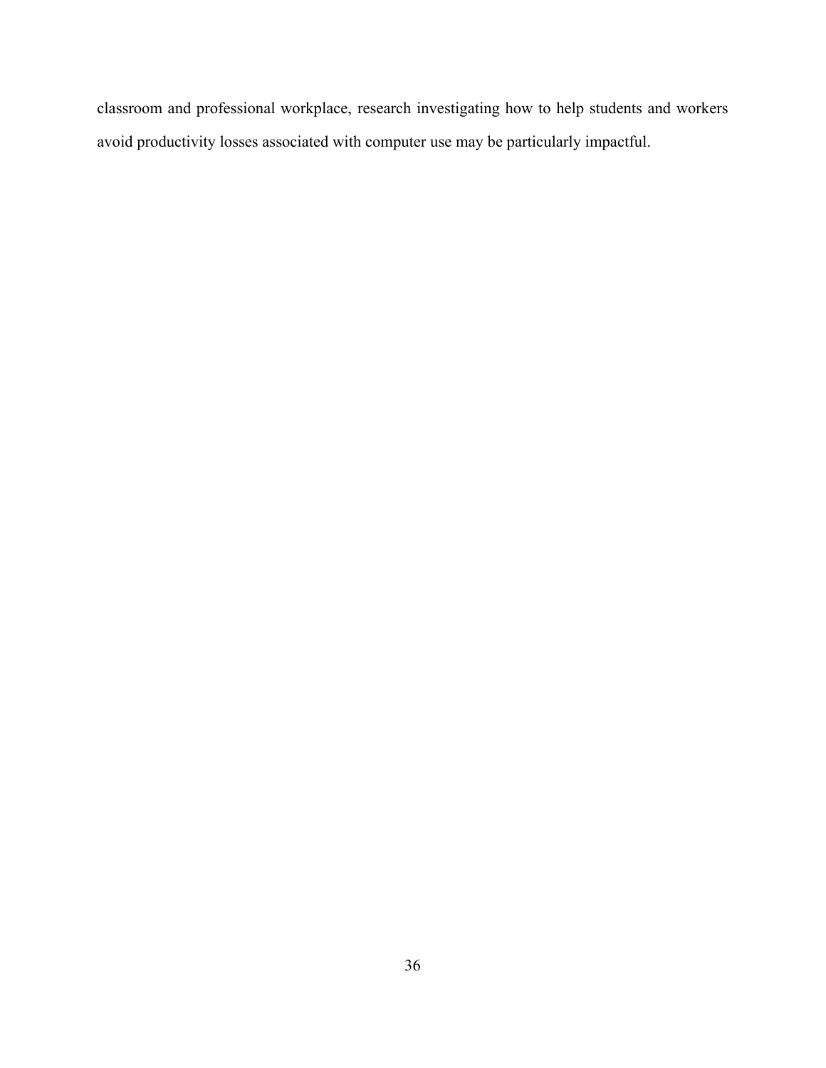classroom and professional workplace, research investigating how to help students and workers avoid productivity losses associated with computer use may be particularly impactful.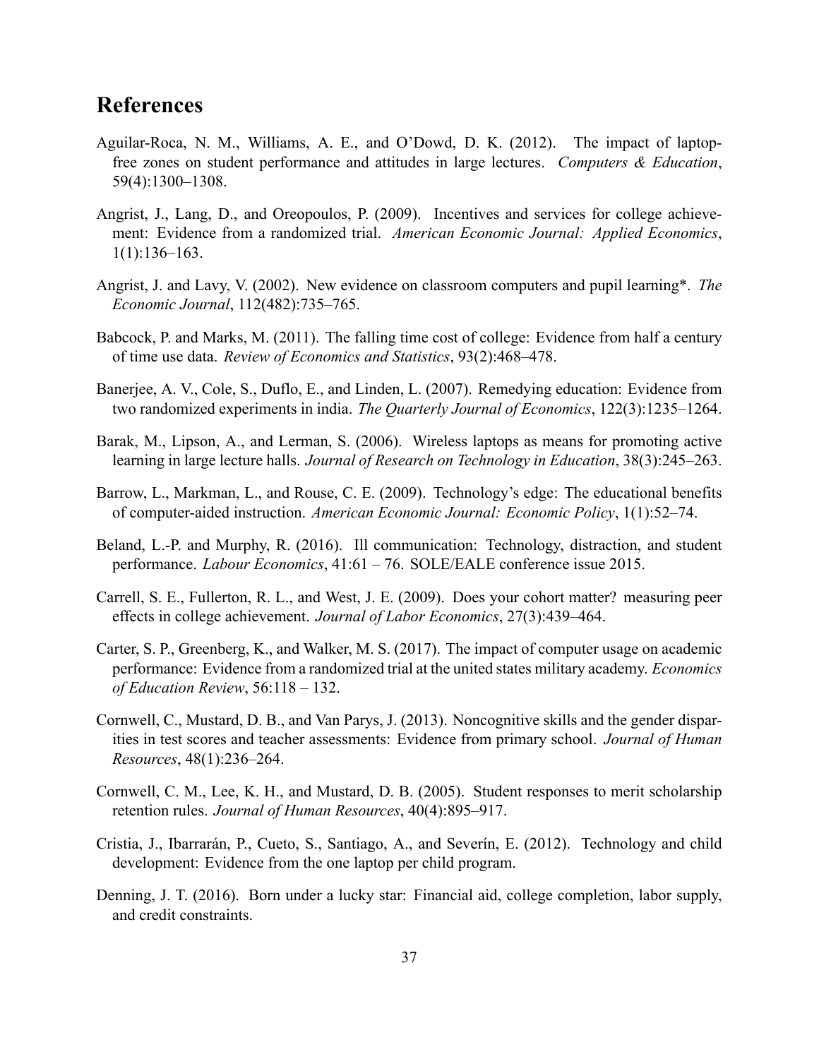# References

Aguilar-Roca, N. M., Williams, A. E., and O'Dowd, D. K. (2012). The impact of laptop-free zones on student performance and attitudes in large lectures. *Computers & Education*, 59(4):1300–1308.

Angrist, J., Lang, D., and Oreopoulos, P. (2009). Incentives and services for college achievement: Evidence from a randomized trial. *American Economic Journal: Applied Economics*, 1(1):136–163.

Angrist, J. and Lavy, V. (2002). New evidence on classroom computers and pupil learning*. *The Economic Journal*, 112(482):735–765.

Babcock, P. and Marks, M. (2011). The falling time cost of college: Evidence from half a century of time use data. *Review of Economics and Statistics*, 93(2):468–478.

Banerjee, A. V., Cole, S., Duflo, E., and Linden, L. (2007). Remedying education: Evidence from two randomized experiments in india. *The Quarterly Journal of Economics*, 122(3):1235–1264.

Barak, M., Lipson, A., and Lerman, S. (2006). Wireless laptops as means for promoting active learning in large lecture halls. *Journal of Research on Technology in Education*, 38(3):245–263.

Barrow, L., Markman, L., and Rouse, C. E. (2009). Technology's edge: The educational benefits of computer-aided instruction. *American Economic Journal: Economic Policy*, 1(1):52–74.

Beland, L.-P. and Murphy, R. (2016). Ill communication: Technology, distraction, and student performance. *Labour Economics*, 41:61 – 76. SOLE/EALE conference issue 2015.

Carrell, S. E., Fullerton, R. L., and West, J. E. (2009). Does your cohort matter? measuring peer effects in college achievement. *Journal of Labor Economics*, 27(3):439–464.

Carter, S. P., Greenberg, K., and Walker, M. S. (2017). The impact of computer usage on academic performance: Evidence from a randomized trial at the united states military academy. *Economics of Education Review*, 56:118 – 132.

Cornwell, C., Mustard, D. B., and Van Parys, J. (2013). Noncognitive skills and the gender disparities in test scores and teacher assessments: Evidence from primary school. *Journal of Human Resources*, 48(1):236–264.

Cornwell, C. M., Lee, K. H., and Mustard, D. B. (2005). Student responses to merit scholarship retention rules. *Journal of Human Resources*, 40(4):895–917.

Cristia, J., Ibarrarán, P., Cueto, S., Santiago, A., and Severín, E. (2012). Technology and child development: Evidence from the one laptop per child program.

Denning, J. T. (2016). Born under a lucky star: Financial aid, college completion, labor supply, and credit constraints.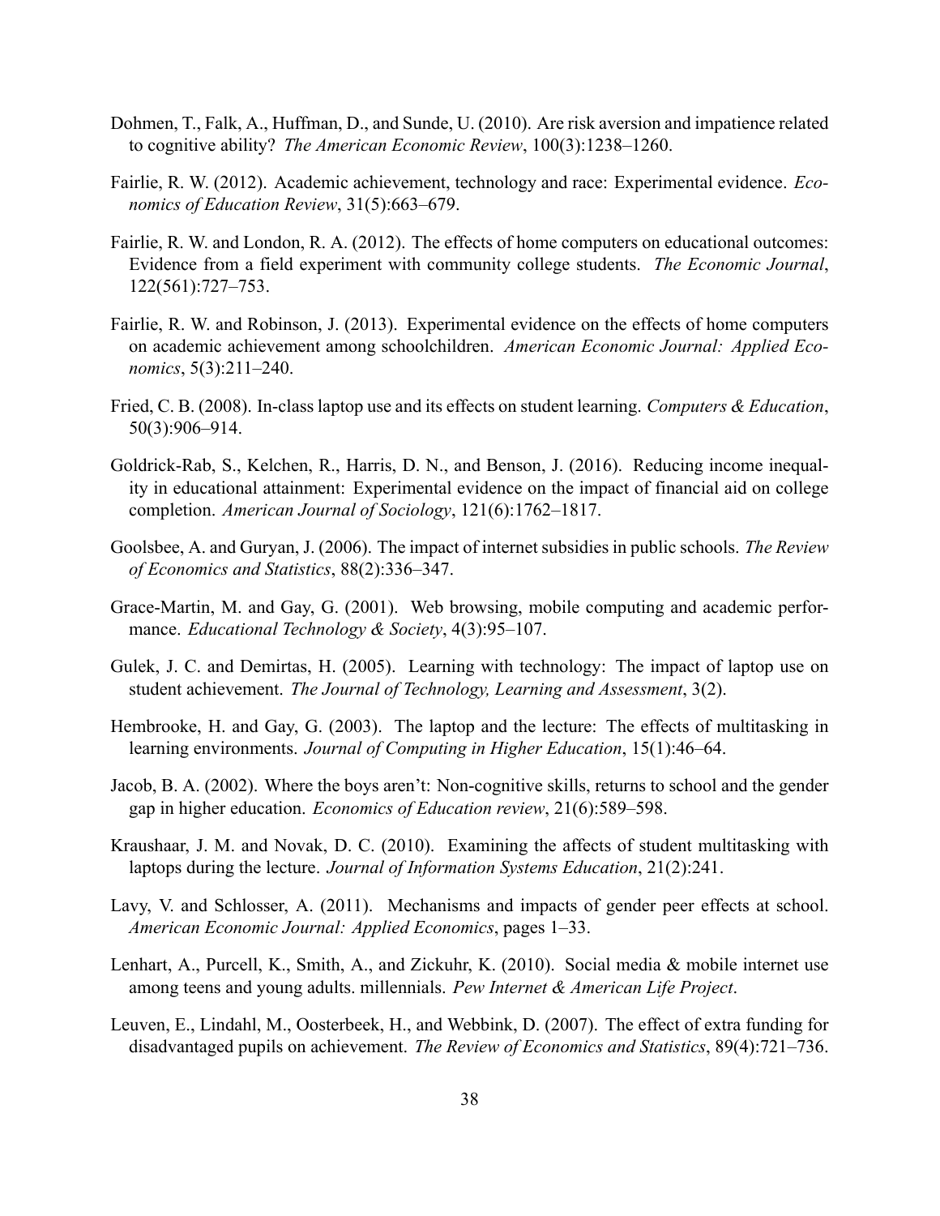Dohmen, T., Falk, A., Huffman, D., and Sunde, U. (2010). Are risk aversion and impatience related to cognitive ability? *The American Economic Review*, 100(3):1238–1260.

Fairlie, R. W. (2012). Academic achievement, technology and race: Experimental evidence. *Economics of Education Review*, 31(5):663–679.

Fairlie, R. W. and London, R. A. (2012). The effects of home computers on educational outcomes: Evidence from a field experiment with community college students. *The Economic Journal*, 122(561):727–753.

Fairlie, R. W. and Robinson, J. (2013). Experimental evidence on the effects of home computers on academic achievement among schoolchildren. *American Economic Journal: Applied Economics*, 5(3):211–240.

Fried, C. B. (2008). In-class laptop use and its effects on student learning. *Computers & Education*, 50(3):906–914.

Goldrick-Rab, S., Kelchen, R., Harris, D. N., and Benson, J. (2016). Reducing income inequality in educational attainment: Experimental evidence on the impact of financial aid on college completion. *American Journal of Sociology*, 121(6):1762–1817.

Goolsbee, A. and Guryan, J. (2006). The impact of internet subsidies in public schools. *The Review of Economics and Statistics*, 88(2):336–347.

Grace-Martin, M. and Gay, G. (2001). Web browsing, mobile computing and academic performance. *Educational Technology & Society*, 4(3):95–107.

Gulek, J. C. and Demirtas, H. (2005). Learning with technology: The impact of laptop use on student achievement. *The Journal of Technology, Learning and Assessment*, 3(2).

Hembrooke, H. and Gay, G. (2003). The laptop and the lecture: The effects of multitasking in learning environments. *Journal of Computing in Higher Education*, 15(1):46–64.

Jacob, B. A. (2002). Where the boys aren't: Non-cognitive skills, returns to school and the gender gap in higher education. *Economics of Education review*, 21(6):589–598.

Kraushaar, J. M. and Novak, D. C. (2010). Examining the affects of student multitasking with laptops during the lecture. *Journal of Information Systems Education*, 21(2):241.

Lavy, V. and Schlosser, A. (2011). Mechanisms and impacts of gender peer effects at school. *American Economic Journal: Applied Economics*, pages 1–33.

Lenhart, A., Purcell, K., Smith, A., and Zickuhr, K. (2010). Social media & mobile internet use among teens and young adults. millennials. *Pew Internet & American Life Project*.

Leuven, E., Lindahl, M., Oosterbeek, H., and Webbink, D. (2007). The effect of extra funding for disadvantaged pupils on achievement. *The Review of Economics and Statistics*, 89(4):721–736.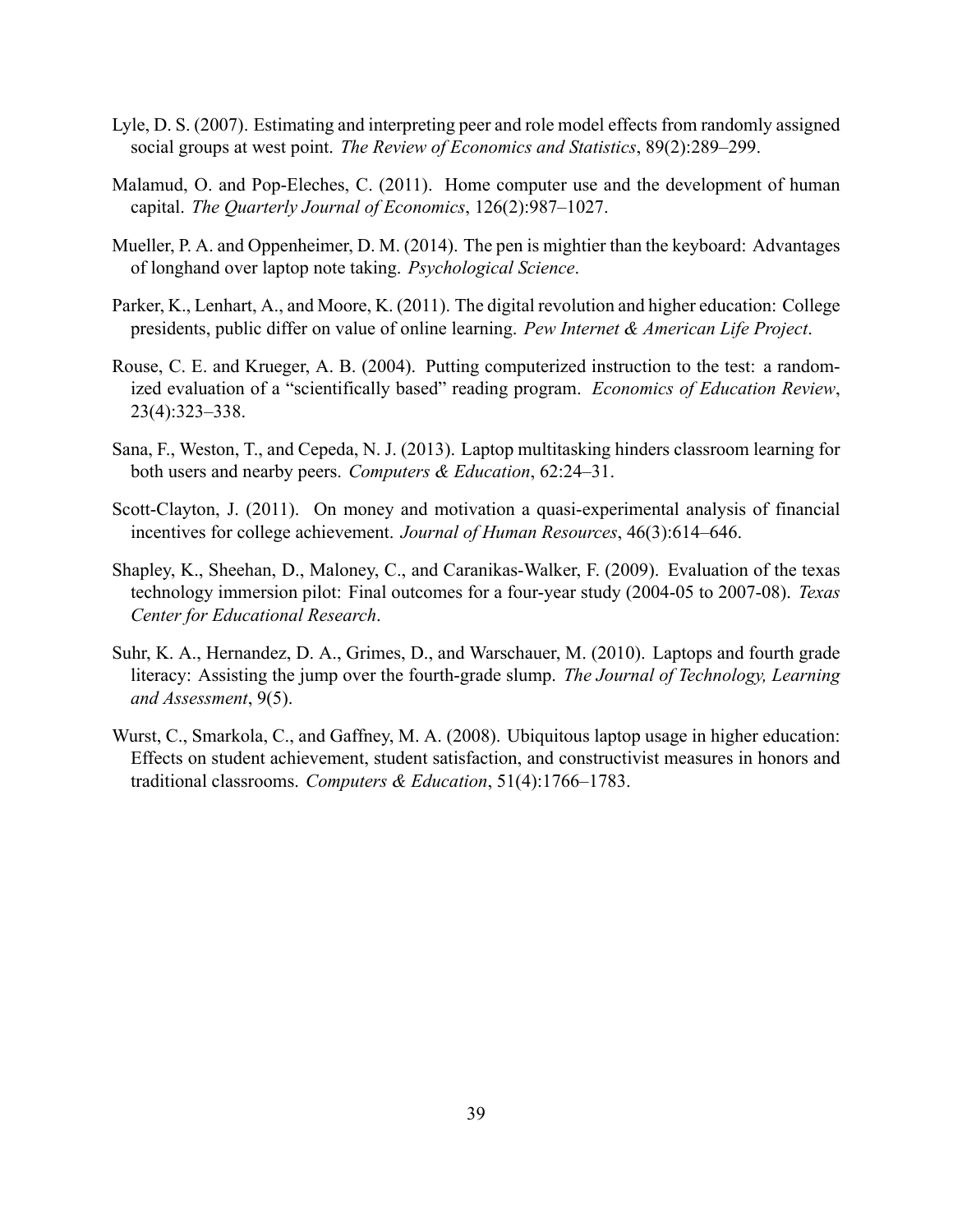Lyle, D. S. (2007). Estimating and interpreting peer and role model effects from randomly assigned social groups at west point. *The Review of Economics and Statistics*, 89(2):289–299.

Malamud, O. and Pop-Eleches, C. (2011). Home computer use and the development of human capital. *The Quarterly Journal of Economics*, 126(2):987–1027.

Mueller, P. A. and Oppenheimer, D. M. (2014). The pen is mightier than the keyboard: Advantages of longhand over laptop note taking. *Psychological Science*.

Parker, K., Lenhart, A., and Moore, K. (2011). The digital revolution and higher education: College presidents, public differ on value of online learning. *Pew Internet & American Life Project*.

Rouse, C. E. and Krueger, A. B. (2004). Putting computerized instruction to the test: a randomized evaluation of a "scientifically based" reading program. *Economics of Education Review*, 23(4):323–338.

Sana, F., Weston, T., and Cepeda, N. J. (2013). Laptop multitasking hinders classroom learning for both users and nearby peers. *Computers & Education*, 62:24–31.

Scott-Clayton, J. (2011). On money and motivation a quasi-experimental analysis of financial incentives for college achievement. *Journal of Human Resources*, 46(3):614–646.

Shapley, K., Sheehan, D., Maloney, C., and Caranikas-Walker, F. (2009). Evaluation of the texas technology immersion pilot: Final outcomes for a four-year study (2004-05 to 2007-08). *Texas Center for Educational Research*.

Suhr, K. A., Hernandez, D. A., Grimes, D., and Warschauer, M. (2010). Laptops and fourth grade literacy: Assisting the jump over the fourth-grade slump. *The Journal of Technology, Learning and Assessment*, 9(5).

Wurst, C., Smarkola, C., and Gaffney, M. A. (2008). Ubiquitous laptop usage in higher education: Effects on student achievement, student satisfaction, and constructivist measures in honors and traditional classrooms. *Computers & Education*, 51(4):1766–1783.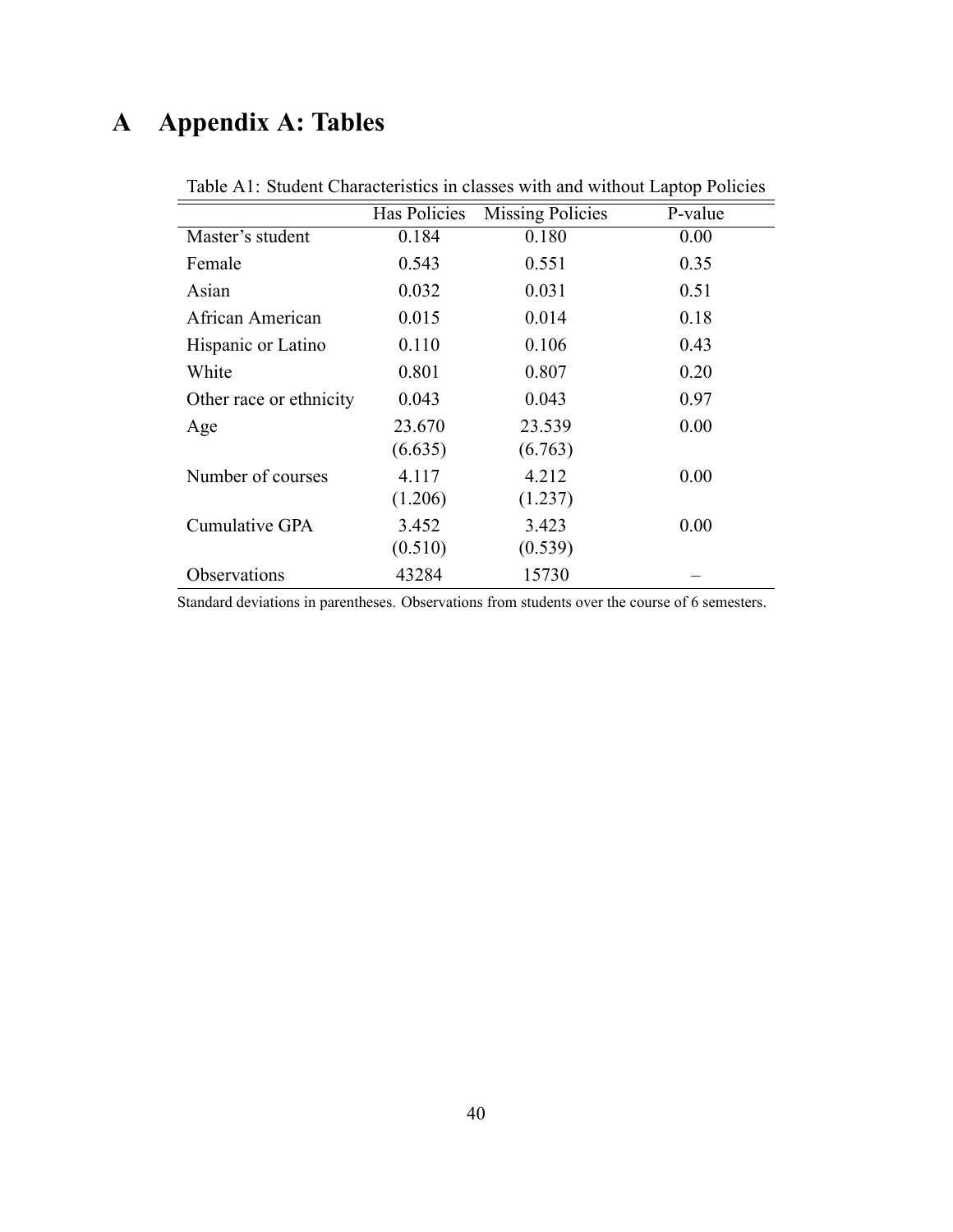# A Appendix A: Tables

Table A1: Student Characteristics in classes with and without Laptop Policies

| | Has Policies | Missing Policies | P-value |
|---|---|---|---|
| Master's student | 0.184 | 0.180 | 0.00 |
| Female | 0.543 | 0.551 | 0.35 |
| Asian | 0.032 | 0.031 | 0.51 |
| African American | 0.015 | 0.014 | 0.18 |
| Hispanic or Latino | 0.110 | 0.106 | 0.43 |
| White | 0.801 | 0.807 | 0.20 |
| Other race or ethnicity | 0.043 | 0.043 | 0.97 |
| Age | 23.670 | 23.539 | 0.00 |
| | (6.635) | (6.763) | |
| Number of courses | 4.117 | 4.212 | 0.00 |
| | (1.206) | (1.237) | |
| Cumulative GPA | 3.452 | 3.423 | 0.00 |
| | (0.510) | (0.539) | |
| Observations | 43284 | 15730 | – |

Standard deviations in parentheses. Observations from students over the course of 6 semesters.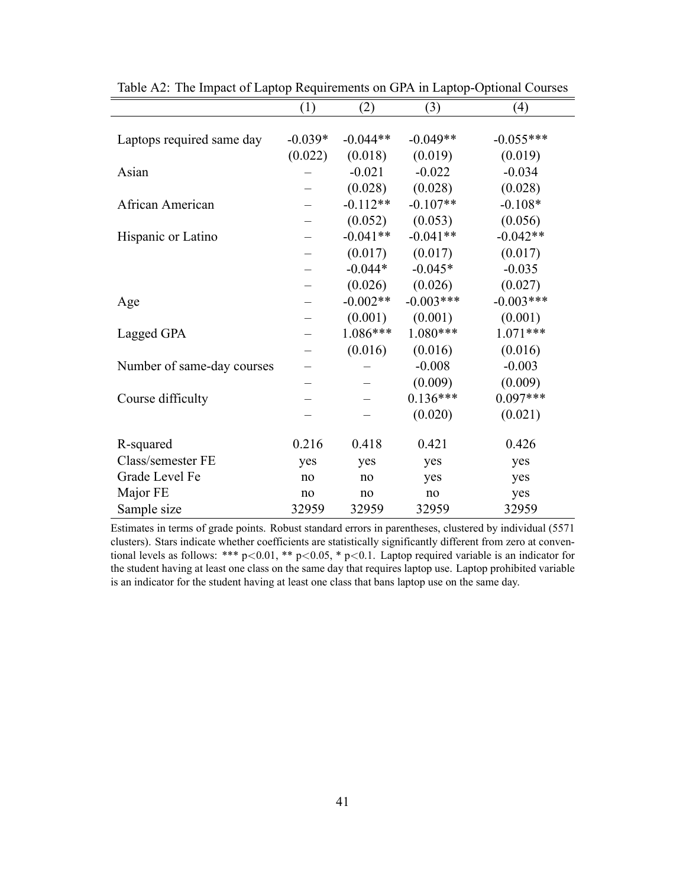Table A2: The Impact of Laptop Requirements on GPA in Laptop-Optional Courses

| | (1) | (2) | (3) | (4) |
|---|---|---|---|---|
| Laptops required same day | -0.039* | -0.044** | -0.049** | -0.055*** |
| | (0.022) | (0.018) | (0.019) | (0.019) |
| Asian | – | -0.021 | -0.022 | -0.034 |
| | – | (0.028) | (0.028) | (0.028) |
| African American | – | -0.112** | -0.107** | -0.108* |
| | – | (0.052) | (0.053) | (0.056) |
| Hispanic or Latino | – | -0.041** | -0.041** | -0.042** |
| | – | (0.017) | (0.017) | (0.017) |
| | – | -0.044* | -0.045* | -0.035 |
| | – | (0.026) | (0.026) | (0.027) |
| Age | – | -0.002** | -0.003*** | -0.003*** |
| | – | (0.001) | (0.001) | (0.001) |
| Lagged GPA | – | 1.086*** | 1.080*** | 1.071*** |
| | – | (0.016) | (0.016) | (0.016) |
| Number of same-day courses | – | – | -0.008 | -0.003 |
| | – | – | (0.009) | (0.009) |
| Course difficulty | – | – | 0.136*** | 0.097*** |
| | – | – | (0.020) | (0.021) |
| R-squared | 0.216 | 0.418 | 0.421 | 0.426 |
| Class/semester FE | yes | yes | yes | yes |
| Grade Level Fe | no | no | yes | yes |
| Major FE | no | no | no | yes |
| Sample size | 32959 | 32959 | 32959 | 32959 |

Estimates in terms of grade points. Robust standard errors in parentheses, clustered by individual (5571 clusters). Stars indicate whether coefficients are statistically significantly different from zero at conventional levels as follows: *** $p<0.01$, ** $p<0.05$, * $p<0.1$. Laptop required variable is an indicator for the student having at least one class on the same day that requires laptop use. Laptop prohibited variable is an indicator for the student having at least one class that bans laptop use on the same day.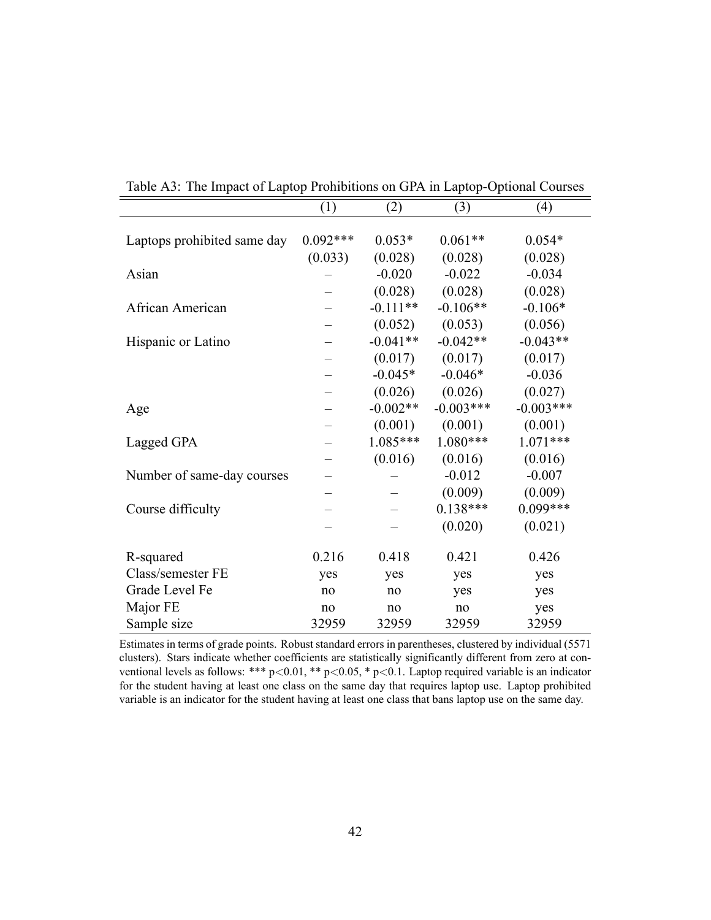Table A3: The Impact of Laptop Prohibitions on GPA in Laptop-Optional Courses

| | (1) | (2) | (3) | (4) |
|---|---|---|---|---|
| Laptops prohibited same day | 0.092*** | 0.053* | 0.061** | 0.054* |
| | (0.033) | (0.028) | (0.028) | (0.028) |
| Asian | – | -0.020 | -0.022 | -0.034 |
| | – | (0.028) | (0.028) | (0.028) |
| African American | – | -0.111** | -0.106** | -0.106* |
| | – | (0.052) | (0.053) | (0.056) |
| Hispanic or Latino | – | -0.041** | -0.042** | -0.043** |
| | – | (0.017) | (0.017) | (0.017) |
| | – | -0.045* | -0.046* | -0.036 |
| | – | (0.026) | (0.026) | (0.027) |
| Age | – | -0.002** | -0.003*** | -0.003*** |
| | – | (0.001) | (0.001) | (0.001) |
| Lagged GPA | – | 1.085*** | 1.080*** | 1.071*** |
| | – | (0.016) | (0.016) | (0.016) |
| Number of same-day courses | – | – | -0.012 | -0.007 |
| | – | – | (0.009) | (0.009) |
| Course difficulty | – | – | 0.138*** | 0.099*** |
| | – | – | (0.020) | (0.021) |
| R-squared | 0.216 | 0.418 | 0.421 | 0.426 |
| Class/semester FE | yes | yes | yes | yes |
| Grade Level Fe | no | no | yes | yes |
| Major FE | no | no | no | yes |
| Sample size | 32959 | 32959 | 32959 | 32959 |

Estimates in terms of grade points. Robust standard errors in parentheses, clustered by individual (5571 clusters). Stars indicate whether coefficients are statistically significantly different from zero at conventional levels as follows: *** $p<0.01$, ** $p<0.05$, * $p<0.1$. Laptop required variable is an indicator for the student having at least one class on the same day that requires laptop use. Laptop prohibited variable is an indicator for the student having at least one class that bans laptop use on the same day.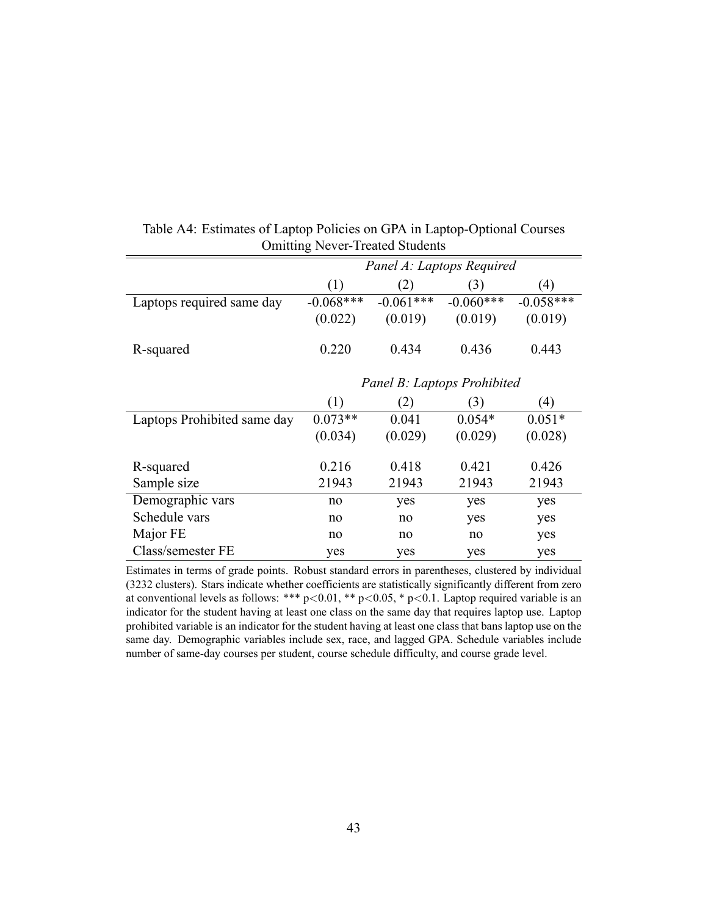Table A4: Estimates of Laptop Policies on GPA in Laptop-Optional Courses Omitting Never-Treated Students

| | *Panel A: Laptops Required* | | | |
|---|---|---|---|---|
| | (1) | (2) | (3) | (4) |
| Laptops required same day | -0.068*** | -0.061*** | -0.060*** | -0.058*** |
| | (0.022) | (0.019) | (0.019) | (0.019) |
| R-squared | 0.220 | 0.434 | 0.436 | 0.443 |
| | *Panel B: Laptops Prohibited* | | | |
| | (1) | (2) | (3) | (4) |
| Laptops Prohibited same day | 0.073** | 0.041 | 0.054* | 0.051* |
| | (0.034) | (0.029) | (0.029) | (0.028) |
| R-squared | 0.216 | 0.418 | 0.421 | 0.426 |
| Sample size | 21943 | 21943 | 21943 | 21943 |
| Demographic vars | no | yes | yes | yes |
| Schedule vars | no | no | yes | yes |
| Major FE | no | no | no | yes |
| Class/semester FE | yes | yes | yes | yes |

Estimates in terms of grade points. Robust standard errors in parentheses, clustered by individual (3232 clusters). Stars indicate whether coefficients are statistically significantly different from zero at conventional levels as follows: *** $p<0.01$, ** $p<0.05$, * $p<0.1$. Laptop required variable is an indicator for the student having at least one class on the same day that requires laptop use. Laptop prohibited variable is an indicator for the student having at least one class that bans laptop use on the same day. Demographic variables include sex, race, and lagged GPA. Schedule variables include number of same-day courses per student, course schedule difficulty, and course grade level.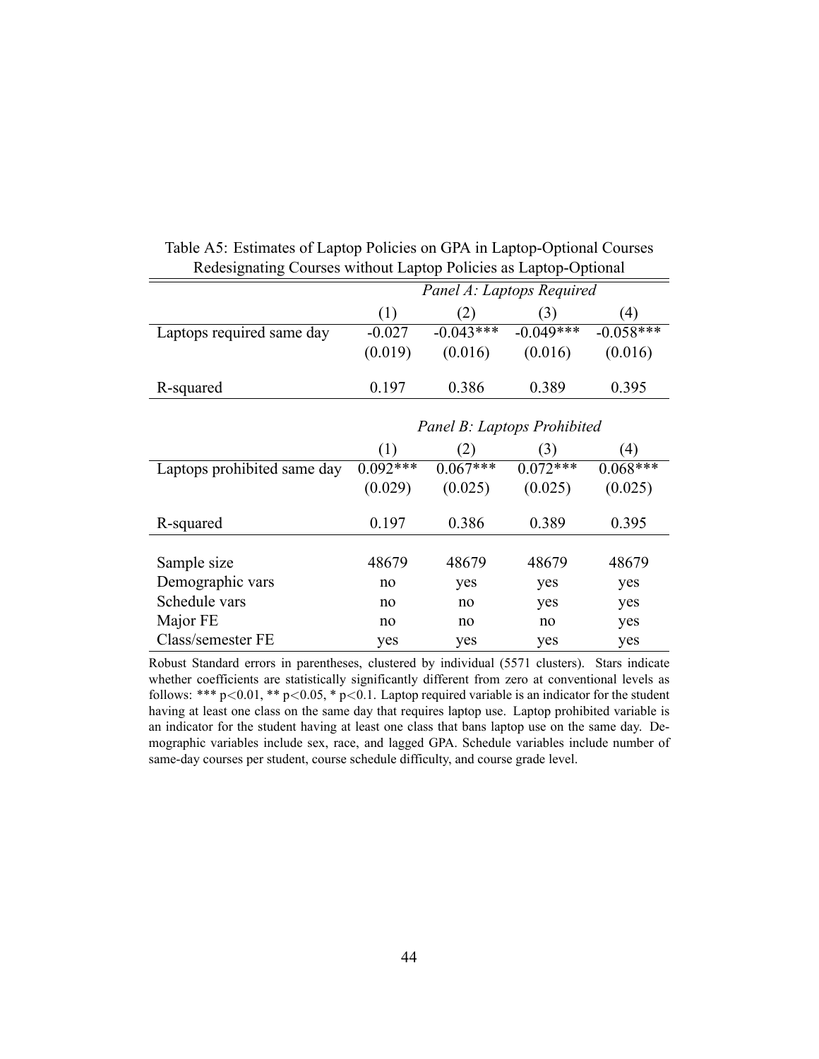Table A5: Estimates of Laptop Policies on GPA in Laptop-Optional Courses
Redesignating Courses without Laptop Policies as Laptop-Optional

| | *Panel A: Laptops Required* | | | |
|---|---|---|---|---|
| | (1) | (2) | (3) | (4) |
| Laptops required same day | -0.027 | -0.043*** | -0.049*** | -0.058*** |
| | (0.019) | (0.016) | (0.016) | (0.016) |
| R-squared | 0.197 | 0.386 | 0.389 | 0.395 |
| | *Panel B: Laptops Prohibited* | | | |
| | (1) | (2) | (3) | (4) |
| Laptops prohibited same day | 0.092*** | 0.067*** | 0.072*** | 0.068*** |
| | (0.029) | (0.025) | (0.025) | (0.025) |
| R-squared | 0.197 | 0.386 | 0.389 | 0.395 |
| Sample size | 48679 | 48679 | 48679 | 48679 |
| Demographic vars | no | yes | yes | yes |
| Schedule vars | no | no | yes | yes |
| Major FE | no | no | no | yes |
| Class/semester FE | yes | yes | yes | yes |

Robust Standard errors in parentheses, clustered by individual (5571 clusters). Stars indicate whether coefficients are statistically significantly different from zero at conventional levels as follows: *** $p<0.01$, ** $p<0.05$, * $p<0.1$. Laptop required variable is an indicator for the student having at least one class on the same day that requires laptop use. Laptop prohibited variable is an indicator for the student having at least one class that bans laptop use on the same day. Demographic variables include sex, race, and lagged GPA. Schedule variables include number of same-day courses per student, course schedule difficulty, and course grade level.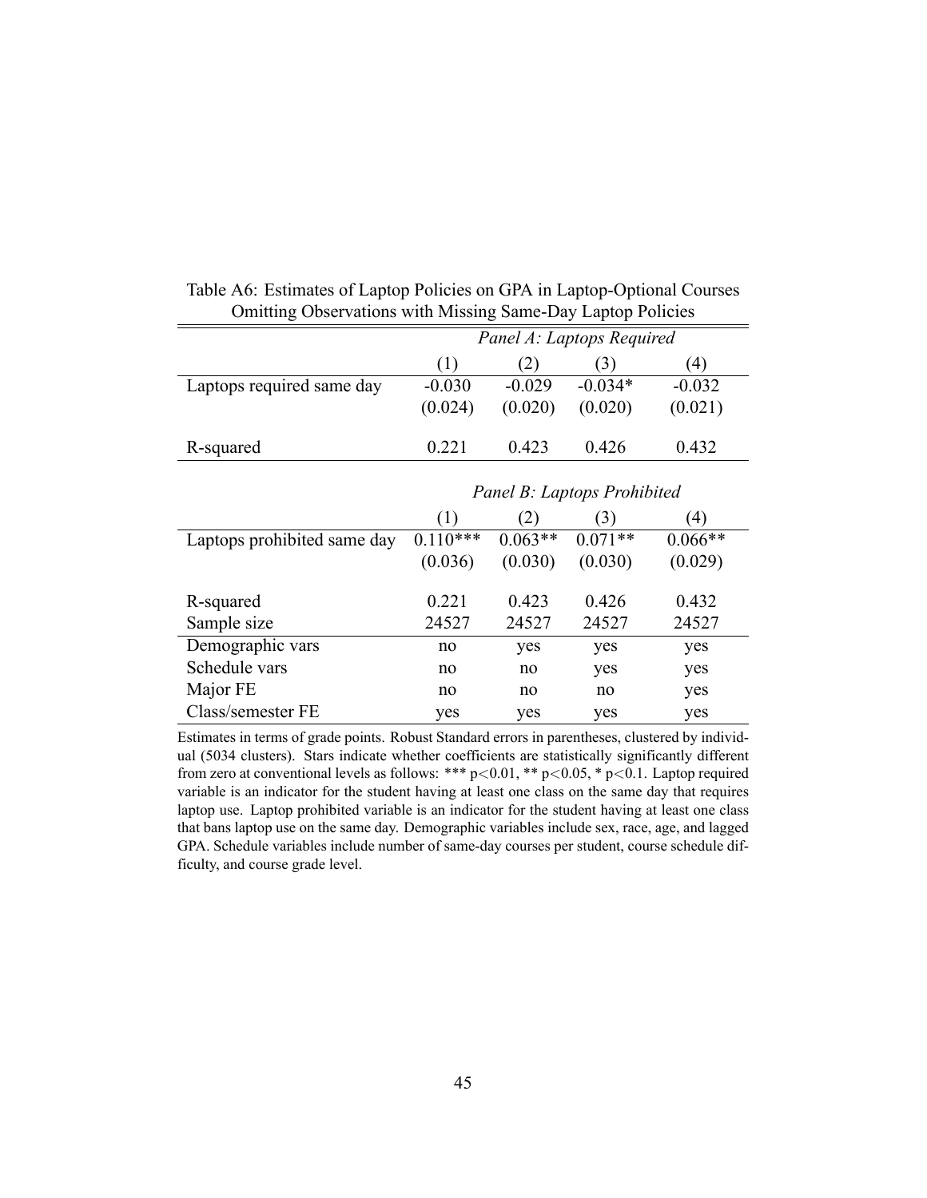Table A6: Estimates of Laptop Policies on GPA in Laptop-Optional Courses Omitting Observations with Missing Same-Day Laptop Policies

| | *Panel A: Laptops Required* | | | |
|---|---|---|---|---|
| | (1) | (2) | (3) | (4) |
| Laptops required same day | -0.030 | -0.029 | -0.034* | -0.032 |
| | (0.024) | (0.020) | (0.020) | (0.021) |
| R-squared | 0.221 | 0.423 | 0.426 | 0.432 |
| | *Panel B: Laptops Prohibited* | | | |
| | (1) | (2) | (3) | (4) |
| Laptops prohibited same day | 0.110*** | 0.063** | 0.071** | 0.066** |
| | (0.036) | (0.030) | (0.030) | (0.029) |
| R-squared | 0.221 | 0.423 | 0.426 | 0.432 |
| Sample size | 24527 | 24527 | 24527 | 24527 |
| Demographic vars | no | yes | yes | yes |
| Schedule vars | no | no | yes | yes |
| Major FE | no | no | no | yes |
| Class/semester FE | yes | yes | yes | yes |

Estimates in terms of grade points. Robust Standard errors in parentheses, clustered by individual (5034 clusters). Stars indicate whether coefficients are statistically significantly different from zero at conventional levels as follows: *** $p<0.01$, ** $p<0.05$, * $p<0.1$. Laptop required variable is an indicator for the student having at least one class on the same day that requires laptop use. Laptop prohibited variable is an indicator for the student having at least one class that bans laptop use on the same day. Demographic variables include sex, race, age, and lagged GPA. Schedule variables include number of same-day courses per student, course schedule difficulty, and course grade level.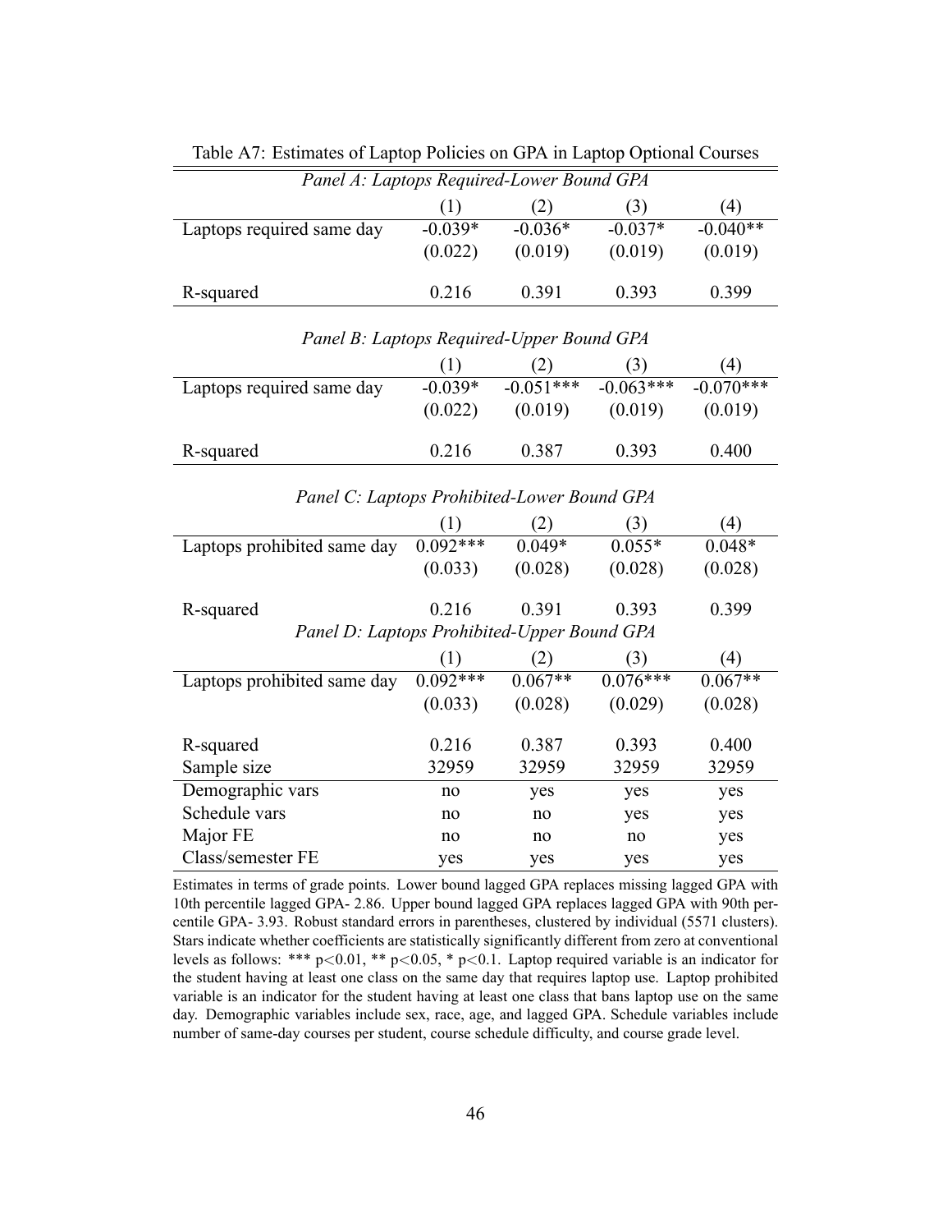Table A7: Estimates of Laptop Policies on GPA in Laptop Optional Courses

| | (1) | (2) | (3) | (4) |
|---|---|---|---|---|
| *Panel A: Laptops Required-Lower Bound GPA* | | | | |
| Laptops required same day | -0.039* | -0.036* | -0.037* | -0.040** |
| | (0.022) | (0.019) | (0.019) | (0.019) |
| R-squared | 0.216 | 0.391 | 0.393 | 0.399 |
| *Panel B: Laptops Required-Upper Bound GPA* | | | | |
| Laptops required same day | -0.039* | -0.051*** | -0.063*** | -0.070*** |
| | (0.022) | (0.019) | (0.019) | (0.019) |
| R-squared | 0.216 | 0.387 | 0.393 | 0.400 |
| *Panel C: Laptops Prohibited-Lower Bound GPA* | | | | |
| Laptops prohibited same day | 0.092*** | 0.049* | 0.055* | 0.048* |
| | (0.033) | (0.028) | (0.028) | (0.028) |
| R-squared | 0.216 | 0.391 | 0.393 | 0.399 |
| *Panel D: Laptops Prohibited-Upper Bound GPA* | | | | |
| Laptops prohibited same day | 0.092*** | 0.067** | 0.076*** | 0.067** |
| | (0.033) | (0.028) | (0.029) | (0.028) |
| R-squared | 0.216 | 0.387 | 0.393 | 0.400 |
| Sample size | 32959 | 32959 | 32959 | 32959 |
| Demographic vars | no | yes | yes | yes |
| Schedule vars | no | no | yes | yes |
| Major FE | no | no | no | yes |
| Class/semester FE | yes | yes | yes | yes |

Estimates in terms of grade points. Lower bound lagged GPA replaces missing lagged GPA with 10th percentile lagged GPA- 2.86. Upper bound lagged GPA replaces lagged GPA with 90th percentile GPA- 3.93. Robust standard errors in parentheses, clustered by individual (5571 clusters). Stars indicate whether coefficients are statistically significantly different from zero at conventional levels as follows: *** $p<0.01$, ** $p<0.05$, * $p<0.1$. Laptop required variable is an indicator for the student having at least one class on the same day that requires laptop use. Laptop prohibited variable is an indicator for the student having at least one class that bans laptop use on the same day. Demographic variables include sex, race, age, and lagged GPA. Schedule variables include number of same-day courses per student, course schedule difficulty, and course grade level.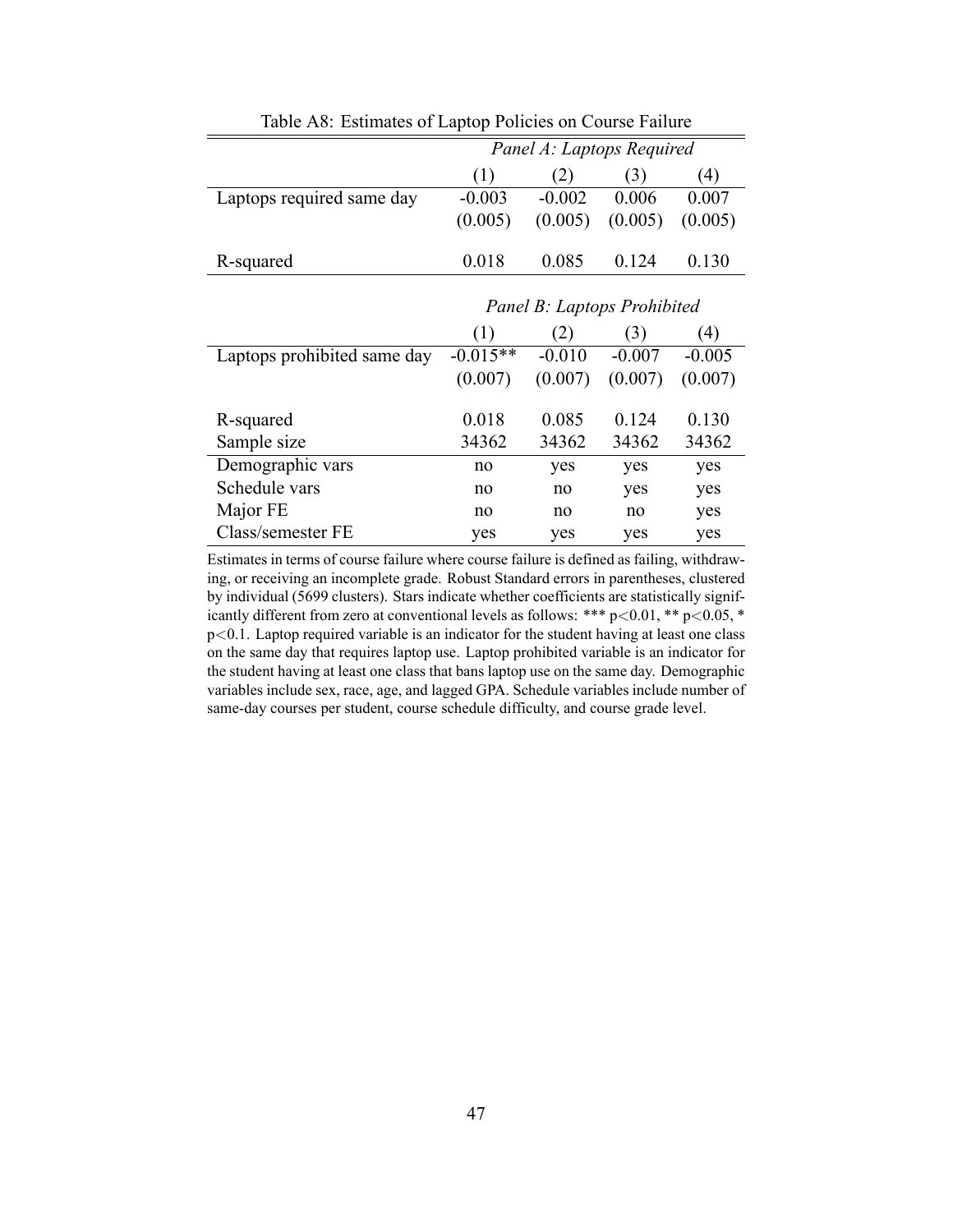Table A8: Estimates of Laptop Policies on Course Failure

| | *Panel A: Laptops Required* | | | |
|---|---|---|---|---|
| | (1) | (2) | (3) | (4) |
| Laptops required same day | -0.003 | -0.002 | 0.006 | 0.007 |
| | (0.005) | (0.005) | (0.005) | (0.005) |
| R-squared | 0.018 | 0.085 | 0.124 | 0.130 |
| | *Panel B: Laptops Prohibited* | | | |
| | (1) | (2) | (3) | (4) |
| Laptops prohibited same day | -0.015** | -0.010 | -0.007 | -0.005 |
| | (0.007) | (0.007) | (0.007) | (0.007) |
| R-squared | 0.018 | 0.085 | 0.124 | 0.130 |
| Sample size | 34362 | 34362 | 34362 | 34362 |
| Demographic vars | no | yes | yes | yes |
| Schedule vars | no | no | yes | yes |
| Major FE | no | no | no | yes |
| Class/semester FE | yes | yes | yes | yes |

Estimates in terms of course failure where course failure is defined as failing, withdrawing, or receiving an incomplete grade. Robust Standard errors in parentheses, clustered by individual (5699 clusters). Stars indicate whether coefficients are statistically significantly different from zero at conventional levels as follows: *** $p<0.01$, ** $p<0.05$, * $p<0.1$. Laptop required variable is an indicator for the student having at least one class on the same day that requires laptop use. Laptop prohibited variable is an indicator for the student having at least one class that bans laptop use on the same day. Demographic variables include sex, race, age, and lagged GPA. Schedule variables include number of same-day courses per student, course schedule difficulty, and course grade level.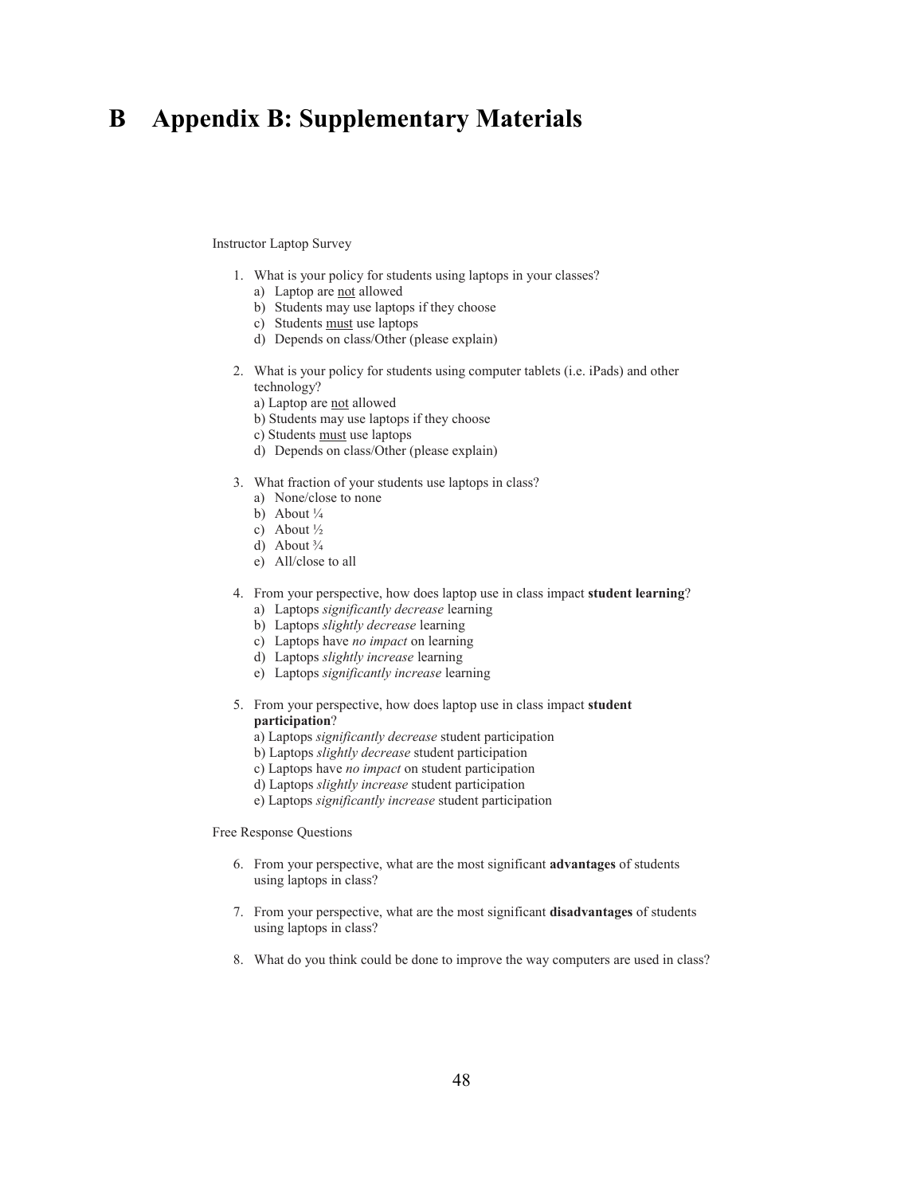# B Appendix B: Supplementary Materials

Instructor Laptop Survey

1. What is your policy for students using laptops in your classes?
   a) Laptop are <u>not</u> allowed
   b) Students may use laptops if they choose
   c) Students <u>must</u> use laptops
   d) Depends on class/Other (please explain)

2. What is your policy for students using computer tablets (i.e. iPads) and other technology?
   a) Laptop are <u>not</u> allowed
   b) Students may use laptops if they choose
   c) Students <u>must</u> use laptops
   d) Depends on class/Other (please explain)

3. What fraction of your students use laptops in class?
   a) None/close to none
   b) About ¼
   c) About ½
   d) About ¾
   e) All/close to all

4. From your perspective, how does laptop use in class impact **student learning**?
   a) Laptops *significantly decrease* learning
   b) Laptops *slightly decrease* learning
   c) Laptops have *no impact* on learning
   d) Laptops *slightly increase* learning
   e) Laptops *significantly increase* learning

5. From your perspective, how does laptop use in class impact **student participation**?
   a) Laptops *significantly decrease* student participation
   b) Laptops *slightly decrease* student participation
   c) Laptops have *no impact* on student participation
   d) Laptops *slightly increase* student participation
   e) Laptops *significantly increase* student participation

Free Response Questions

6. From your perspective, what are the most significant **advantages** of students using laptops in class?

7. From your perspective, what are the most significant **disadvantages** of students using laptops in class?

8. What do you think could be done to improve the way computers are used in class?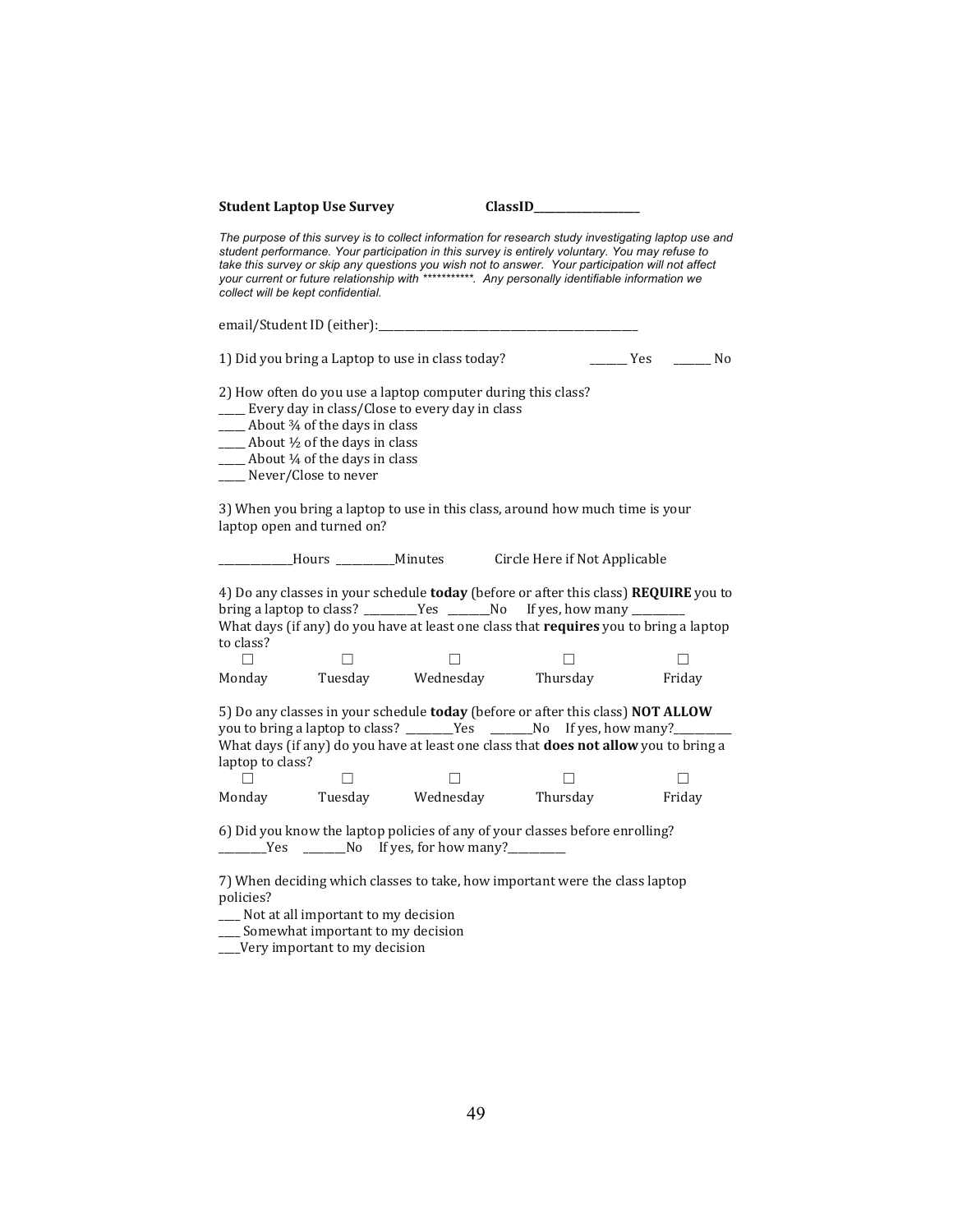**Student Laptop Use Survey** **ClassID____________________**

*The purpose of this survey is to collect information for research study investigating laptop use and student performance. Your participation in this survey is entirely voluntary. You may refuse to take this survey or skip any questions you wish not to answer. Your participation will not affect your current or future relationship with ***********. Any personally identifiable information we collect will be kept confidential.*

email/Student ID (either):_______________________________________________

1) Did you bring a Laptop to use in class today? _______ Yes _______ No

2) How often do you use a laptop computer during this class?

_____ Every day in class/Close to every day in class
_____ About ¾ of the days in class
_____ About ½ of the days in class
_____ About ¼ of the days in class
_____ Never/Close to never

3) When you bring a laptop to use in this class, around how much time is your laptop open and turned on?

_____________Hours __________Minutes Circle Here if Not Applicable

4) Do any classes in your schedule **today** (before or after this class) **REQUIRE** you to bring a laptop to class? __________Yes ________No If yes, how many __________
What days (if any) do you have at least one class that **requires** you to bring a laptop to class?

☐ Monday ☐ Tuesday ☐ Wednesday ☐ Thursday ☐ Friday

5) Do any classes in your schedule **today** (before or after this class) **NOT ALLOW** you to bring a laptop to class? _________Yes ________No If yes, how many?___________
What days (if any) do you have at least one class that **does not allow** you to bring a laptop to class?

☐ Monday ☐ Tuesday ☐ Wednesday ☐ Thursday ☐ Friday

6) Did you know the laptop policies of any of your classes before enrolling?
_________Yes ________No If yes, for how many?___________

7) When deciding which classes to take, how important were the class laptop policies?

____ Not at all important to my decision
____ Somewhat important to my decision
____Very important to my decision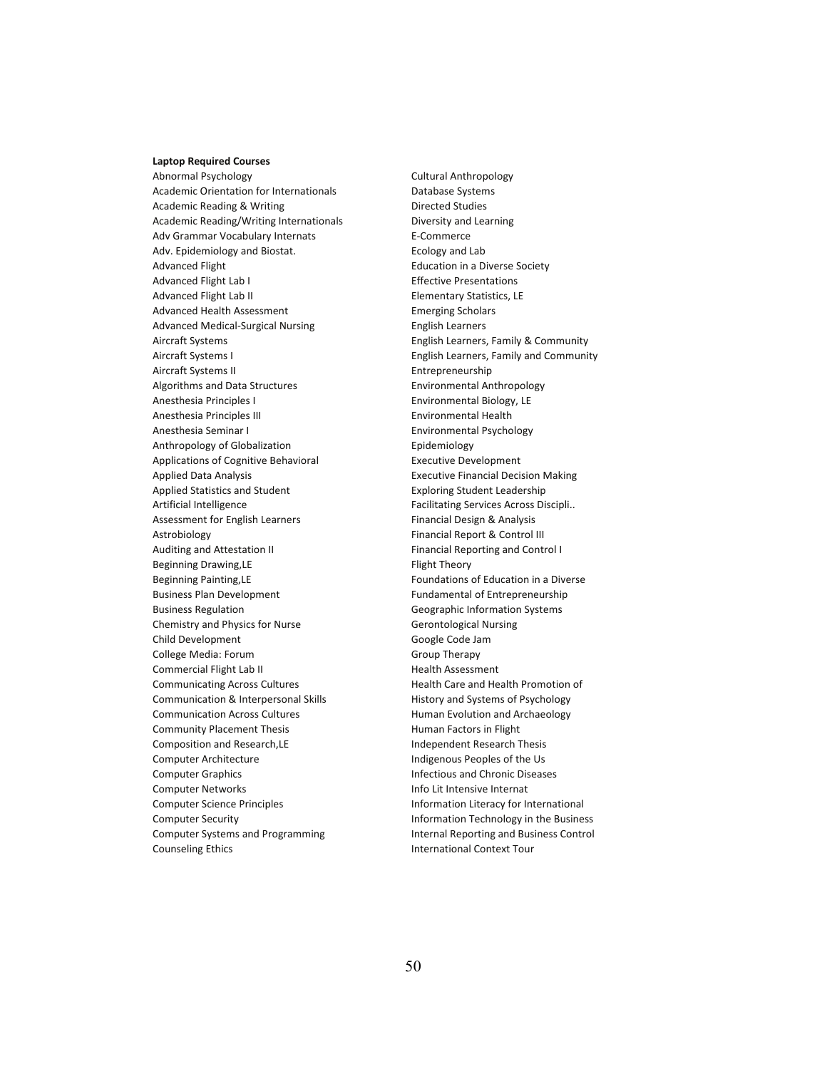**Laptop Required Courses**

Abnormal Psychology
Academic Orientation for Internationals
Academic Reading & Writing
Academic Reading/Writing Internationals
Adv Grammar Vocabulary Internats
Adv. Epidemiology and Biostat.
Advanced Flight
Advanced Flight Lab I
Advanced Flight Lab II
Advanced Health Assessment
Advanced Medical-Surgical Nursing
Aircraft Systems
Aircraft Systems I
Aircraft Systems II
Algorithms and Data Structures
Anesthesia Principles I
Anesthesia Principles III
Anesthesia Seminar I
Anthropology of Globalization
Applications of Cognitive Behavioral
Applied Data Analysis
Applied Statistics and Student
Artificial Intelligence
Assessment for English Learners
Astrobiology
Auditing and Attestation II
Beginning Drawing,LE
Beginning Painting,LE
Business Plan Development
Business Regulation
Chemistry and Physics for Nurse
Child Development
College Media: Forum
Commercial Flight Lab II
Communicating Across Cultures
Communication & Interpersonal Skills
Communication Across Cultures
Community Placement Thesis
Composition and Research,LE
Computer Architecture
Computer Graphics
Computer Networks
Computer Science Principles
Computer Security
Computer Systems and Programming
Counseling Ethics
Cultural Anthropology
Database Systems
Directed Studies
Diversity and Learning
E-Commerce
Ecology and Lab
Education in a Diverse Society
Effective Presentations
Elementary Statistics, LE
Emerging Scholars
English Learners
English Learners, Family & Community
English Learners, Family and Community
Entrepreneurship
Environmental Anthropology
Environmental Biology, LE
Environmental Health
Environmental Psychology
Epidemiology
Executive Development
Executive Financial Decision Making
Exploring Student Leadership
Facilitating Services Across Discipli..
Financial Design & Analysis
Financial Report & Control III
Financial Reporting and Control I
Flight Theory
Foundations of Education in a Diverse
Fundamental of Entrepreneurship
Geographic Information Systems
Gerontological Nursing
Google Code Jam
Group Therapy
Health Assessment
Health Care and Health Promotion of
History and Systems of Psychology
Human Evolution and Archaeology
Human Factors in Flight
Independent Research Thesis
Indigenous Peoples of the Us
Infectious and Chronic Diseases
Info Lit Intensive Internat
Information Literacy for International
Information Technology in the Business
Internal Reporting and Business Control
International Context Tour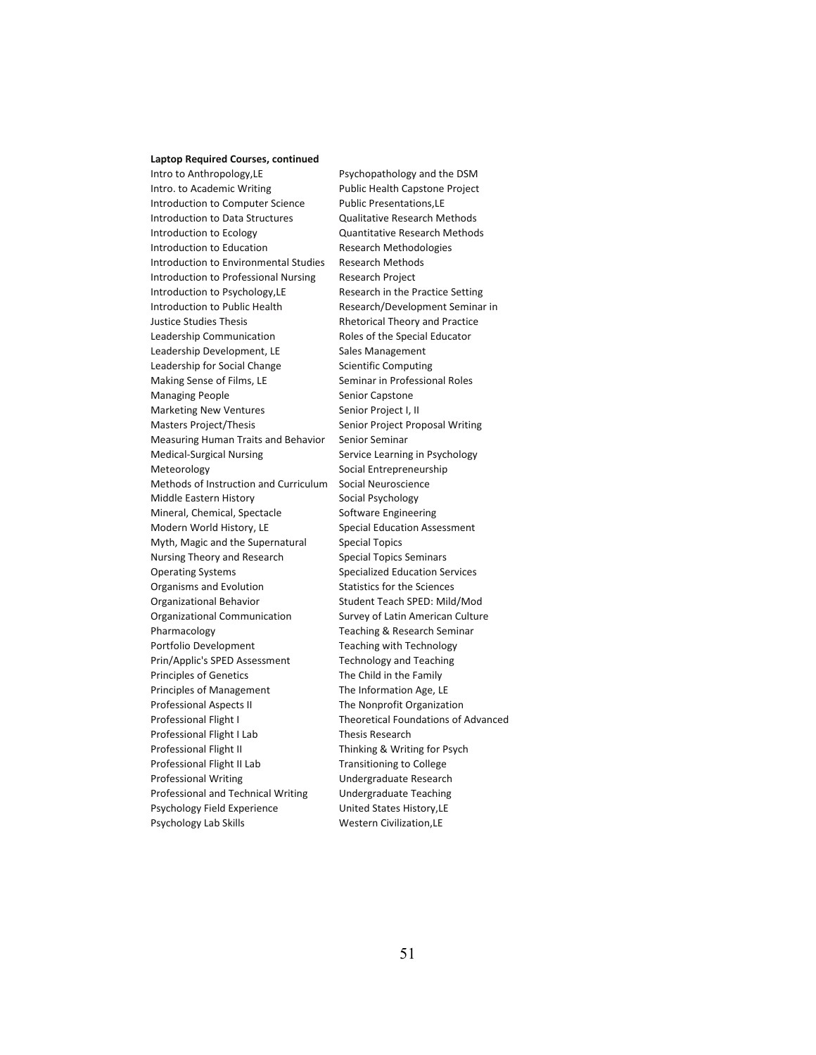**Laptop Required Courses, continued**

Intro to Anthropology,LE
Intro. to Academic Writing
Introduction to Computer Science
Introduction to Data Structures
Introduction to Ecology
Introduction to Education
Introduction to Environmental Studies
Introduction to Professional Nursing
Introduction to Psychology,LE
Introduction to Public Health
Justice Studies Thesis
Leadership Communication
Leadership Development, LE
Leadership for Social Change
Making Sense of Films, LE
Managing People
Marketing New Ventures
Masters Project/Thesis
Measuring Human Traits and Behavior
Medical-Surgical Nursing
Meteorology
Methods of Instruction and Curriculum
Middle Eastern History
Mineral, Chemical, Spectacle
Modern World History, LE
Myth, Magic and the Supernatural
Nursing Theory and Research
Operating Systems
Organisms and Evolution
Organizational Behavior
Organizational Communication
Pharmacology
Portfolio Development
Prin/Applic's SPED Assessment
Principles of Genetics
Principles of Management
Professional Aspects II
Professional Flight I
Professional Flight I Lab
Professional Flight II
Professional Flight II Lab
Professional Writing
Professional and Technical Writing
Psychology Field Experience
Psychology Lab Skills
Psychopathology and the DSM
Public Health Capstone Project
Public Presentations,LE
Qualitative Research Methods
Quantitative Research Methods
Research Methodologies
Research Methods
Research Project
Research in the Practice Setting
Research/Development Seminar in
Rhetorical Theory and Practice
Roles of the Special Educator
Sales Management
Scientific Computing
Seminar in Professional Roles
Senior Capstone
Senior Project I, II
Senior Project Proposal Writing
Senior Seminar
Service Learning in Psychology
Social Entrepreneurship
Social Neuroscience
Social Psychology
Software Engineering
Special Education Assessment
Special Topics
Special Topics Seminars
Specialized Education Services
Statistics for the Sciences
Student Teach SPED: Mild/Mod
Survey of Latin American Culture
Teaching & Research Seminar
Teaching with Technology
Technology and Teaching
The Child in the Family
The Information Age, LE
The Nonprofit Organization
Theoretical Foundations of Advanced
Thesis Research
Thinking & Writing for Psych
Transitioning to College
Undergraduate Research
Undergraduate Teaching
United States History,LE
Western Civilization,LE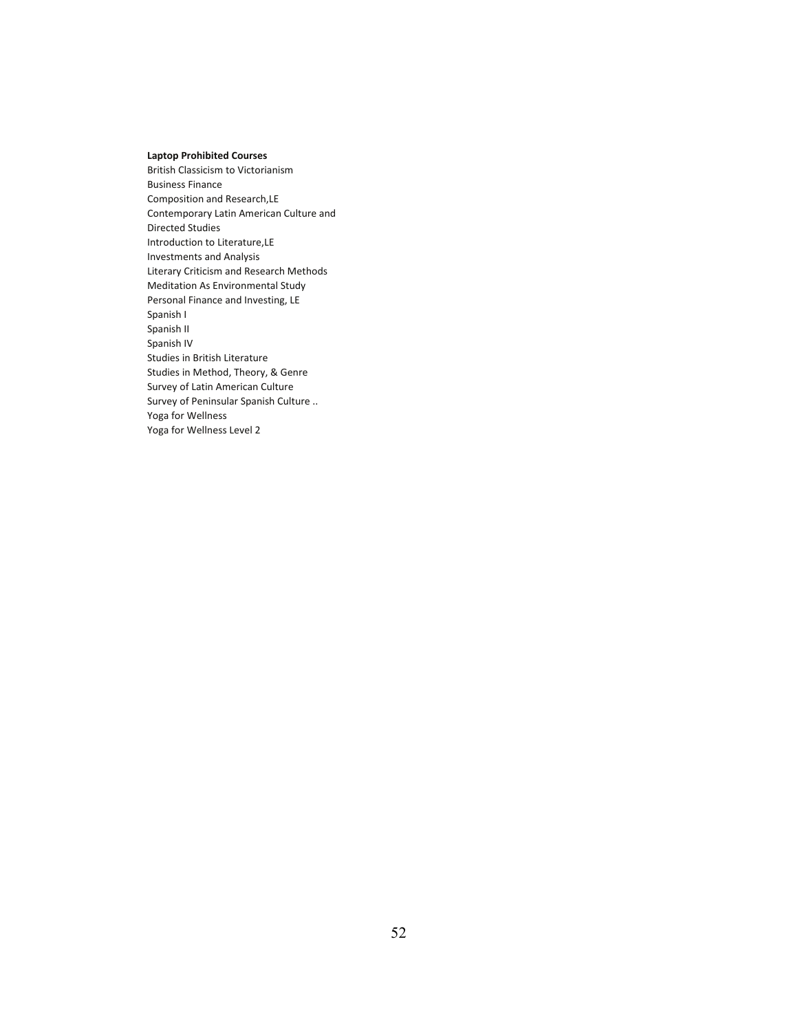**Laptop Prohibited Courses**

British Classicism to Victorianism
Business Finance
Composition and Research,LE
Contemporary Latin American Culture and
Directed Studies
Introduction to Literature,LE
Investments and Analysis
Literary Criticism and Research Methods
Meditation As Environmental Study
Personal Finance and Investing, LE
Spanish I
Spanish II
Spanish IV
Studies in British Literature
Studies in Method, Theory, & Genre
Survey of Latin American Culture
Survey of Peninsular Spanish Culture ..
Yoga for Wellness
Yoga for Wellness Level 2